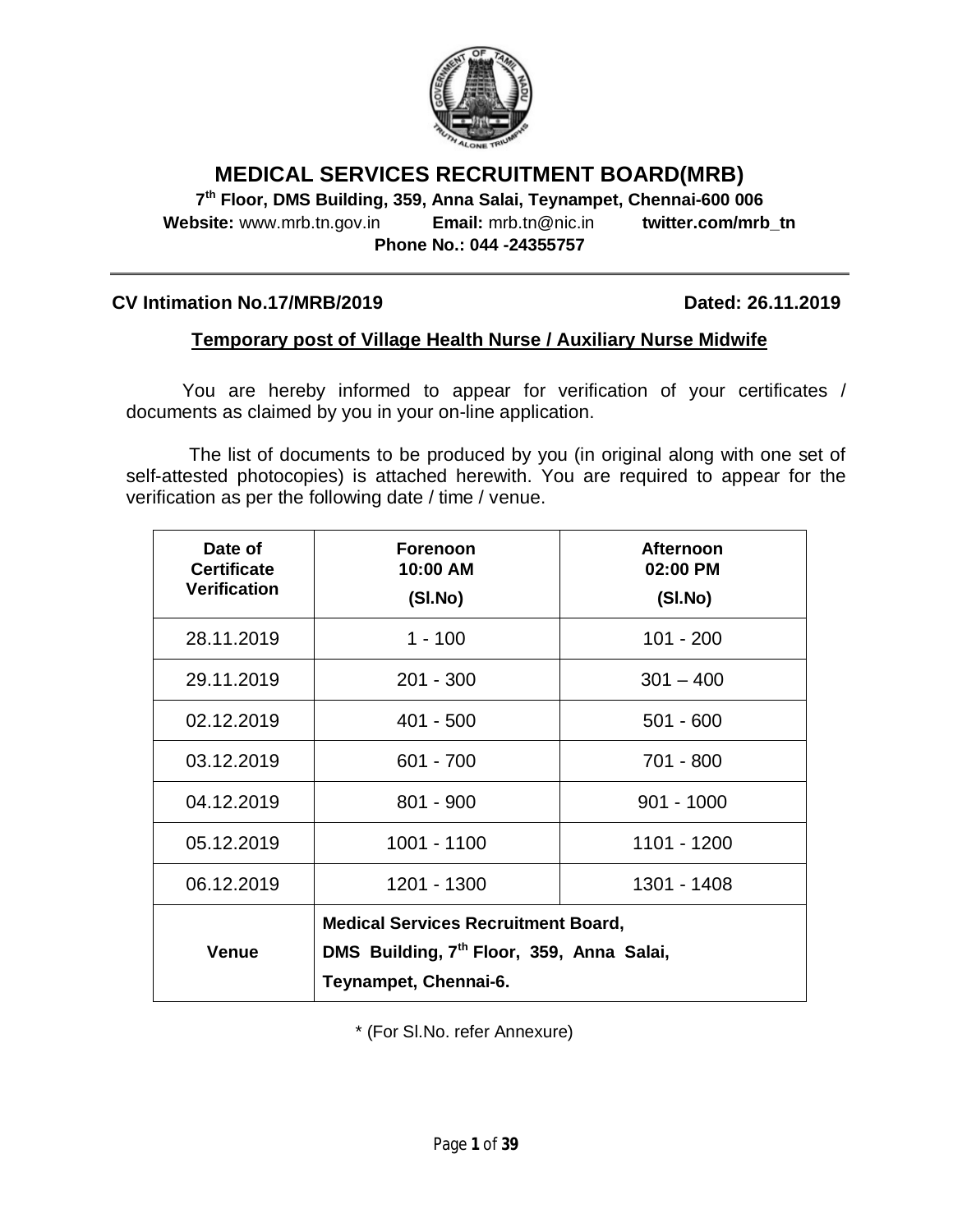# MEDICAL SERVICES RECRUITMENT BOARD(MRB)

**7th Floor, DMS Building, 359, Anna Salai, Teynampet, Chennai-600 006**

**Website:** www.mrb.tn.gov.in **Email:** mrb.tn@nic.in **twitter.com/mrb_tn**

**Phone No.: 044 -24355757**

---

**CV Intimation No.17/MRB/2019** **Dated: 26.11.2019**

**Temporary post of Village Health Nurse / Auxiliary Nurse Midwife**

You are hereby informed to appear for verification of your certificates / documents as claimed by you in your on-line application.

The list of documents to be produced by you (in original along with one set of self-attested photocopies) is attached herewith. You are required to appear for the verification as per the following date / time / venue.

| Date of Certificate Verification | Forenoon 10:00 AM (Sl.No) | Afternoon 02:00 PM (Sl.No) |
|---|---|---|
| 28.11.2019 | 1 - 100 | 101 - 200 |
| 29.11.2019 | 201 - 300 | 301 – 400 |
| 02.12.2019 | 401 - 500 | 501 - 600 |
| 03.12.2019 | 601 - 700 | 701 - 800 |
| 04.12.2019 | 801 - 900 | 901 - 1000 |
| 05.12.2019 | 1001 - 1100 | 1101 - 1200 |
| 06.12.2019 | 1201 - 1300 | 1301 - 1408 |
| **Venue** | **Medical Services Recruitment Board, DMS Building, 7th Floor, 359, Anna Salai, Teynampet, Chennai-6.** | |

* (For Sl.No. refer Annexure)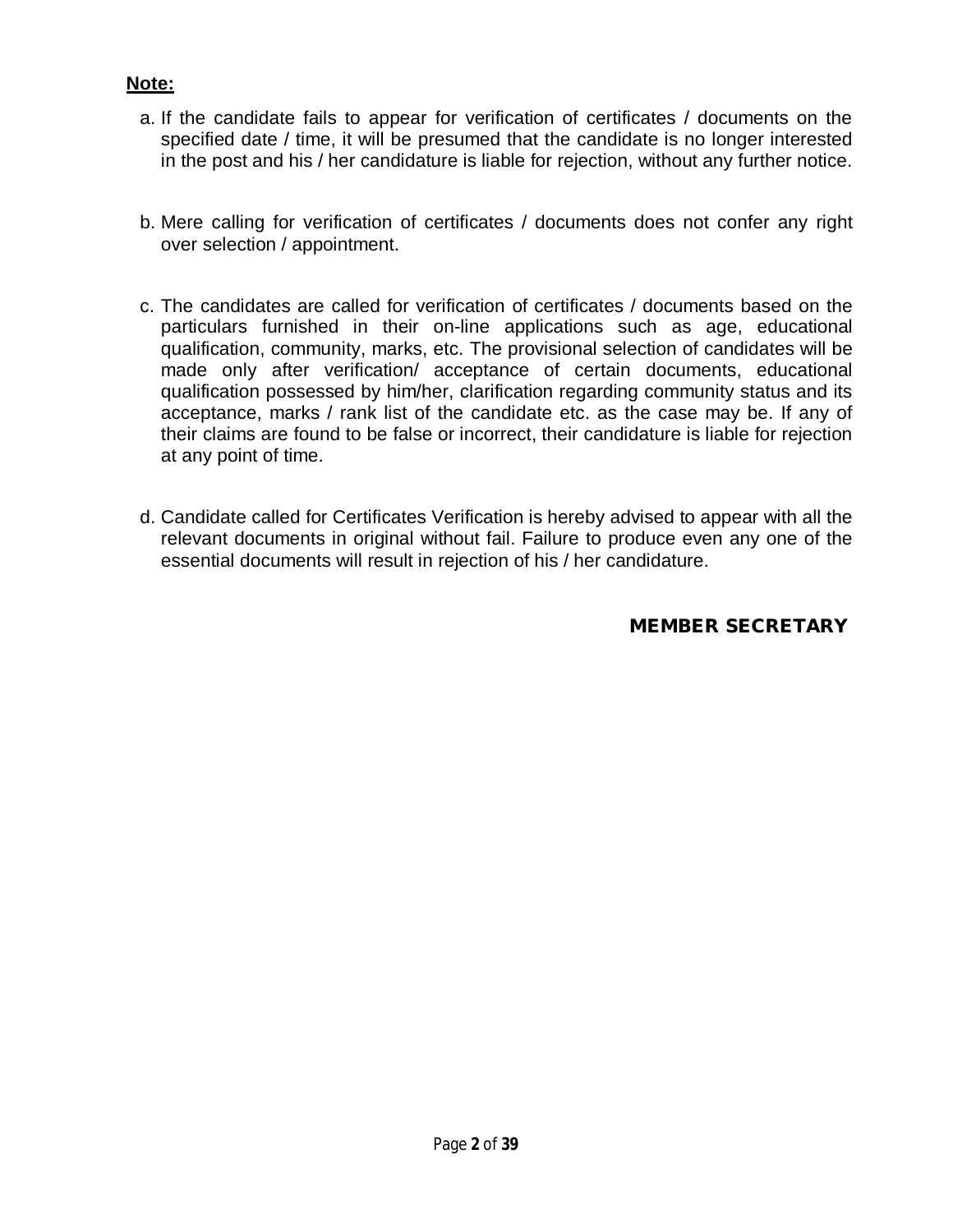**Note:**

a. If the candidate fails to appear for verification of certificates / documents on the specified date / time, it will be presumed that the candidate is no longer interested in the post and his / her candidature is liable for rejection, without any further notice.

b. Mere calling for verification of certificates / documents does not confer any right over selection / appointment.

c. The candidates are called for verification of certificates / documents based on the particulars furnished in their on-line applications such as age, educational qualification, community, marks, etc. The provisional selection of candidates will be made only after verification/ acceptance of certain documents, educational qualification possessed by him/her, clarification regarding community status and its acceptance, marks / rank list of the candidate etc. as the case may be. If any of their claims are found to be false or incorrect, their candidature is liable for rejection at any point of time.

d. Candidate called for Certificates Verification is hereby advised to appear with all the relevant documents in original without fail. Failure to produce even any one of the essential documents will result in rejection of his / her candidature.

**MEMBER SECRETARY**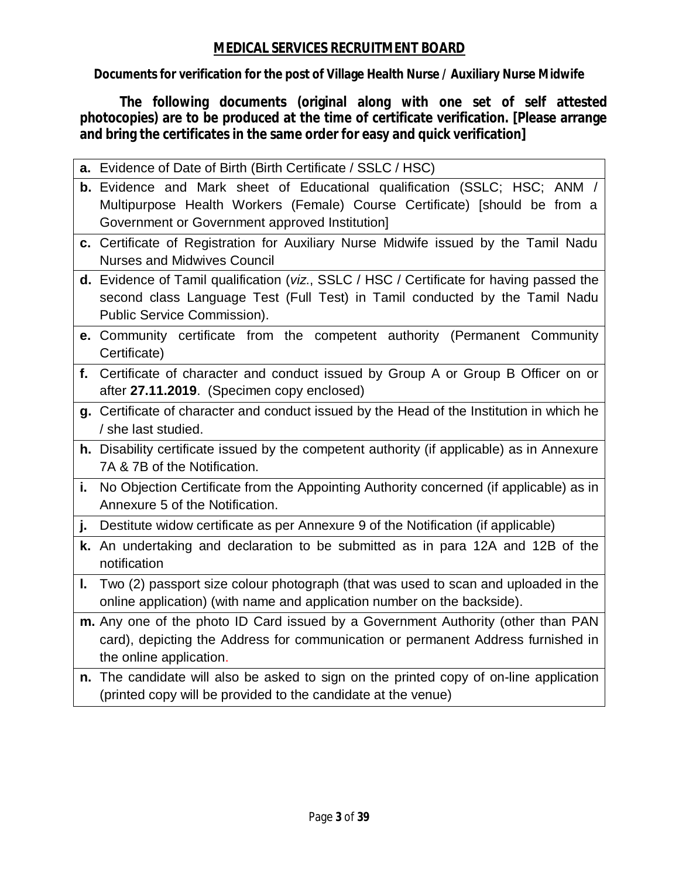# MEDICAL SERVICES RECRUITMENT BOARD

**Documents for verification for the post of Village Health Nurse / Auxiliary Nurse Midwife**

**The following documents (original along with one set of self attested photocopies) are to be produced at the time of certificate verification. [Please arrange and bring the certificates in the same order for easy and quick verification]**

| | |
|---|---|
| **a.** | Evidence of Date of Birth (Birth Certificate / SSLC / HSC) |
| **b.** | Evidence and Mark sheet of Educational qualification (SSLC; HSC; ANM / Multipurpose Health Workers (Female) Course Certificate) [should be from a Government or Government approved Institution] |
| **c.** | Certificate of Registration for Auxiliary Nurse Midwife issued by the Tamil Nadu Nurses and Midwives Council |
| **d.** | Evidence of Tamil qualification (*viz.*, SSLC / HSC / Certificate for having passed the second class Language Test (Full Test) in Tamil conducted by the Tamil Nadu Public Service Commission). |
| **e.** | Community certificate from the competent authority (Permanent Community Certificate) |
| **f.** | Certificate of character and conduct issued by Group A or Group B Officer on or after **27.11.2019**. (Specimen copy enclosed) |
| **g.** | Certificate of character and conduct issued by the Head of the Institution in which he / she last studied. |
| **h.** | Disability certificate issued by the competent authority (if applicable) as in Annexure 7A & 7B of the Notification. |
| **i.** | No Objection Certificate from the Appointing Authority concerned (if applicable) as in Annexure 5 of the Notification. |
| **j.** | Destitute widow certificate as per Annexure 9 of the Notification (if applicable) |
| **k.** | An undertaking and declaration to be submitted as in para 12A and 12B of the notification |
| **l.** | Two (2) passport size colour photograph (that was used to scan and uploaded in the online application) (with name and application number on the backside). |
| **m.** | Any one of the photo ID Card issued by a Government Authority (other than PAN card), depicting the Address for communication or permanent Address furnished in the online application. |
| **n.** | The candidate will also be asked to sign on the printed copy of on-line application (printed copy will be provided to the candidate at the venue) |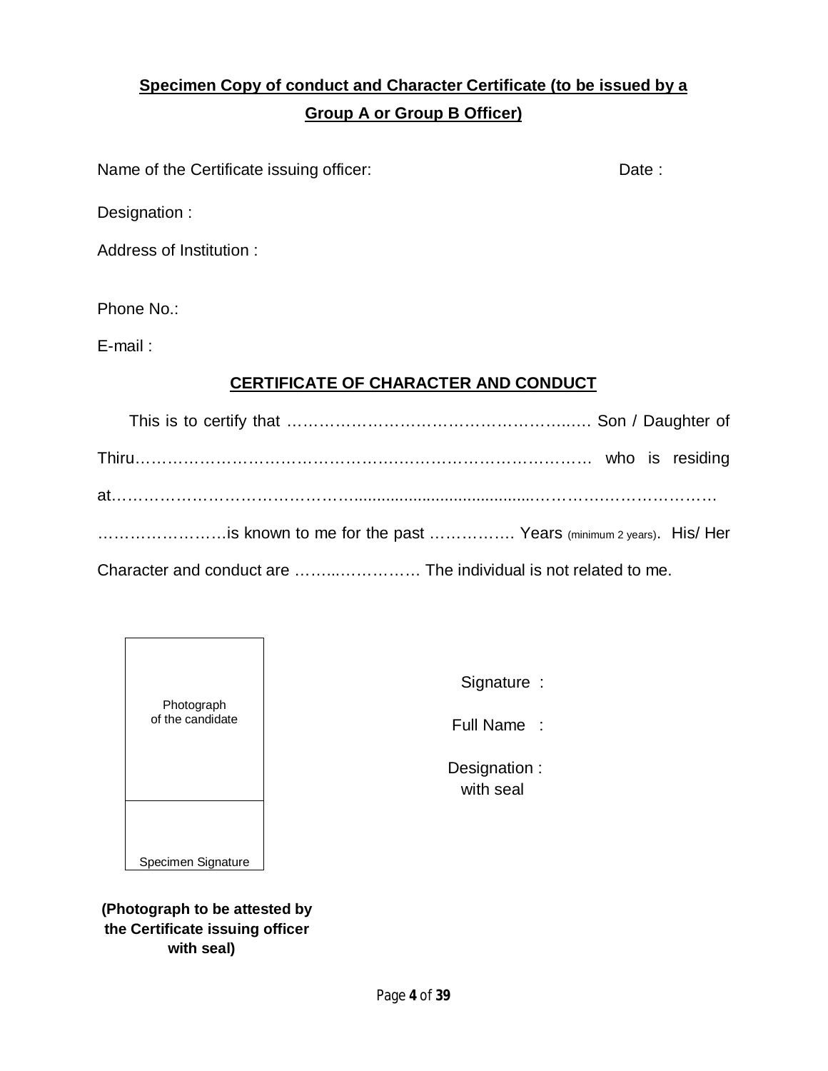**Specimen Copy of conduct and Character Certificate (to be issued by a Group A or Group B Officer)**

Name of the Certificate issuing officer: Date :

Designation :

Address of Institution :

Phone No.:

E-mail :

**CERTIFICATE OF CHARACTER AND CONDUCT**

This is to certify that …………………………………………………… Son / Daughter of Thiru…………………………………………………………………………… who is residing at……………………………………………………………………………………………… ……………………is known to me for the past ……………. Years (minimum 2 years). His/ Her Character and conduct are ……..…………… The individual is not related to me.

| Photograph of the candidate |
|---|
| Specimen Signature |

**(Photograph to be attested by the Certificate issuing officer with seal)**

Signature :

Full Name :

Designation : with seal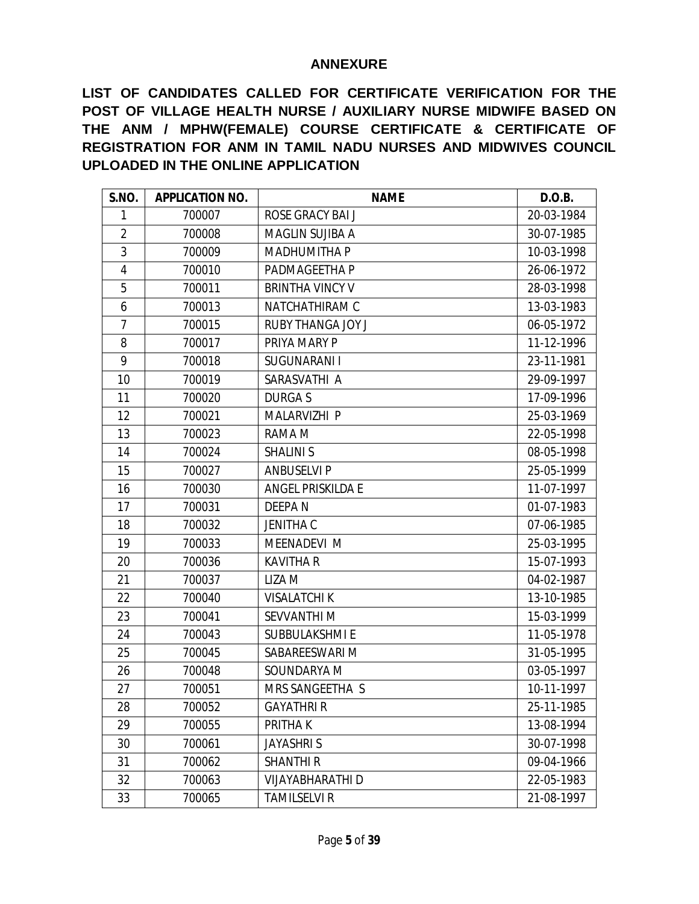## ANNEXURE

**LIST OF CANDIDATES CALLED FOR CERTIFICATE VERIFICATION FOR THE POST OF VILLAGE HEALTH NURSE / AUXILIARY NURSE MIDWIFE BASED ON THE ANM / MPHW(FEMALE) COURSE CERTIFICATE & CERTIFICATE OF REGISTRATION FOR ANM IN TAMIL NADU NURSES AND MIDWIVES COUNCIL UPLOADED IN THE ONLINE APPLICATION**

| S.NO. | APPLICATION NO. | NAME | D.O.B. |
|---|---|---|---|
| 1 | 700007 | ROSE GRACY BAI J | 20-03-1984 |
| 2 | 700008 | MAGLIN SUJIBA A | 30-07-1985 |
| 3 | 700009 | MADHUMITHA P | 10-03-1998 |
| 4 | 700010 | PADMAGEETHA P | 26-06-1972 |
| 5 | 700011 | BRINTHA VINCY V | 28-03-1998 |
| 6 | 700013 | NATCHATHIRAM C | 13-03-1983 |
| 7 | 700015 | RUBY THANGA JOY J | 06-05-1972 |
| 8 | 700017 | PRIYA MARY P | 11-12-1996 |
| 9 | 700018 | SUGUNARANI I | 23-11-1981 |
| 10 | 700019 | SARASVATHI A | 29-09-1997 |
| 11 | 700020 | DURGA S | 17-09-1996 |
| 12 | 700021 | MALARVIZHI P | 25-03-1969 |
| 13 | 700023 | RAMA M | 22-05-1998 |
| 14 | 700024 | SHALINI S | 08-05-1998 |
| 15 | 700027 | ANBUSELVI P | 25-05-1999 |
| 16 | 700030 | ANGEL PRISKILDA E | 11-07-1997 |
| 17 | 700031 | DEEPA N | 01-07-1983 |
| 18 | 700032 | JENITHA C | 07-06-1985 |
| 19 | 700033 | MEENADEVI M | 25-03-1995 |
| 20 | 700036 | KAVITHA R | 15-07-1993 |
| 21 | 700037 | LIZA M | 04-02-1987 |
| 22 | 700040 | VISALATCHI K | 13-10-1985 |
| 23 | 700041 | SEVVANTHI M | 15-03-1999 |
| 24 | 700043 | SUBBULAKSHMI E | 11-05-1978 |
| 25 | 700045 | SABAREESWARI M | 31-05-1995 |
| 26 | 700048 | SOUNDARYA M | 03-05-1997 |
| 27 | 700051 | MRS SANGEETHA S | 10-11-1997 |
| 28 | 700052 | GAYATHRI R | 25-11-1985 |
| 29 | 700055 | PRITHA K | 13-08-1994 |
| 30 | 700061 | JAYASHRI S | 30-07-1998 |
| 31 | 700062 | SHANTHI R | 09-04-1966 |
| 32 | 700063 | VIJAYABHARATHI D | 22-05-1983 |
| 33 | 700065 | TAMILSELVI R | 21-08-1997 |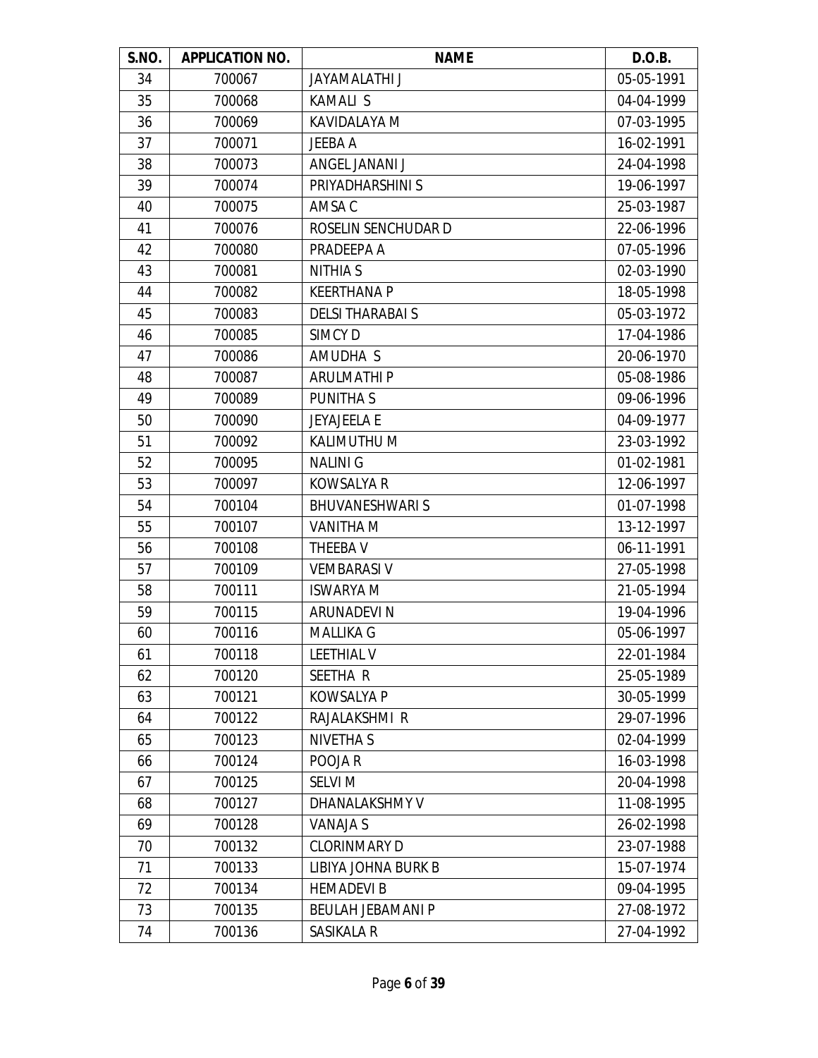| S.NO. | APPLICATION NO. | NAME | D.O.B. |
|---|---|---|---|
| 34 | 700067 | JAYAMALATHI J | 05-05-1991 |
| 35 | 700068 | KAMALI S | 04-04-1999 |
| 36 | 700069 | KAVIDALAYA M | 07-03-1995 |
| 37 | 700071 | JEEBA A | 16-02-1991 |
| 38 | 700073 | ANGEL JANANI J | 24-04-1998 |
| 39 | 700074 | PRIYADHARSHINI S | 19-06-1997 |
| 40 | 700075 | AMSA C | 25-03-1987 |
| 41 | 700076 | ROSELIN SENCHUDAR D | 22-06-1996 |
| 42 | 700080 | PRADEEPA A | 07-05-1996 |
| 43 | 700081 | NITHIA S | 02-03-1990 |
| 44 | 700082 | KEERTHANA P | 18-05-1998 |
| 45 | 700083 | DELSI THARABAI S | 05-03-1972 |
| 46 | 700085 | SIMCY D | 17-04-1986 |
| 47 | 700086 | AMUDHA S | 20-06-1970 |
| 48 | 700087 | ARULMATHI P | 05-08-1986 |
| 49 | 700089 | PUNITHA S | 09-06-1996 |
| 50 | 700090 | JEYAJEELA E | 04-09-1977 |
| 51 | 700092 | KALIMUTHU M | 23-03-1992 |
| 52 | 700095 | NALINI G | 01-02-1981 |
| 53 | 700097 | KOWSALYA R | 12-06-1997 |
| 54 | 700104 | BHUVANESHWARI S | 01-07-1998 |
| 55 | 700107 | VANITHA M | 13-12-1997 |
| 56 | 700108 | THEEBA V | 06-11-1991 |
| 57 | 700109 | VEMBARASI V | 27-05-1998 |
| 58 | 700111 | ISWARYA M | 21-05-1994 |
| 59 | 700115 | ARUNADEVI N | 19-04-1996 |
| 60 | 700116 | MALLIKA G | 05-06-1997 |
| 61 | 700118 | LEETHIAL V | 22-01-1984 |
| 62 | 700120 | SEETHA R | 25-05-1989 |
| 63 | 700121 | KOWSALYA P | 30-05-1999 |
| 64 | 700122 | RAJALAKSHMI R | 29-07-1996 |
| 65 | 700123 | NIVETHA S | 02-04-1999 |
| 66 | 700124 | POOJA R | 16-03-1998 |
| 67 | 700125 | SELVI M | 20-04-1998 |
| 68 | 700127 | DHANALAKSHMY V | 11-08-1995 |
| 69 | 700128 | VANAJA S | 26-02-1998 |
| 70 | 700132 | CLORINMARY D | 23-07-1988 |
| 71 | 700133 | LIBIYA JOHNA BURK B | 15-07-1974 |
| 72 | 700134 | HEMADEVI B | 09-04-1995 |
| 73 | 700135 | BEULAH JEBAMANI P | 27-08-1972 |
| 74 | 700136 | SASIKALA R | 27-04-1992 |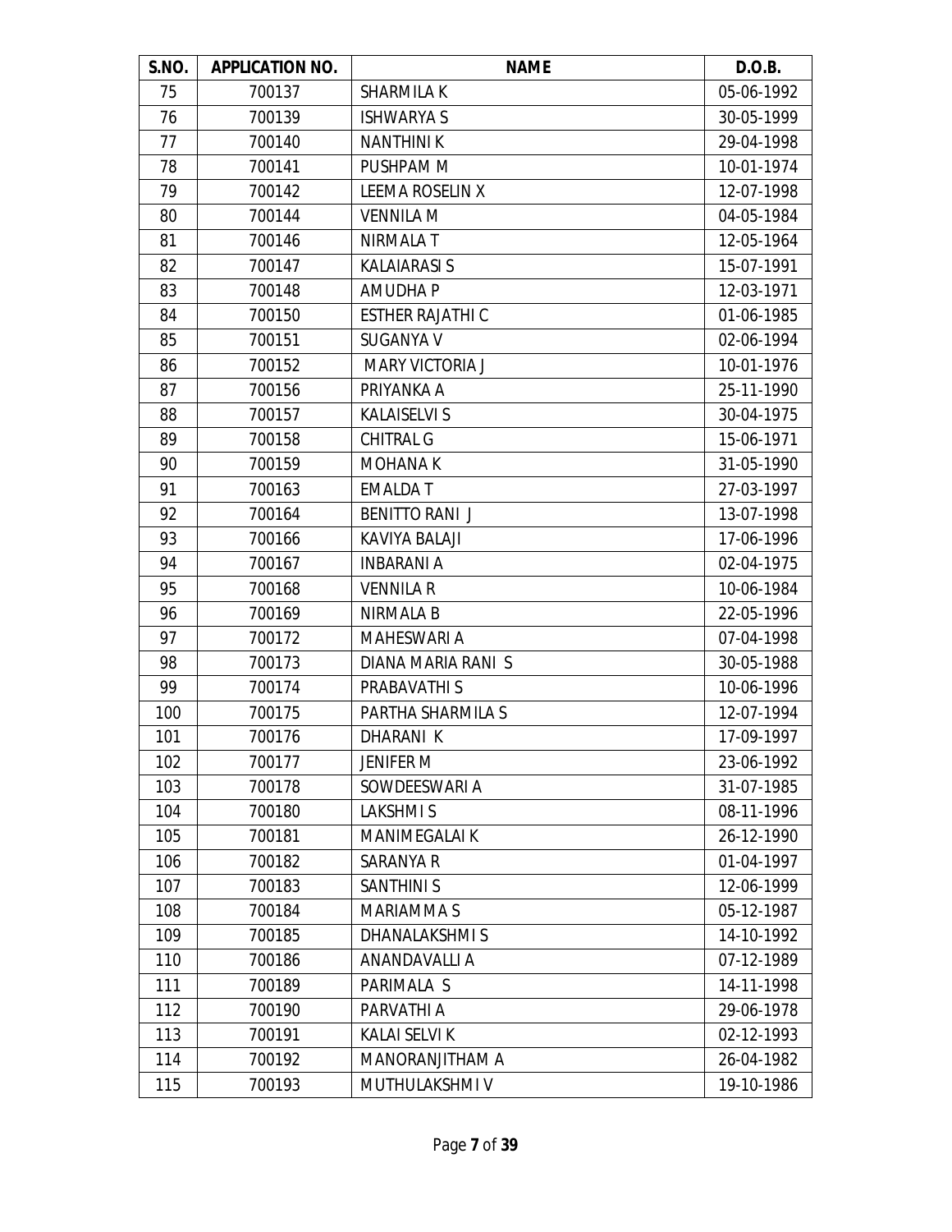| S.NO. | APPLICATION NO. | NAME | D.O.B. |
|---|---|---|---|
| 75 | 700137 | SHARMILA K | 05-06-1992 |
| 76 | 700139 | ISHWARYA S | 30-05-1999 |
| 77 | 700140 | NANTHINI K | 29-04-1998 |
| 78 | 700141 | PUSHPAM M | 10-01-1974 |
| 79 | 700142 | LEEMA ROSELIN X | 12-07-1998 |
| 80 | 700144 | VENNILA M | 04-05-1984 |
| 81 | 700146 | NIRMALA T | 12-05-1964 |
| 82 | 700147 | KALAIARASI S | 15-07-1991 |
| 83 | 700148 | AMUDHA P | 12-03-1971 |
| 84 | 700150 | ESTHER RAJATHI C | 01-06-1985 |
| 85 | 700151 | SUGANYA V | 02-06-1994 |
| 86 | 700152 | MARY VICTORIA J | 10-01-1976 |
| 87 | 700156 | PRIYANKA A | 25-11-1990 |
| 88 | 700157 | KALAISELVI S | 30-04-1975 |
| 89 | 700158 | CHITRAL G | 15-06-1971 |
| 90 | 700159 | MOHANA K | 31-05-1990 |
| 91 | 700163 | EMALDA T | 27-03-1997 |
| 92 | 700164 | BENITTO RANI J | 13-07-1998 |
| 93 | 700166 | KAVIYA BALAJI | 17-06-1996 |
| 94 | 700167 | INBARANI A | 02-04-1975 |
| 95 | 700168 | VENNILA R | 10-06-1984 |
| 96 | 700169 | NIRMALA B | 22-05-1996 |
| 97 | 700172 | MAHESWARI A | 07-04-1998 |
| 98 | 700173 | DIANA MARIA RANI S | 30-05-1988 |
| 99 | 700174 | PRABAVATHI S | 10-06-1996 |
| 100 | 700175 | PARTHA SHARMILA S | 12-07-1994 |
| 101 | 700176 | DHARANI K | 17-09-1997 |
| 102 | 700177 | JENIFER M | 23-06-1992 |
| 103 | 700178 | SOWDEESWARI A | 31-07-1985 |
| 104 | 700180 | LAKSHMI S | 08-11-1996 |
| 105 | 700181 | MANIMEGALAI K | 26-12-1990 |
| 106 | 700182 | SARANYA R | 01-04-1997 |
| 107 | 700183 | SANTHINI S | 12-06-1999 |
| 108 | 700184 | MARIAMMA S | 05-12-1987 |
| 109 | 700185 | DHANALAKSHMI S | 14-10-1992 |
| 110 | 700186 | ANANDAVALLI A | 07-12-1989 |
| 111 | 700189 | PARIMALA S | 14-11-1998 |
| 112 | 700190 | PARVATHI A | 29-06-1978 |
| 113 | 700191 | KALAI SELVI K | 02-12-1993 |
| 114 | 700192 | MANORANJITHAM A | 26-04-1982 |
| 115 | 700193 | MUTHULAKSHMI V | 19-10-1986 |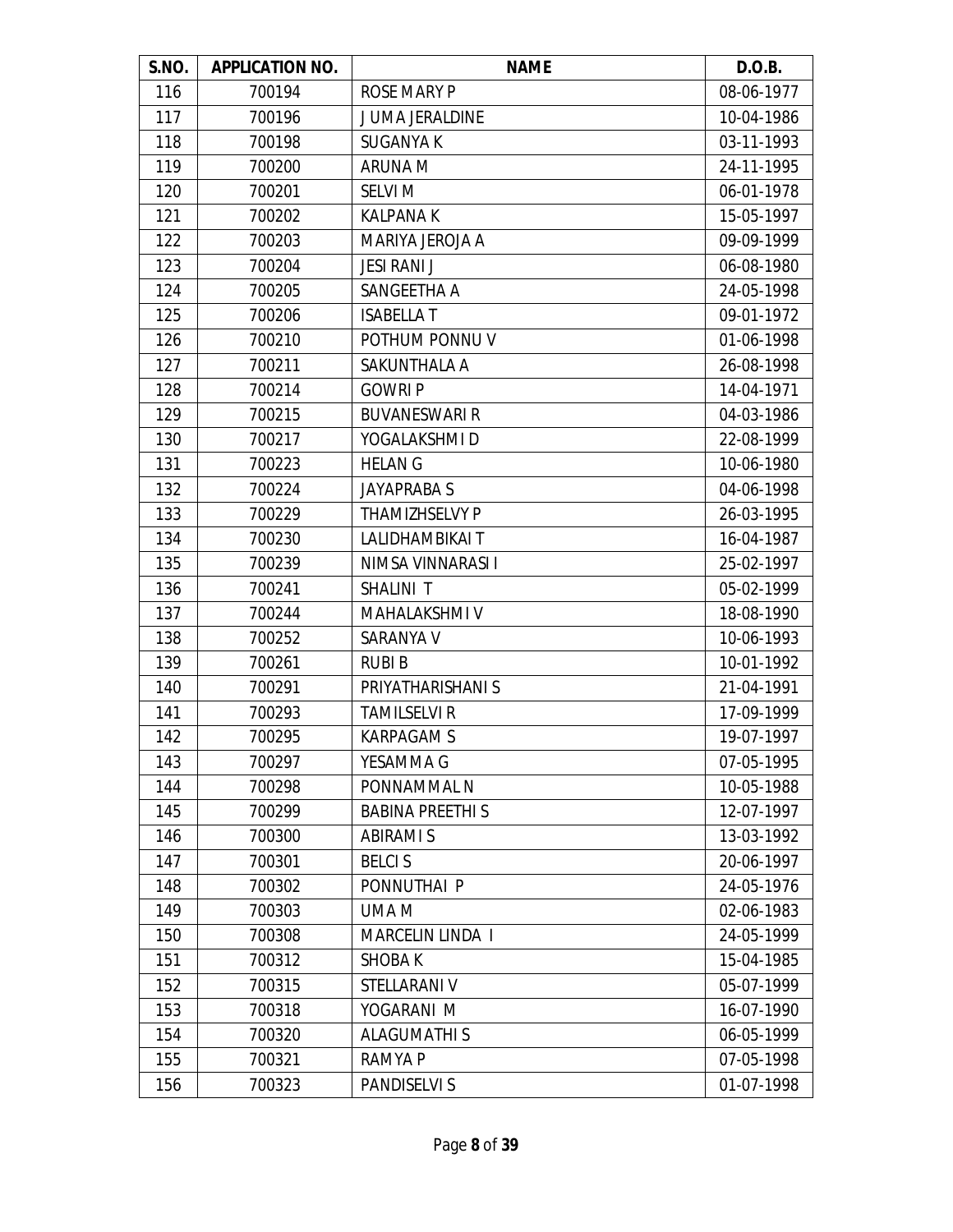| S.NO. | APPLICATION NO. | NAME | D.O.B. |
| --- | --- | --- | --- |
| 116 | 700194 | ROSE MARY P | 08-06-1977 |
| 117 | 700196 | J UMA JERALDINE | 10-04-1986 |
| 118 | 700198 | SUGANYA K | 03-11-1993 |
| 119 | 700200 | ARUNA M | 24-11-1995 |
| 120 | 700201 | SELVI M | 06-01-1978 |
| 121 | 700202 | KALPANA K | 15-05-1997 |
| 122 | 700203 | MARIYA JEROJA A | 09-09-1999 |
| 123 | 700204 | JESI RANI J | 06-08-1980 |
| 124 | 700205 | SANGEETHA A | 24-05-1998 |
| 125 | 700206 | ISABELLA T | 09-01-1972 |
| 126 | 700210 | POTHUM PONNU V | 01-06-1998 |
| 127 | 700211 | SAKUNTHALA A | 26-08-1998 |
| 128 | 700214 | GOWRI P | 14-04-1971 |
| 129 | 700215 | BUVANESWARI R | 04-03-1986 |
| 130 | 700217 | YOGALAKSHMI D | 22-08-1999 |
| 131 | 700223 | HELAN G | 10-06-1980 |
| 132 | 700224 | JAYAPRABA S | 04-06-1998 |
| 133 | 700229 | THAMIZHSELVY P | 26-03-1995 |
| 134 | 700230 | LALIDHAMBIKAI T | 16-04-1987 |
| 135 | 700239 | NIMSA VINNARASI I | 25-02-1997 |
| 136 | 700241 | SHALINI T | 05-02-1999 |
| 137 | 700244 | MAHALAKSHMI V | 18-08-1990 |
| 138 | 700252 | SARANYA V | 10-06-1993 |
| 139 | 700261 | RUBI B | 10-01-1992 |
| 140 | 700291 | PRIYATHARISHANI S | 21-04-1991 |
| 141 | 700293 | TAMILSELVI R | 17-09-1999 |
| 142 | 700295 | KARPAGAM S | 19-07-1997 |
| 143 | 700297 | YESAMMA G | 07-05-1995 |
| 144 | 700298 | PONNAMMAL N | 10-05-1988 |
| 145 | 700299 | BABINA PREETHI S | 12-07-1997 |
| 146 | 700300 | ABIRAMI S | 13-03-1992 |
| 147 | 700301 | BELCI S | 20-06-1997 |
| 148 | 700302 | PONNUTHAI P | 24-05-1976 |
| 149 | 700303 | UMA M | 02-06-1983 |
| 150 | 700308 | MARCELIN LINDA I | 24-05-1999 |
| 151 | 700312 | SHOBA K | 15-04-1985 |
| 152 | 700315 | STELLARANI V | 05-07-1999 |
| 153 | 700318 | YOGARANI M | 16-07-1990 |
| 154 | 700320 | ALAGUMATHI S | 06-05-1999 |
| 155 | 700321 | RAMYA P | 07-05-1998 |
| 156 | 700323 | PANDISELVI S | 01-07-1998 |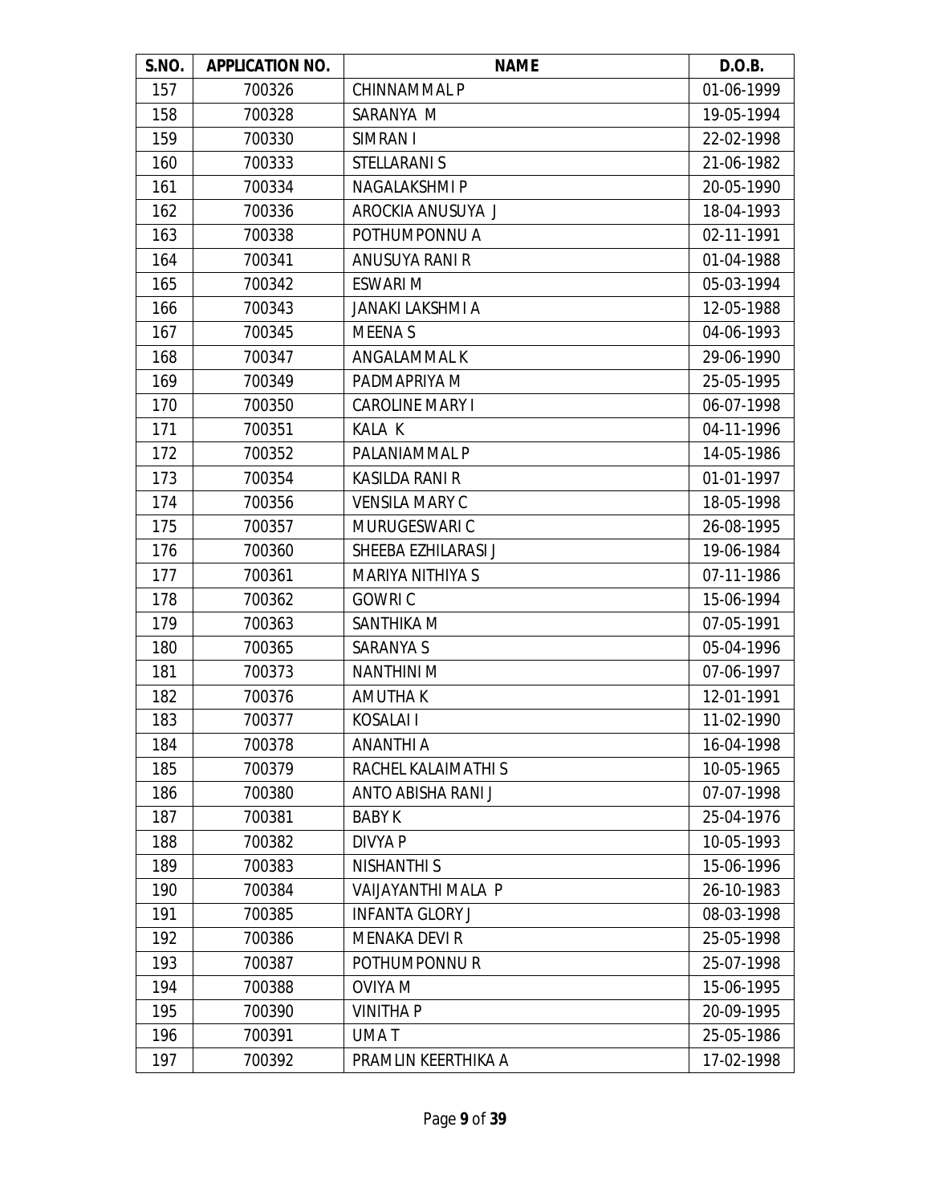| S.NO. | APPLICATION NO. | NAME | D.O.B. |
|---|---|---|---|
| 157 | 700326 | CHINNAMMAL P | 01-06-1999 |
| 158 | 700328 | SARANYA M | 19-05-1994 |
| 159 | 700330 | SIMRAN I | 22-02-1998 |
| 160 | 700333 | STELLARANI S | 21-06-1982 |
| 161 | 700334 | NAGALAKSHMI P | 20-05-1990 |
| 162 | 700336 | AROCKIA ANUSUYA J | 18-04-1993 |
| 163 | 700338 | POTHUMPONNU A | 02-11-1991 |
| 164 | 700341 | ANUSUYA RANI R | 01-04-1988 |
| 165 | 700342 | ESWARI M | 05-03-1994 |
| 166 | 700343 | JANAKI LAKSHMI A | 12-05-1988 |
| 167 | 700345 | MEENA S | 04-06-1993 |
| 168 | 700347 | ANGALAMMAL K | 29-06-1990 |
| 169 | 700349 | PADMAPRIYA M | 25-05-1995 |
| 170 | 700350 | CAROLINE MARY I | 06-07-1998 |
| 171 | 700351 | KALA K | 04-11-1996 |
| 172 | 700352 | PALANIAMMAL P | 14-05-1986 |
| 173 | 700354 | KASILDA RANI R | 01-01-1997 |
| 174 | 700356 | VENSILA MARY C | 18-05-1998 |
| 175 | 700357 | MURUGESWARI C | 26-08-1995 |
| 176 | 700360 | SHEEBA EZHILARASI J | 19-06-1984 |
| 177 | 700361 | MARIYA NITHIYA S | 07-11-1986 |
| 178 | 700362 | GOWRI C | 15-06-1994 |
| 179 | 700363 | SANTHIKA M | 07-05-1991 |
| 180 | 700365 | SARANYA S | 05-04-1996 |
| 181 | 700373 | NANTHINI M | 07-06-1997 |
| 182 | 700376 | AMUTHA K | 12-01-1991 |
| 183 | 700377 | KOSALAI I | 11-02-1990 |
| 184 | 700378 | ANANTHI A | 16-04-1998 |
| 185 | 700379 | RACHEL KALAIMATHI S | 10-05-1965 |
| 186 | 700380 | ANTO ABISHA RANI J | 07-07-1998 |
| 187 | 700381 | BABY K | 25-04-1976 |
| 188 | 700382 | DIVYA P | 10-05-1993 |
| 189 | 700383 | NISHANTHI S | 15-06-1996 |
| 190 | 700384 | VAIJAYANTHI MALA P | 26-10-1983 |
| 191 | 700385 | INFANTA GLORY J | 08-03-1998 |
| 192 | 700386 | MENAKA DEVI R | 25-05-1998 |
| 193 | 700387 | POTHUMPONNU R | 25-07-1998 |
| 194 | 700388 | OVIYA M | 15-06-1995 |
| 195 | 700390 | VINITHA P | 20-09-1995 |
| 196 | 700391 | UMA T | 25-05-1986 |
| 197 | 700392 | PRAMLIN KEERTHIKA A | 17-02-1998 |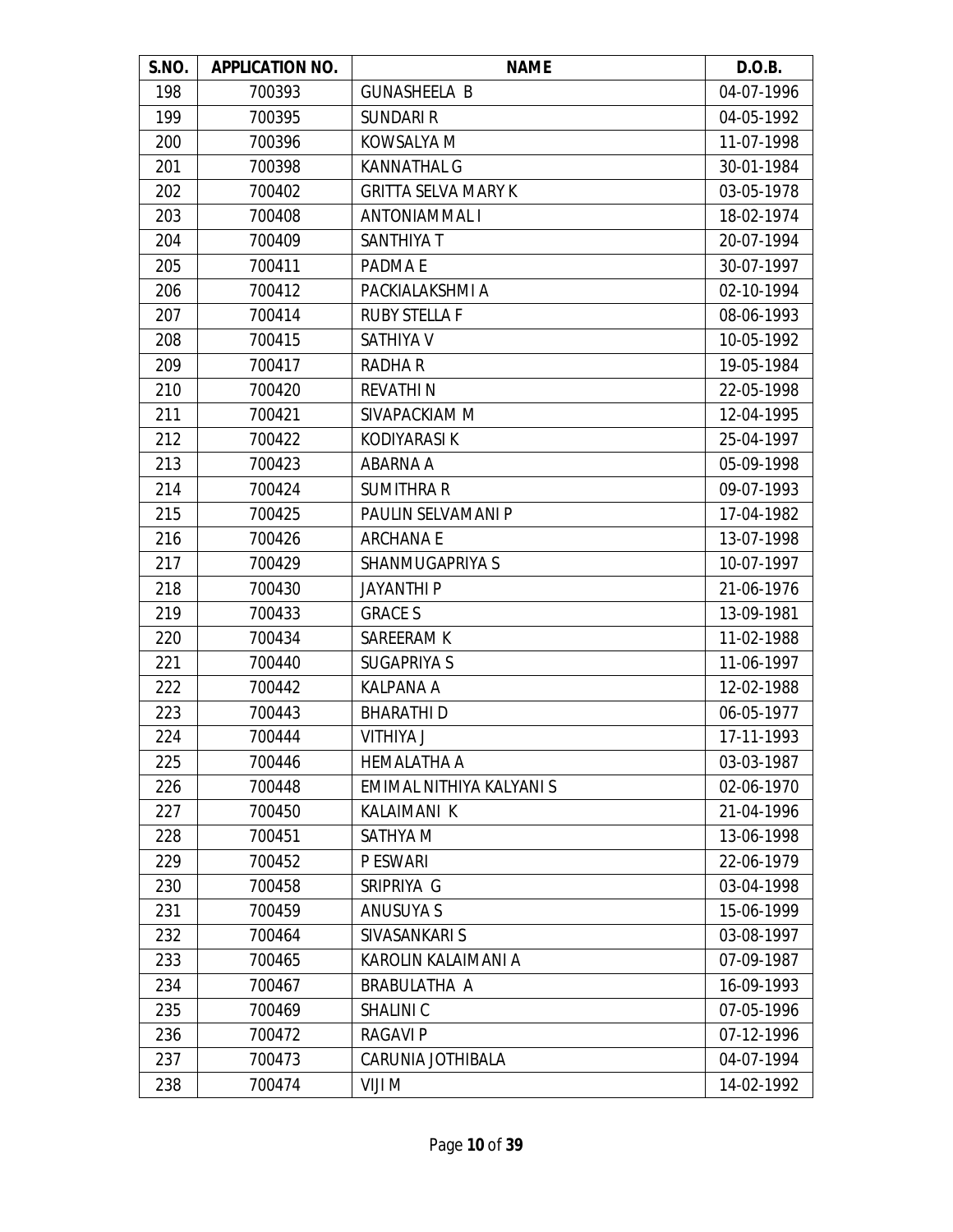| S.NO. | APPLICATION NO. | NAME | D.O.B. |
|---|---|---|---|
| 198 | 700393 | GUNASHEELA B | 04-07-1996 |
| 199 | 700395 | SUNDARI R | 04-05-1992 |
| 200 | 700396 | KOWSALYA M | 11-07-1998 |
| 201 | 700398 | KANNATHAL G | 30-01-1984 |
| 202 | 700402 | GRITTA SELVA MARY K | 03-05-1978 |
| 203 | 700408 | ANTONIAMMAL I | 18-02-1974 |
| 204 | 700409 | SANTHIYA T | 20-07-1994 |
| 205 | 700411 | PADMA E | 30-07-1997 |
| 206 | 700412 | PACKIALAKSHMI A | 02-10-1994 |
| 207 | 700414 | RUBY STELLA F | 08-06-1993 |
| 208 | 700415 | SATHIYA V | 10-05-1992 |
| 209 | 700417 | RADHA R | 19-05-1984 |
| 210 | 700420 | REVATHI N | 22-05-1998 |
| 211 | 700421 | SIVAPACKIAM M | 12-04-1995 |
| 212 | 700422 | KODIYARASI K | 25-04-1997 |
| 213 | 700423 | ABARNA A | 05-09-1998 |
| 214 | 700424 | SUMITHRA R | 09-07-1993 |
| 215 | 700425 | PAULIN SELVAMANI P | 17-04-1982 |
| 216 | 700426 | ARCHANA E | 13-07-1998 |
| 217 | 700429 | SHANMUGAPRIYA S | 10-07-1997 |
| 218 | 700430 | JAYANTHI P | 21-06-1976 |
| 219 | 700433 | GRACE S | 13-09-1981 |
| 220 | 700434 | SAREERAM K | 11-02-1988 |
| 221 | 700440 | SUGAPRIYA S | 11-06-1997 |
| 222 | 700442 | KALPANA A | 12-02-1988 |
| 223 | 700443 | BHARATHI D | 06-05-1977 |
| 224 | 700444 | VITHIYA J | 17-11-1993 |
| 225 | 700446 | HEMALATHA A | 03-03-1987 |
| 226 | 700448 | EMIMAL NITHIYA KALYANI S | 02-06-1970 |
| 227 | 700450 | KALAIMANI K | 21-04-1996 |
| 228 | 700451 | SATHYA M | 13-06-1998 |
| 229 | 700452 | P ESWARI | 22-06-1979 |
| 230 | 700458 | SRIPRIYA G | 03-04-1998 |
| 231 | 700459 | ANUSUYA S | 15-06-1999 |
| 232 | 700464 | SIVASANKARI S | 03-08-1997 |
| 233 | 700465 | KAROLIN KALAIMANI A | 07-09-1987 |
| 234 | 700467 | BRABULATHA A | 16-09-1993 |
| 235 | 700469 | SHALINI C | 07-05-1996 |
| 236 | 700472 | RAGAVI P | 07-12-1996 |
| 237 | 700473 | CARUNIA JOTHIBALA | 04-07-1994 |
| 238 | 700474 | VIJI M | 14-02-1992 |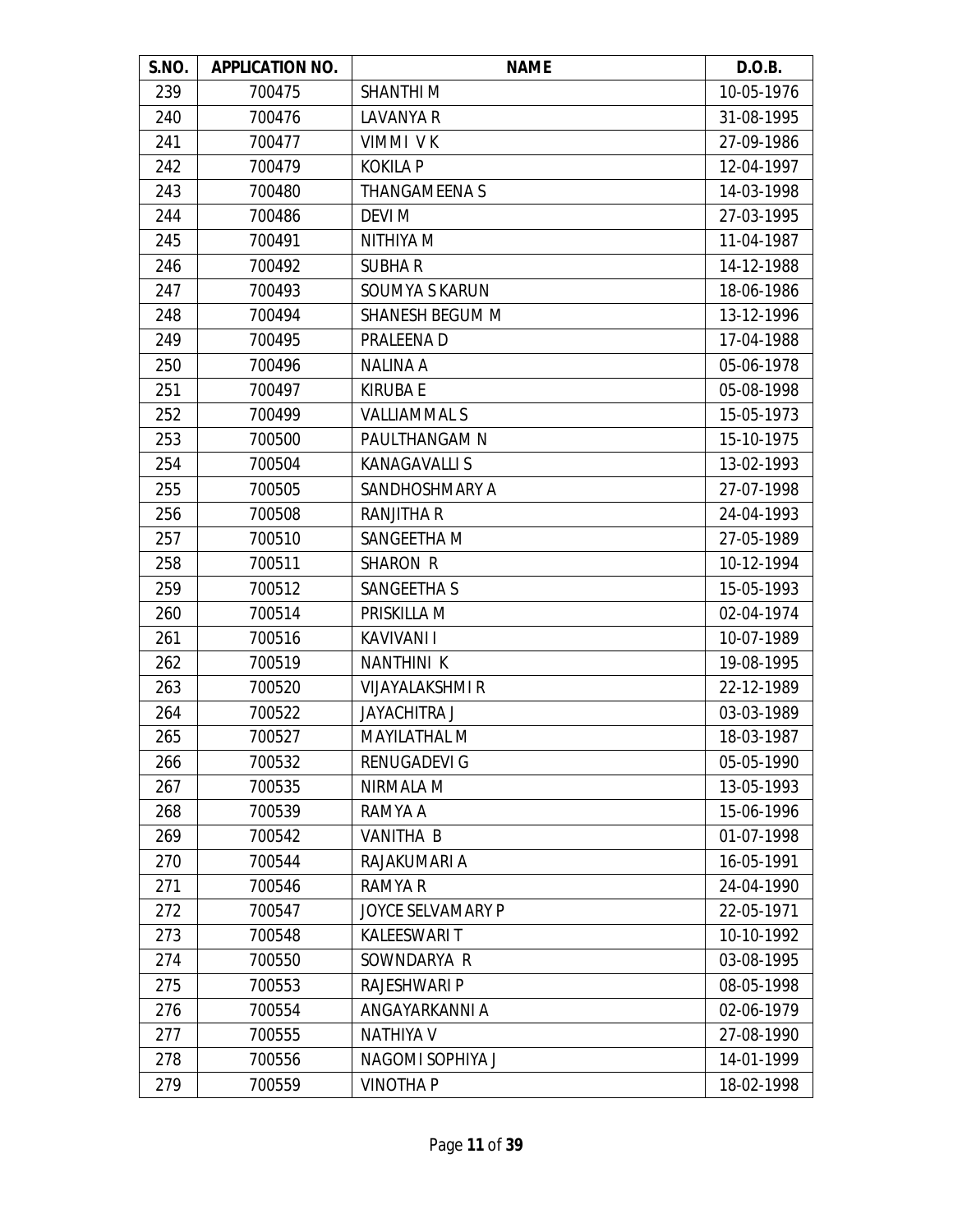| S.NO. | APPLICATION NO. | NAME | D.O.B. |
|---|---|---|---|
| 239 | 700475 | SHANTHI M | 10-05-1976 |
| 240 | 700476 | LAVANYA R | 31-08-1995 |
| 241 | 700477 | VIMMI V K | 27-09-1986 |
| 242 | 700479 | KOKILA P | 12-04-1997 |
| 243 | 700480 | THANGAMEENA S | 14-03-1998 |
| 244 | 700486 | DEVI M | 27-03-1995 |
| 245 | 700491 | NITHIYA M | 11-04-1987 |
| 246 | 700492 | SUBHA R | 14-12-1988 |
| 247 | 700493 | SOUMYA S KARUN | 18-06-1986 |
| 248 | 700494 | SHANESH BEGUM M | 13-12-1996 |
| 249 | 700495 | PRALEENA D | 17-04-1988 |
| 250 | 700496 | NALINA A | 05-06-1978 |
| 251 | 700497 | KIRUBA E | 05-08-1998 |
| 252 | 700499 | VALLIAMMAL S | 15-05-1973 |
| 253 | 700500 | PAULTHANGAM N | 15-10-1975 |
| 254 | 700504 | KANAGAVALLI S | 13-02-1993 |
| 255 | 700505 | SANDHOSHMARY A | 27-07-1998 |
| 256 | 700508 | RANJITHA R | 24-04-1993 |
| 257 | 700510 | SANGEETHA M | 27-05-1989 |
| 258 | 700511 | SHARON R | 10-12-1994 |
| 259 | 700512 | SANGEETHA S | 15-05-1993 |
| 260 | 700514 | PRISKILLA M | 02-04-1974 |
| 261 | 700516 | KAVIVANI I | 10-07-1989 |
| 262 | 700519 | NANTHINI K | 19-08-1995 |
| 263 | 700520 | VIJAYALAKSHMI R | 22-12-1989 |
| 264 | 700522 | JAYACHITRA J | 03-03-1989 |
| 265 | 700527 | MAYILATHAL M | 18-03-1987 |
| 266 | 700532 | RENUGADEVI G | 05-05-1990 |
| 267 | 700535 | NIRMALA M | 13-05-1993 |
| 268 | 700539 | RAMYA A | 15-06-1996 |
| 269 | 700542 | VANITHA B | 01-07-1998 |
| 270 | 700544 | RAJAKUMARI A | 16-05-1991 |
| 271 | 700546 | RAMYA R | 24-04-1990 |
| 272 | 700547 | JOYCE SELVAMARY P | 22-05-1971 |
| 273 | 700548 | KALEESWARI T | 10-10-1992 |
| 274 | 700550 | SOWNDARYA R | 03-08-1995 |
| 275 | 700553 | RAJESHWARI P | 08-05-1998 |
| 276 | 700554 | ANGAYARKANNI A | 02-06-1979 |
| 277 | 700555 | NATHIYA V | 27-08-1990 |
| 278 | 700556 | NAGOMI SOPHIYA J | 14-01-1999 |
| 279 | 700559 | VINOTHA P | 18-02-1998 |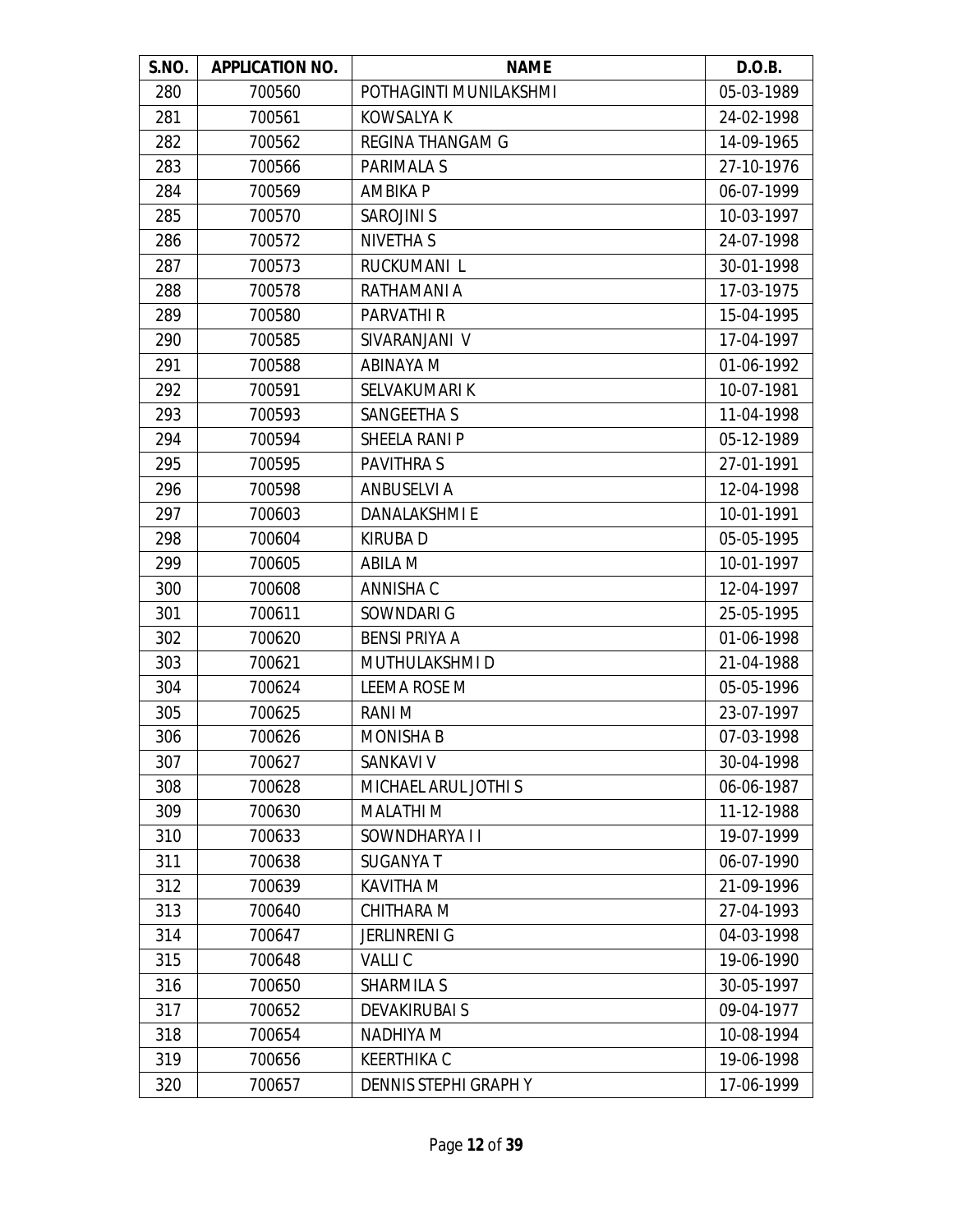| S.NO. | APPLICATION NO. | NAME | D.O.B. |
|---|---|---|---|
| 280 | 700560 | POTHAGINTI MUNILAKSHMI | 05-03-1989 |
| 281 | 700561 | KOWSALYA K | 24-02-1998 |
| 282 | 700562 | REGINA THANGAM G | 14-09-1965 |
| 283 | 700566 | PARIMALA S | 27-10-1976 |
| 284 | 700569 | AMBIKA P | 06-07-1999 |
| 285 | 700570 | SAROJINI S | 10-03-1997 |
| 286 | 700572 | NIVETHA S | 24-07-1998 |
| 287 | 700573 | RUCKUMANI L | 30-01-1998 |
| 288 | 700578 | RATHAMANI A | 17-03-1975 |
| 289 | 700580 | PARVATHI R | 15-04-1995 |
| 290 | 700585 | SIVARANJANI V | 17-04-1997 |
| 291 | 700588 | ABINAYA M | 01-06-1992 |
| 292 | 700591 | SELVAKUMARI K | 10-07-1981 |
| 293 | 700593 | SANGEETHA S | 11-04-1998 |
| 294 | 700594 | SHEELA RANI P | 05-12-1989 |
| 295 | 700595 | PAVITHRA S | 27-01-1991 |
| 296 | 700598 | ANBUSELVI A | 12-04-1998 |
| 297 | 700603 | DANALAKSHMI E | 10-01-1991 |
| 298 | 700604 | KIRUBA D | 05-05-1995 |
| 299 | 700605 | ABILA M | 10-01-1997 |
| 300 | 700608 | ANNISHA C | 12-04-1997 |
| 301 | 700611 | SOWNDARI G | 25-05-1995 |
| 302 | 700620 | BENSI PRIYA A | 01-06-1998 |
| 303 | 700621 | MUTHULAKSHMI D | 21-04-1988 |
| 304 | 700624 | LEEMA ROSE M | 05-05-1996 |
| 305 | 700625 | RANI M | 23-07-1997 |
| 306 | 700626 | MONISHA B | 07-03-1998 |
| 307 | 700627 | SANKAVI V | 30-04-1998 |
| 308 | 700628 | MICHAEL ARUL JOTHI S | 06-06-1987 |
| 309 | 700630 | MALATHI M | 11-12-1988 |
| 310 | 700633 | SOWNDHARYA I I | 19-07-1999 |
| 311 | 700638 | SUGANYA T | 06-07-1990 |
| 312 | 700639 | KAVITHA M | 21-09-1996 |
| 313 | 700640 | CHITHARA M | 27-04-1993 |
| 314 | 700647 | JERLINRENI G | 04-03-1998 |
| 315 | 700648 | VALLI C | 19-06-1990 |
| 316 | 700650 | SHARMILA S | 30-05-1997 |
| 317 | 700652 | DEVAKIRUBAI S | 09-04-1977 |
| 318 | 700654 | NADHIYA M | 10-08-1994 |
| 319 | 700656 | KEERTHIKA C | 19-06-1998 |
| 320 | 700657 | DENNIS STEPHI GRAPH Y | 17-06-1999 |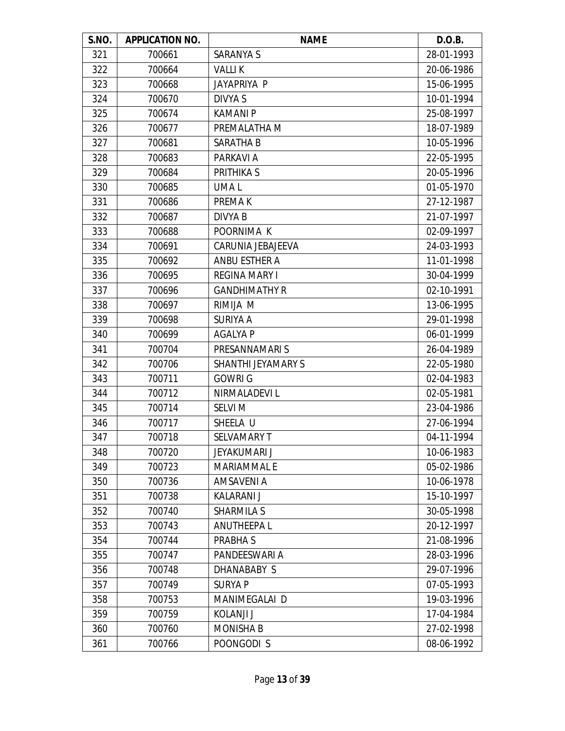| S.NO. | APPLICATION NO. | NAME | D.O.B. |
|---|---|---|---|
| 321 | 700661 | SARANYA S | 28-01-1993 |
| 322 | 700664 | VALLI K | 20-06-1986 |
| 323 | 700668 | JAYAPRIYA P | 15-06-1995 |
| 324 | 700670 | DIVYA S | 10-01-1994 |
| 325 | 700674 | KAMANI P | 25-08-1997 |
| 326 | 700677 | PREMALATHA M | 18-07-1989 |
| 327 | 700681 | SARATHA B | 10-05-1996 |
| 328 | 700683 | PARKAVI A | 22-05-1995 |
| 329 | 700684 | PRITHIKA S | 20-05-1996 |
| 330 | 700685 | UMA L | 01-05-1970 |
| 331 | 700686 | PREMA K | 27-12-1987 |
| 332 | 700687 | DIVYA B | 21-07-1997 |
| 333 | 700688 | POORNIMA K | 02-09-1997 |
| 334 | 700691 | CARUNIA JEBAJEEVA | 24-03-1993 |
| 335 | 700692 | ANBU ESTHER A | 11-01-1998 |
| 336 | 700695 | REGINA MARY I | 30-04-1999 |
| 337 | 700696 | GANDHIMATHY R | 02-10-1991 |
| 338 | 700697 | RIMIJA M | 13-06-1995 |
| 339 | 700698 | SURIYA A | 29-01-1998 |
| 340 | 700699 | AGALYA P | 06-01-1999 |
| 341 | 700704 | PRESANNAMARI S | 26-04-1989 |
| 342 | 700706 | SHANTHI JEYAMARY S | 22-05-1980 |
| 343 | 700711 | GOWRI G | 02-04-1983 |
| 344 | 700712 | NIRMALADEVI L | 02-05-1981 |
| 345 | 700714 | SELVI M | 23-04-1986 |
| 346 | 700717 | SHEELA U | 27-06-1994 |
| 347 | 700718 | SELVAMARY T | 04-11-1994 |
| 348 | 700720 | JEYAKUMARI J | 10-06-1983 |
| 349 | 700723 | MARIAMMAL E | 05-02-1986 |
| 350 | 700736 | AMSAVENI A | 10-06-1978 |
| 351 | 700738 | KALARANI J | 15-10-1997 |
| 352 | 700740 | SHARMILA S | 30-05-1998 |
| 353 | 700743 | ANUTHEEPA L | 20-12-1997 |
| 354 | 700744 | PRABHA S | 21-08-1996 |
| 355 | 700747 | PANDEESWARI A | 28-03-1996 |
| 356 | 700748 | DHANABABY S | 29-07-1996 |
| 357 | 700749 | SURYA P | 07-05-1993 |
| 358 | 700753 | MANIMEGALAI D | 19-03-1996 |
| 359 | 700759 | KOLANJI J | 17-04-1984 |
| 360 | 700760 | MONISHA B | 27-02-1998 |
| 361 | 700766 | POONGODI S | 08-06-1992 |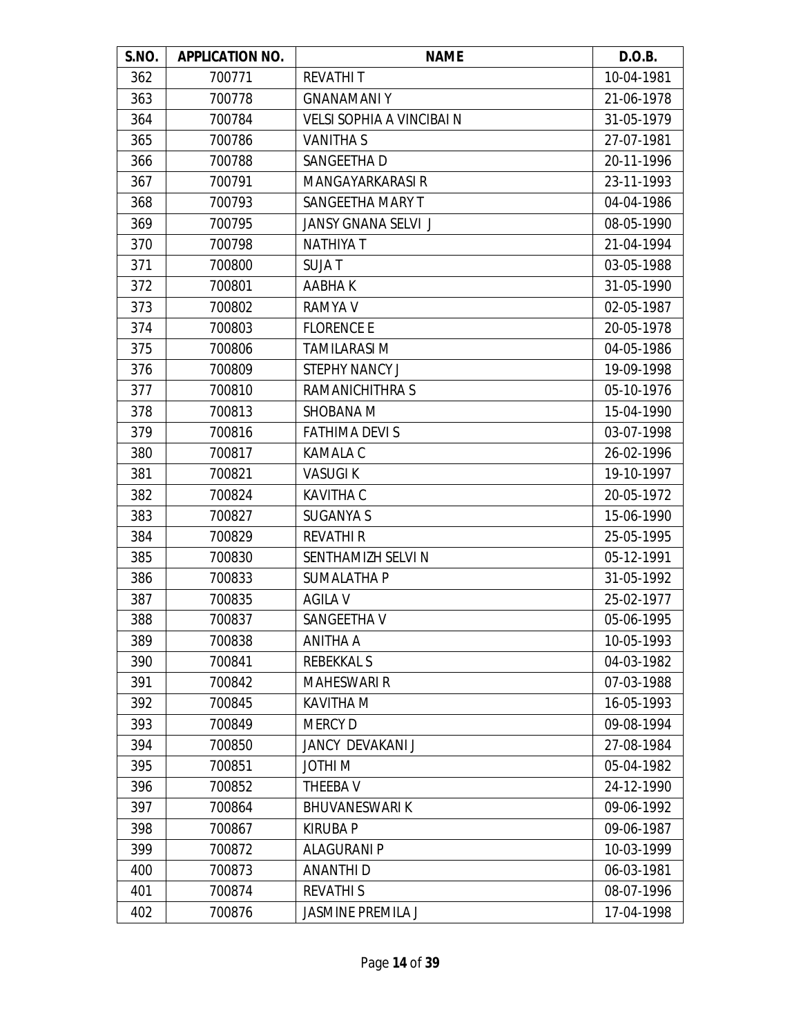| S.NO. | APPLICATION NO. | NAME | D.O.B. |
| --- | --- | --- | --- |
| 362 | 700771 | REVATHI T | 10-04-1981 |
| 363 | 700778 | GNANAMANI Y | 21-06-1978 |
| 364 | 700784 | VELSI SOPHIA A VINCIBAI N | 31-05-1979 |
| 365 | 700786 | VANITHA S | 27-07-1981 |
| 366 | 700788 | SANGEETHA D | 20-11-1996 |
| 367 | 700791 | MANGAYARKARASI R | 23-11-1993 |
| 368 | 700793 | SANGEETHA MARY T | 04-04-1986 |
| 369 | 700795 | JANSY GNANA SELVI J | 08-05-1990 |
| 370 | 700798 | NATHIYA T | 21-04-1994 |
| 371 | 700800 | SUJA T | 03-05-1988 |
| 372 | 700801 | AABHA K | 31-05-1990 |
| 373 | 700802 | RAMYA V | 02-05-1987 |
| 374 | 700803 | FLORENCE E | 20-05-1978 |
| 375 | 700806 | TAMILARASI M | 04-05-1986 |
| 376 | 700809 | STEPHY NANCY J | 19-09-1998 |
| 377 | 700810 | RAMANICHITHRA S | 05-10-1976 |
| 378 | 700813 | SHOBANA M | 15-04-1990 |
| 379 | 700816 | FATHIMA DEVI S | 03-07-1998 |
| 380 | 700817 | KAMALA C | 26-02-1996 |
| 381 | 700821 | VASUGI K | 19-10-1997 |
| 382 | 700824 | KAVITHA C | 20-05-1972 |
| 383 | 700827 | SUGANYA S | 15-06-1990 |
| 384 | 700829 | REVATHI R | 25-05-1995 |
| 385 | 700830 | SENTHAMIZH SELVI N | 05-12-1991 |
| 386 | 700833 | SUMALATHA P | 31-05-1992 |
| 387 | 700835 | AGILA V | 25-02-1977 |
| 388 | 700837 | SANGEETHA V | 05-06-1995 |
| 389 | 700838 | ANITHA A | 10-05-1993 |
| 390 | 700841 | REBEKKAL S | 04-03-1982 |
| 391 | 700842 | MAHESWARI R | 07-03-1988 |
| 392 | 700845 | KAVITHA M | 16-05-1993 |
| 393 | 700849 | MERCY D | 09-08-1994 |
| 394 | 700850 | JANCY DEVAKANI J | 27-08-1984 |
| 395 | 700851 | JOTHI M | 05-04-1982 |
| 396 | 700852 | THEEBA V | 24-12-1990 |
| 397 | 700864 | BHUVANESWARI K | 09-06-1992 |
| 398 | 700867 | KIRUBA P | 09-06-1987 |
| 399 | 700872 | ALAGURANI P | 10-03-1999 |
| 400 | 700873 | ANANTHI D | 06-03-1981 |
| 401 | 700874 | REVATHI S | 08-07-1996 |
| 402 | 700876 | JASMINE PREMILA J | 17-04-1998 |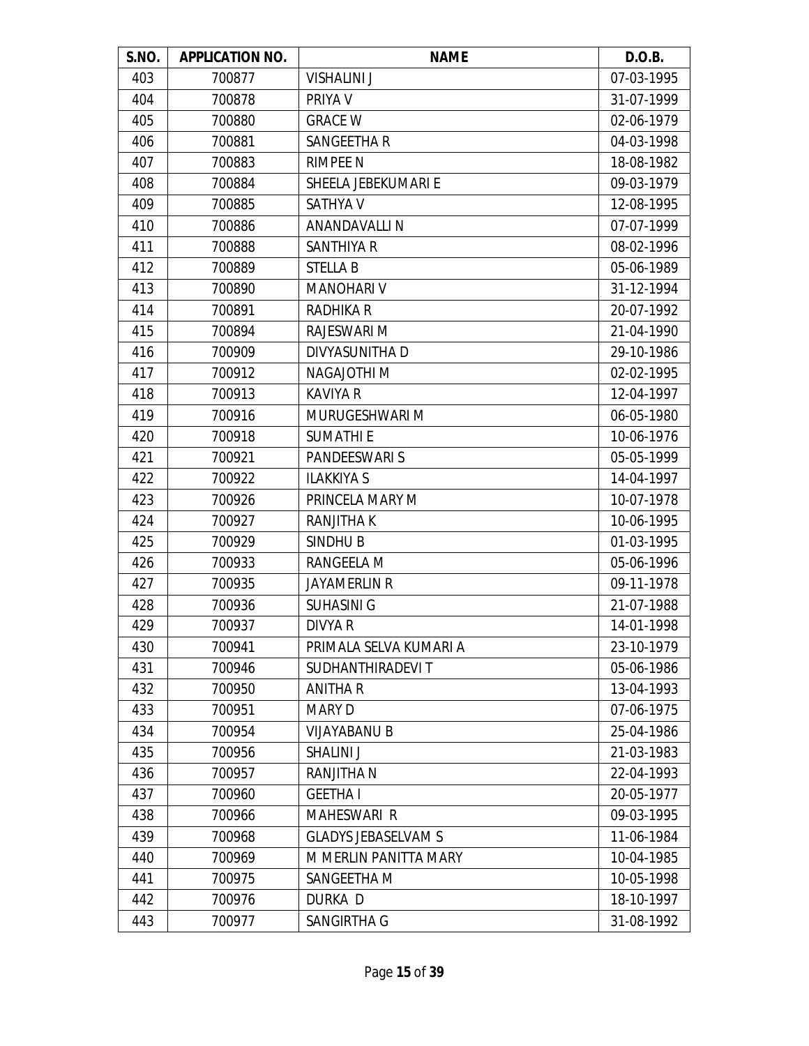| S.NO. | APPLICATION NO. | NAME | D.O.B. |
|---|---|---|---|
| 403 | 700877 | VISHALINI J | 07-03-1995 |
| 404 | 700878 | PRIYA V | 31-07-1999 |
| 405 | 700880 | GRACE W | 02-06-1979 |
| 406 | 700881 | SANGEETHA R | 04-03-1998 |
| 407 | 700883 | RIMPEE N | 18-08-1982 |
| 408 | 700884 | SHEELA JEBEKUMARI E | 09-03-1979 |
| 409 | 700885 | SATHYA V | 12-08-1995 |
| 410 | 700886 | ANANDAVALLI N | 07-07-1999 |
| 411 | 700888 | SANTHIYA R | 08-02-1996 |
| 412 | 700889 | STELLA B | 05-06-1989 |
| 413 | 700890 | MANOHARI V | 31-12-1994 |
| 414 | 700891 | RADHIKA R | 20-07-1992 |
| 415 | 700894 | RAJESWARI M | 21-04-1990 |
| 416 | 700909 | DIVYASUNITHA D | 29-10-1986 |
| 417 | 700912 | NAGAJOTHI M | 02-02-1995 |
| 418 | 700913 | KAVIYA R | 12-04-1997 |
| 419 | 700916 | MURUGESHWARI M | 06-05-1980 |
| 420 | 700918 | SUMATHI E | 10-06-1976 |
| 421 | 700921 | PANDEESWARI S | 05-05-1999 |
| 422 | 700922 | ILAKKIYA S | 14-04-1997 |
| 423 | 700926 | PRINCELA MARY M | 10-07-1978 |
| 424 | 700927 | RANJITHA K | 10-06-1995 |
| 425 | 700929 | SINDHU B | 01-03-1995 |
| 426 | 700933 | RANGEELA M | 05-06-1996 |
| 427 | 700935 | JAYAMERLIN R | 09-11-1978 |
| 428 | 700936 | SUHASINI G | 21-07-1988 |
| 429 | 700937 | DIVYA R | 14-01-1998 |
| 430 | 700941 | PRIMALA SELVA KUMARI A | 23-10-1979 |
| 431 | 700946 | SUDHANTHIRADEVI T | 05-06-1986 |
| 432 | 700950 | ANITHA R | 13-04-1993 |
| 433 | 700951 | MARY D | 07-06-1975 |
| 434 | 700954 | VIJAYABANU B | 25-04-1986 |
| 435 | 700956 | SHALINI J | 21-03-1983 |
| 436 | 700957 | RANJITHA N | 22-04-1993 |
| 437 | 700960 | GEETHA I | 20-05-1977 |
| 438 | 700966 | MAHESWARI R | 09-03-1995 |
| 439 | 700968 | GLADYS JEBASELVAM S | 11-06-1984 |
| 440 | 700969 | M MERLIN PANITTA MARY | 10-04-1985 |
| 441 | 700975 | SANGEETHA M | 10-05-1998 |
| 442 | 700976 | DURKA D | 18-10-1997 |
| 443 | 700977 | SANGIRTHA G | 31-08-1992 |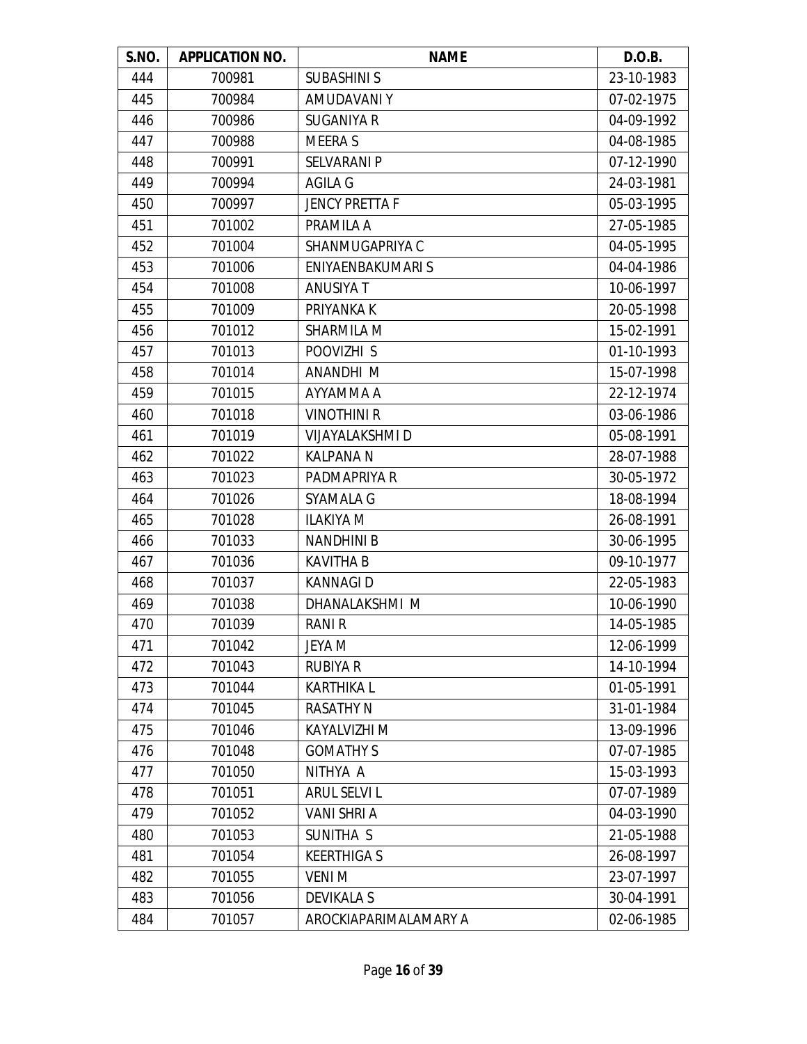| S.NO. | APPLICATION NO. | NAME | D.O.B. |
|---|---|---|---|
| 444 | 700981 | SUBASHINI S | 23-10-1983 |
| 445 | 700984 | AMUDAVANI Y | 07-02-1975 |
| 446 | 700986 | SUGANIYA R | 04-09-1992 |
| 447 | 700988 | MEERA S | 04-08-1985 |
| 448 | 700991 | SELVARANI P | 07-12-1990 |
| 449 | 700994 | AGILA G | 24-03-1981 |
| 450 | 700997 | JENCY PRETTA F | 05-03-1995 |
| 451 | 701002 | PRAMILA A | 27-05-1985 |
| 452 | 701004 | SHANMUGAPRIYA C | 04-05-1995 |
| 453 | 701006 | ENIYAENBAKUMARI S | 04-04-1986 |
| 454 | 701008 | ANUSIYA T | 10-06-1997 |
| 455 | 701009 | PRIYANKA K | 20-05-1998 |
| 456 | 701012 | SHARMILA M | 15-02-1991 |
| 457 | 701013 | POOVIZHI S | 01-10-1993 |
| 458 | 701014 | ANANDHI M | 15-07-1998 |
| 459 | 701015 | AYYAMMA A | 22-12-1974 |
| 460 | 701018 | VINOTHINI R | 03-06-1986 |
| 461 | 701019 | VIJAYALAKSHMI D | 05-08-1991 |
| 462 | 701022 | KALPANA N | 28-07-1988 |
| 463 | 701023 | PADMAPRIYA R | 30-05-1972 |
| 464 | 701026 | SYAMALA G | 18-08-1994 |
| 465 | 701028 | ILAKIYA M | 26-08-1991 |
| 466 | 701033 | NANDHINI B | 30-06-1995 |
| 467 | 701036 | KAVITHA B | 09-10-1977 |
| 468 | 701037 | KANNAGI D | 22-05-1983 |
| 469 | 701038 | DHANALAKSHMI M | 10-06-1990 |
| 470 | 701039 | RANI R | 14-05-1985 |
| 471 | 701042 | JEYA M | 12-06-1999 |
| 472 | 701043 | RUBIYA R | 14-10-1994 |
| 473 | 701044 | KARTHIKA L | 01-05-1991 |
| 474 | 701045 | RASATHY N | 31-01-1984 |
| 475 | 701046 | KAYALVIZHI M | 13-09-1996 |
| 476 | 701048 | GOMATHY S | 07-07-1985 |
| 477 | 701050 | NITHYA A | 15-03-1993 |
| 478 | 701051 | ARUL SELVI L | 07-07-1989 |
| 479 | 701052 | VANI SHRI A | 04-03-1990 |
| 480 | 701053 | SUNITHA S | 21-05-1988 |
| 481 | 701054 | KEERTHIGA S | 26-08-1997 |
| 482 | 701055 | VENI M | 23-07-1997 |
| 483 | 701056 | DEVIKALA S | 30-04-1991 |
| 484 | 701057 | AROCKIAPARIMALAMARY A | 02-06-1985 |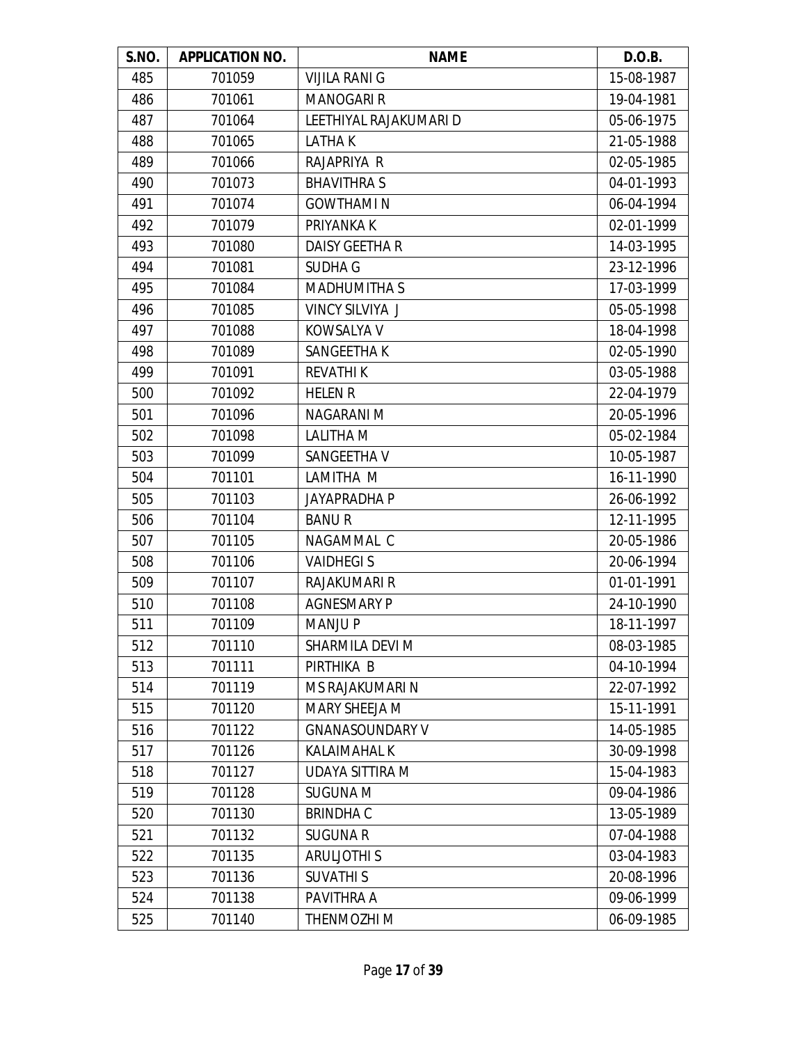| S.NO. | APPLICATION NO. | NAME | D.O.B. |
|---|---|---|---|
| 485 | 701059 | VIJILA RANI G | 15-08-1987 |
| 486 | 701061 | MANOGARI R | 19-04-1981 |
| 487 | 701064 | LEETHIYAL RAJAKUMARI D | 05-06-1975 |
| 488 | 701065 | LATHA K | 21-05-1988 |
| 489 | 701066 | RAJAPRIYA R | 02-05-1985 |
| 490 | 701073 | BHAVITHRA S | 04-01-1993 |
| 491 | 701074 | GOWTHAMI N | 06-04-1994 |
| 492 | 701079 | PRIYANKA K | 02-01-1999 |
| 493 | 701080 | DAISY GEETHA R | 14-03-1995 |
| 494 | 701081 | SUDHA G | 23-12-1996 |
| 495 | 701084 | MADHUMITHA S | 17-03-1999 |
| 496 | 701085 | VINCY SILVIYA J | 05-05-1998 |
| 497 | 701088 | KOWSALYA V | 18-04-1998 |
| 498 | 701089 | SANGEETHA K | 02-05-1990 |
| 499 | 701091 | REVATHI K | 03-05-1988 |
| 500 | 701092 | HELEN R | 22-04-1979 |
| 501 | 701096 | NAGARANI M | 20-05-1996 |
| 502 | 701098 | LALITHA M | 05-02-1984 |
| 503 | 701099 | SANGEETHA V | 10-05-1987 |
| 504 | 701101 | LAMITHA M | 16-11-1990 |
| 505 | 701103 | JAYAPRADHA P | 26-06-1992 |
| 506 | 701104 | BANU R | 12-11-1995 |
| 507 | 701105 | NAGAMMAL C | 20-05-1986 |
| 508 | 701106 | VAIDHEGI S | 20-06-1994 |
| 509 | 701107 | RAJAKUMARI R | 01-01-1991 |
| 510 | 701108 | AGNESMARY P | 24-10-1990 |
| 511 | 701109 | MANJU P | 18-11-1997 |
| 512 | 701110 | SHARMILA DEVI M | 08-03-1985 |
| 513 | 701111 | PIRTHIKA B | 04-10-1994 |
| 514 | 701119 | MS RAJAKUMARI N | 22-07-1992 |
| 515 | 701120 | MARY SHEEJA M | 15-11-1991 |
| 516 | 701122 | GNANASOUNDARY V | 14-05-1985 |
| 517 | 701126 | KALAIMAHAL K | 30-09-1998 |
| 518 | 701127 | UDAYA SITTIRA M | 15-04-1983 |
| 519 | 701128 | SUGUNA M | 09-04-1986 |
| 520 | 701130 | BRINDHA C | 13-05-1989 |
| 521 | 701132 | SUGUNA R | 07-04-1988 |
| 522 | 701135 | ARULJOTHI S | 03-04-1983 |
| 523 | 701136 | SUVATHI S | 20-08-1996 |
| 524 | 701138 | PAVITHRA A | 09-06-1999 |
| 525 | 701140 | THENMOZHI M | 06-09-1985 |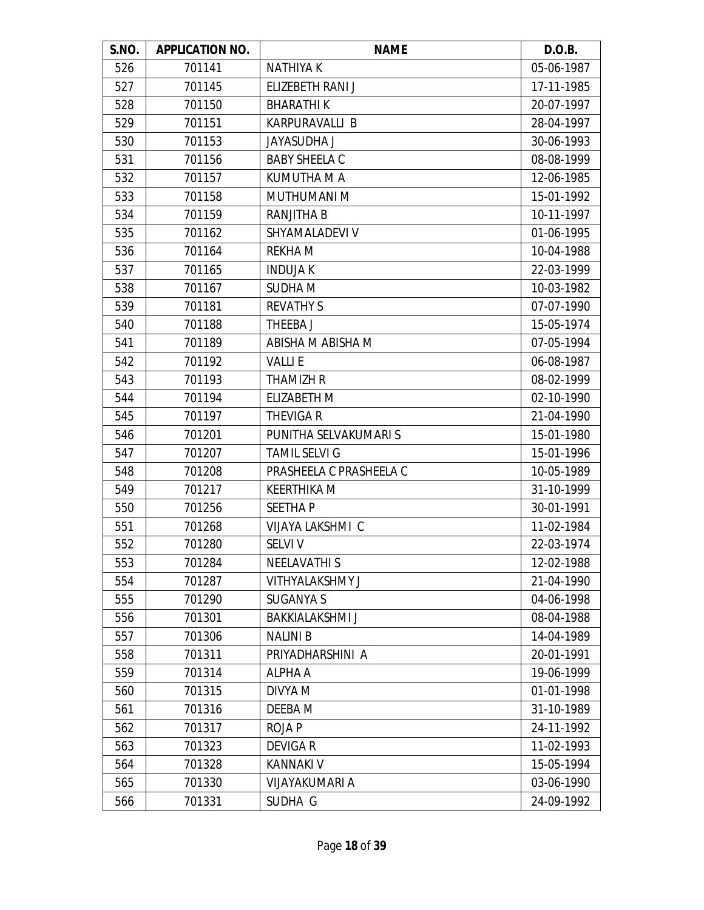| S.NO. | APPLICATION NO. | NAME | D.O.B. |
|---|---|---|---|
| 526 | 701141 | NATHIYA K | 05-06-1987 |
| 527 | 701145 | ELIZEBETH RANI J | 17-11-1985 |
| 528 | 701150 | BHARATHI K | 20-07-1997 |
| 529 | 701151 | KARPURAVALLI B | 28-04-1997 |
| 530 | 701153 | JAYASUDHA J | 30-06-1993 |
| 531 | 701156 | BABY SHEELA C | 08-08-1999 |
| 532 | 701157 | KUMUTHA M A | 12-06-1985 |
| 533 | 701158 | MUTHUMANI M | 15-01-1992 |
| 534 | 701159 | RANJITHA B | 10-11-1997 |
| 535 | 701162 | SHYAMALADEVI V | 01-06-1995 |
| 536 | 701164 | REKHA M | 10-04-1988 |
| 537 | 701165 | INDUJA K | 22-03-1999 |
| 538 | 701167 | SUDHA M | 10-03-1982 |
| 539 | 701181 | REVATHY S | 07-07-1990 |
| 540 | 701188 | THEEBA J | 15-05-1974 |
| 541 | 701189 | ABISHA M ABISHA M | 07-05-1994 |
| 542 | 701192 | VALLI E | 06-08-1987 |
| 543 | 701193 | THAMIZH R | 08-02-1999 |
| 544 | 701194 | ELIZABETH M | 02-10-1990 |
| 545 | 701197 | THEVIGA R | 21-04-1990 |
| 546 | 701201 | PUNITHA SELVAKUMARI S | 15-01-1980 |
| 547 | 701207 | TAMIL SELVI G | 15-01-1996 |
| 548 | 701208 | PRASHEELA C PRASHEELA C | 10-05-1989 |
| 549 | 701217 | KEERTHIKA M | 31-10-1999 |
| 550 | 701256 | SEETHA P | 30-01-1991 |
| 551 | 701268 | VIJAYA LAKSHMI C | 11-02-1984 |
| 552 | 701280 | SELVI V | 22-03-1974 |
| 553 | 701284 | NEELAVATHI S | 12-02-1988 |
| 554 | 701287 | VITHYALAKSHMY J | 21-04-1990 |
| 555 | 701290 | SUGANYA S | 04-06-1998 |
| 556 | 701301 | BAKKIALAKSHMI J | 08-04-1988 |
| 557 | 701306 | NALINI B | 14-04-1989 |
| 558 | 701311 | PRIYADHARSHINI A | 20-01-1991 |
| 559 | 701314 | ALPHA A | 19-06-1999 |
| 560 | 701315 | DIVYA M | 01-01-1998 |
| 561 | 701316 | DEEBA M | 31-10-1989 |
| 562 | 701317 | ROJA P | 24-11-1992 |
| 563 | 701323 | DEVIGA R | 11-02-1993 |
| 564 | 701328 | KANNAKI V | 15-05-1994 |
| 565 | 701330 | VIJAYAKUMARI A | 03-06-1990 |
| 566 | 701331 | SUDHA G | 24-09-1992 |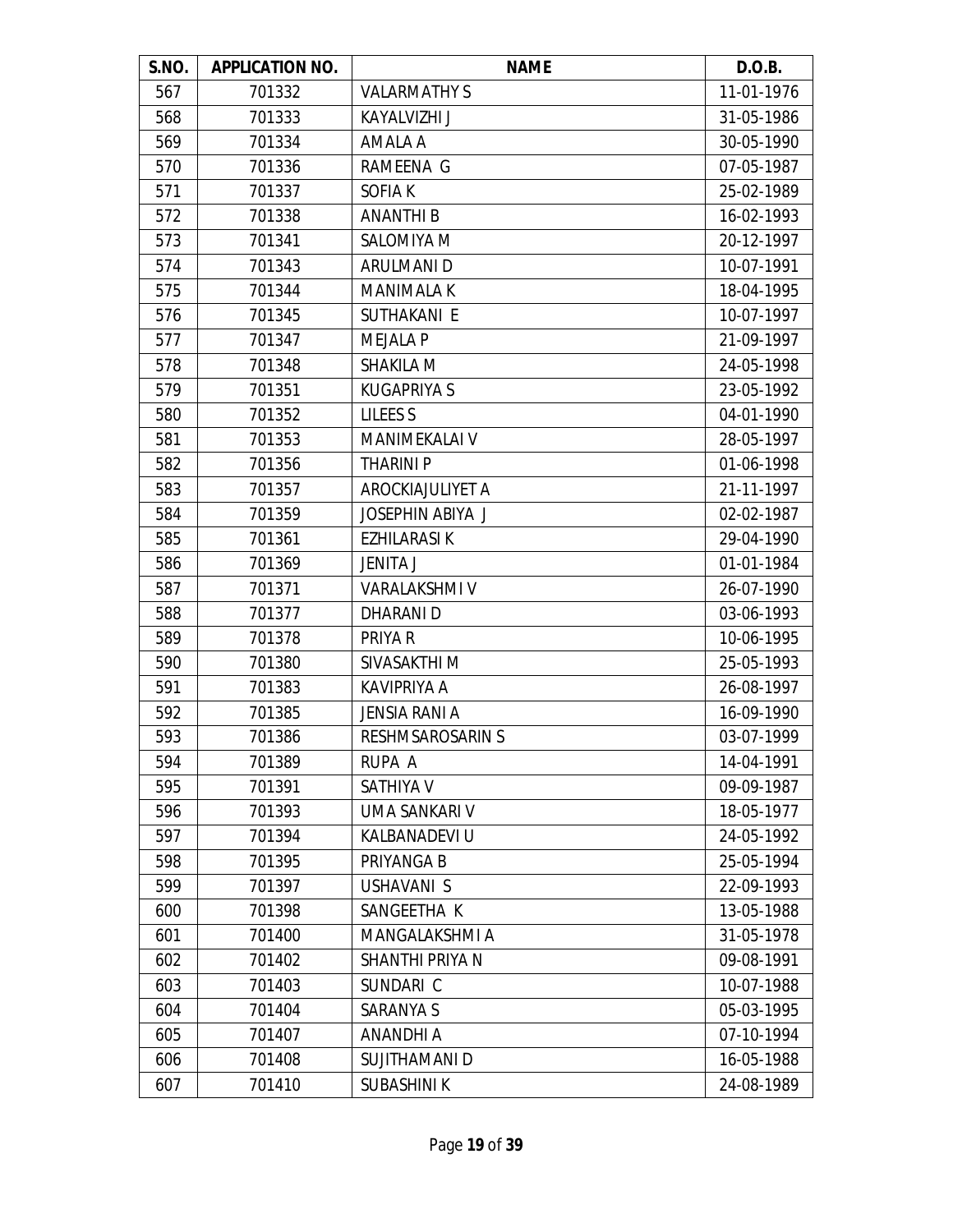| S.NO. | APPLICATION NO. | NAME | D.O.B. |
|---|---|---|---|
| 567 | 701332 | VALARMATHY S | 11-01-1976 |
| 568 | 701333 | KAYALVIZHI J | 31-05-1986 |
| 569 | 701334 | AMALA A | 30-05-1990 |
| 570 | 701336 | RAMEENA G | 07-05-1987 |
| 571 | 701337 | SOFIA K | 25-02-1989 |
| 572 | 701338 | ANANTHI B | 16-02-1993 |
| 573 | 701341 | SALOMIYA M | 20-12-1997 |
| 574 | 701343 | ARULMANI D | 10-07-1991 |
| 575 | 701344 | MANIMALA K | 18-04-1995 |
| 576 | 701345 | SUTHAKANI E | 10-07-1997 |
| 577 | 701347 | MEJALA P | 21-09-1997 |
| 578 | 701348 | SHAKILA M | 24-05-1998 |
| 579 | 701351 | KUGAPRIYA S | 23-05-1992 |
| 580 | 701352 | LILEES S | 04-01-1990 |
| 581 | 701353 | MANIMEKALAI V | 28-05-1997 |
| 582 | 701356 | THARINI P | 01-06-1998 |
| 583 | 701357 | AROCKIAJULIYET A | 21-11-1997 |
| 584 | 701359 | JOSEPHIN ABIYA J | 02-02-1987 |
| 585 | 701361 | EZHILARASI K | 29-04-1990 |
| 586 | 701369 | JENITA J | 01-01-1984 |
| 587 | 701371 | VARALAKSHMI V | 26-07-1990 |
| 588 | 701377 | DHARANI D | 03-06-1993 |
| 589 | 701378 | PRIYA R | 10-06-1995 |
| 590 | 701380 | SIVASAKTHI M | 25-05-1993 |
| 591 | 701383 | KAVIPRIYA A | 26-08-1997 |
| 592 | 701385 | JENSIA RANI A | 16-09-1990 |
| 593 | 701386 | RESHMSAROSARIN S | 03-07-1999 |
| 594 | 701389 | RUPA A | 14-04-1991 |
| 595 | 701391 | SATHIYA V | 09-09-1987 |
| 596 | 701393 | UMA SANKARI V | 18-05-1977 |
| 597 | 701394 | KALBANADEVI U | 24-05-1992 |
| 598 | 701395 | PRIYANGA B | 25-05-1994 |
| 599 | 701397 | USHAVANI S | 22-09-1993 |
| 600 | 701398 | SANGEETHA K | 13-05-1988 |
| 601 | 701400 | MANGALAKSHMI A | 31-05-1978 |
| 602 | 701402 | SHANTHI PRIYA N | 09-08-1991 |
| 603 | 701403 | SUNDARI C | 10-07-1988 |
| 604 | 701404 | SARANYA S | 05-03-1995 |
| 605 | 701407 | ANANDHI A | 07-10-1994 |
| 606 | 701408 | SUJITHAMANI D | 16-05-1988 |
| 607 | 701410 | SUBASHINI K | 24-08-1989 |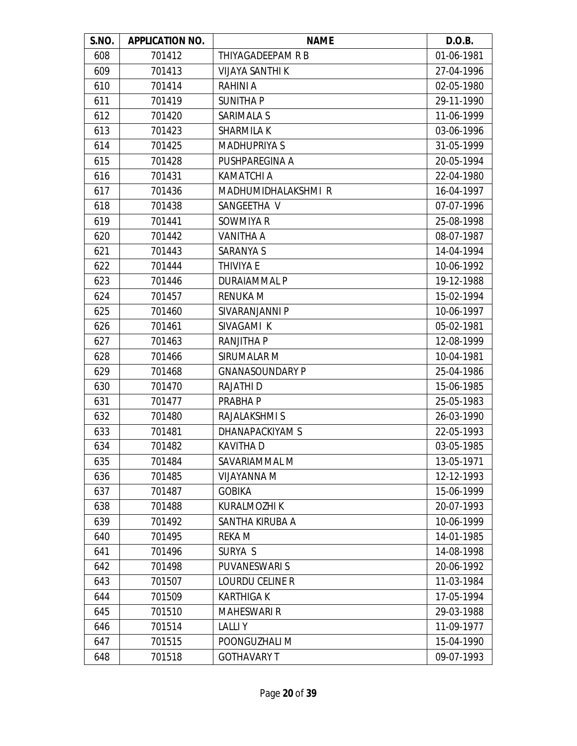| S.NO. | APPLICATION NO. | NAME | D.O.B. |
|---|---|---|---|
| 608 | 701412 | THIYAGADEEPAM R B | 01-06-1981 |
| 609 | 701413 | VIJAYA SANTHI K | 27-04-1996 |
| 610 | 701414 | RAHINI A | 02-05-1980 |
| 611 | 701419 | SUNITHA P | 29-11-1990 |
| 612 | 701420 | SARIMALA S | 11-06-1999 |
| 613 | 701423 | SHARMILA K | 03-06-1996 |
| 614 | 701425 | MADHUPRIYA S | 31-05-1999 |
| 615 | 701428 | PUSHPAREGINA A | 20-05-1994 |
| 616 | 701431 | KAMATCHI A | 22-04-1980 |
| 617 | 701436 | MADHUMIDHALAKSHMI R | 16-04-1997 |
| 618 | 701438 | SANGEETHA V | 07-07-1996 |
| 619 | 701441 | SOWMIYA R | 25-08-1998 |
| 620 | 701442 | VANITHA A | 08-07-1987 |
| 621 | 701443 | SARANYA S | 14-04-1994 |
| 622 | 701444 | THIVIYA E | 10-06-1992 |
| 623 | 701446 | DURAIAMMAL P | 19-12-1988 |
| 624 | 701457 | RENUKA M | 15-02-1994 |
| 625 | 701460 | SIVARANJANNI P | 10-06-1997 |
| 626 | 701461 | SIVAGAMI K | 05-02-1981 |
| 627 | 701463 | RANJITHA P | 12-08-1999 |
| 628 | 701466 | SIRUMALAR M | 10-04-1981 |
| 629 | 701468 | GNANASOUNDARY P | 25-04-1986 |
| 630 | 701470 | RAJATHI D | 15-06-1985 |
| 631 | 701477 | PRABHA P | 25-05-1983 |
| 632 | 701480 | RAJALAKSHMI S | 26-03-1990 |
| 633 | 701481 | DHANAPACKIYAM S | 22-05-1993 |
| 634 | 701482 | KAVITHA D | 03-05-1985 |
| 635 | 701484 | SAVARIAMMAL M | 13-05-1971 |
| 636 | 701485 | VIJAYANNA M | 12-12-1993 |
| 637 | 701487 | GOBIKA | 15-06-1999 |
| 638 | 701488 | KURALMOZHI K | 20-07-1993 |
| 639 | 701492 | SANTHA KIRUBA A | 10-06-1999 |
| 640 | 701495 | REKA M | 14-01-1985 |
| 641 | 701496 | SURYA S | 14-08-1998 |
| 642 | 701498 | PUVANESWARI S | 20-06-1992 |
| 643 | 701507 | LOURDU CELINE R | 11-03-1984 |
| 644 | 701509 | KARTHIGA K | 17-05-1994 |
| 645 | 701510 | MAHESWARI R | 29-03-1988 |
| 646 | 701514 | LALLI Y | 11-09-1977 |
| 647 | 701515 | POONGUZHALI M | 15-04-1990 |
| 648 | 701518 | GOTHAVARY T | 09-07-1993 |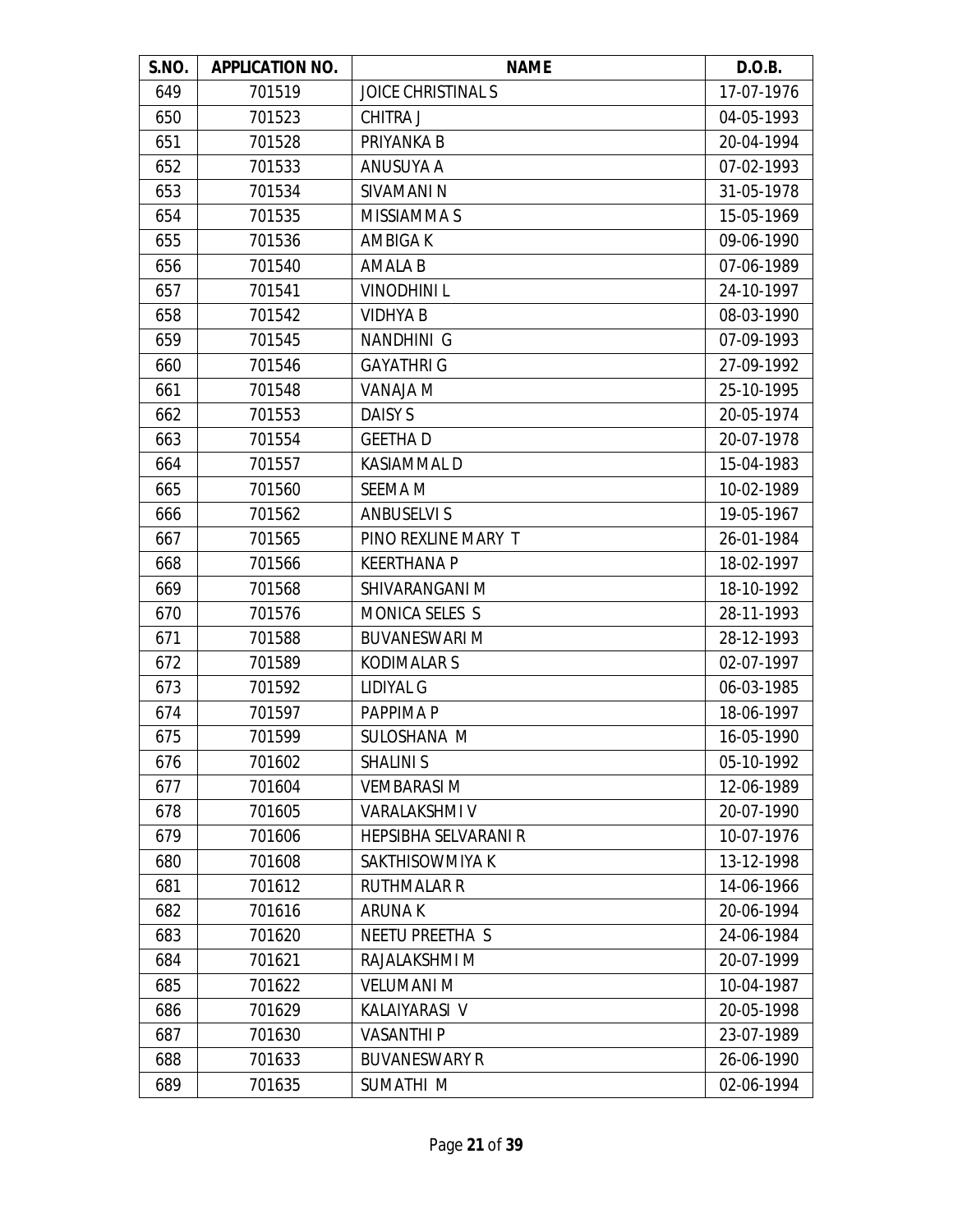| S.NO. | APPLICATION NO. | NAME | D.O.B. |
|---|---|---|---|
| 649 | 701519 | JOICE CHRISTINAL S | 17-07-1976 |
| 650 | 701523 | CHITRA J | 04-05-1993 |
| 651 | 701528 | PRIYANKA B | 20-04-1994 |
| 652 | 701533 | ANUSUYA A | 07-02-1993 |
| 653 | 701534 | SIVAMANI N | 31-05-1978 |
| 654 | 701535 | MISSIAMMA S | 15-05-1969 |
| 655 | 701536 | AMBIGA K | 09-06-1990 |
| 656 | 701540 | AMALA B | 07-06-1989 |
| 657 | 701541 | VINODHINI L | 24-10-1997 |
| 658 | 701542 | VIDHYA B | 08-03-1990 |
| 659 | 701545 | NANDHINI G | 07-09-1993 |
| 660 | 701546 | GAYATHRI G | 27-09-1992 |
| 661 | 701548 | VANAJA M | 25-10-1995 |
| 662 | 701553 | DAISY S | 20-05-1974 |
| 663 | 701554 | GEETHA D | 20-07-1978 |
| 664 | 701557 | KASIAMMAL D | 15-04-1983 |
| 665 | 701560 | SEEMA M | 10-02-1989 |
| 666 | 701562 | ANBUSELVI S | 19-05-1967 |
| 667 | 701565 | PINO REXLINE MARY T | 26-01-1984 |
| 668 | 701566 | KEERTHANA P | 18-02-1997 |
| 669 | 701568 | SHIVARANGANI M | 18-10-1992 |
| 670 | 701576 | MONICA SELES S | 28-11-1993 |
| 671 | 701588 | BUVANESWARI M | 28-12-1993 |
| 672 | 701589 | KODIMALAR S | 02-07-1997 |
| 673 | 701592 | LIDIYAL G | 06-03-1985 |
| 674 | 701597 | PAPPIMA P | 18-06-1997 |
| 675 | 701599 | SULOSHANA M | 16-05-1990 |
| 676 | 701602 | SHALINI S | 05-10-1992 |
| 677 | 701604 | VEMBARASI M | 12-06-1989 |
| 678 | 701605 | VARALAKSHMI V | 20-07-1990 |
| 679 | 701606 | HEPSIBHA SELVARANI R | 10-07-1976 |
| 680 | 701608 | SAKTHISOWMIYA K | 13-12-1998 |
| 681 | 701612 | RUTHMALAR R | 14-06-1966 |
| 682 | 701616 | ARUNA K | 20-06-1994 |
| 683 | 701620 | NEETU PREETHA S | 24-06-1984 |
| 684 | 701621 | RAJALAKSHMI M | 20-07-1999 |
| 685 | 701622 | VELUMANI M | 10-04-1987 |
| 686 | 701629 | KALAIYARASI V | 20-05-1998 |
| 687 | 701630 | VASANTHI P | 23-07-1989 |
| 688 | 701633 | BUVANESWARY R | 26-06-1990 |
| 689 | 701635 | SUMATHI M | 02-06-1994 |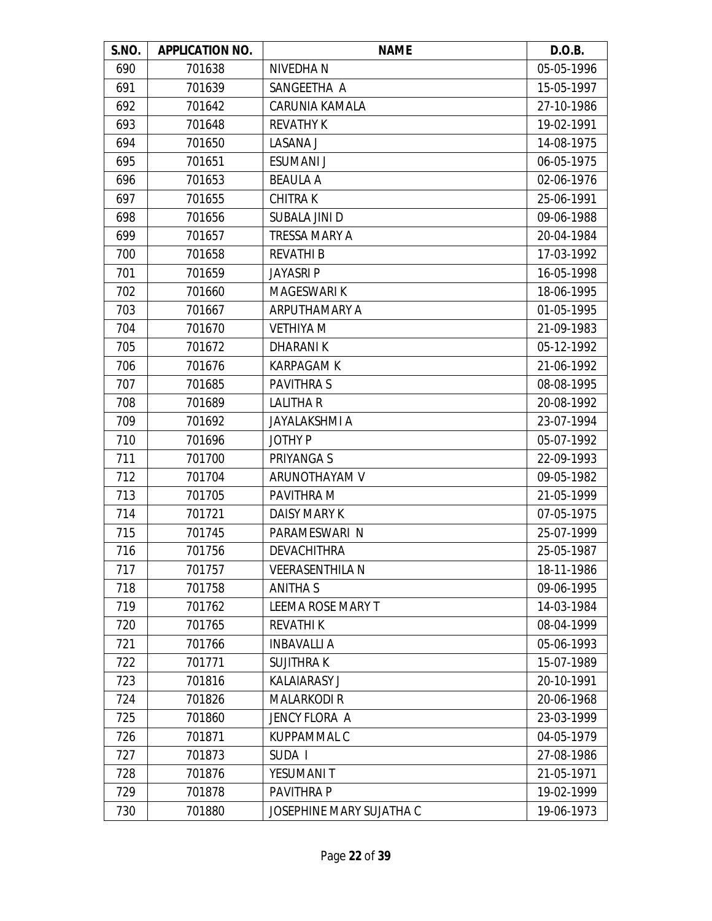| S.NO. | APPLICATION NO. | NAME | D.O.B. |
|---|---|---|---|
| 690 | 701638 | NIVEDHA N | 05-05-1996 |
| 691 | 701639 | SANGEETHA A | 15-05-1997 |
| 692 | 701642 | CARUNIA KAMALA | 27-10-1986 |
| 693 | 701648 | REVATHY K | 19-02-1991 |
| 694 | 701650 | LASANA J | 14-08-1975 |
| 695 | 701651 | ESUMANI J | 06-05-1975 |
| 696 | 701653 | BEAULA A | 02-06-1976 |
| 697 | 701655 | CHITRA K | 25-06-1991 |
| 698 | 701656 | SUBALA JINI D | 09-06-1988 |
| 699 | 701657 | TRESSA MARY A | 20-04-1984 |
| 700 | 701658 | REVATHI B | 17-03-1992 |
| 701 | 701659 | JAYASRI P | 16-05-1998 |
| 702 | 701660 | MAGESWARI K | 18-06-1995 |
| 703 | 701667 | ARPUTHAMARY A | 01-05-1995 |
| 704 | 701670 | VETHIYA M | 21-09-1983 |
| 705 | 701672 | DHARANI K | 05-12-1992 |
| 706 | 701676 | KARPAGAM K | 21-06-1992 |
| 707 | 701685 | PAVITHRA S | 08-08-1995 |
| 708 | 701689 | LALITHA R | 20-08-1992 |
| 709 | 701692 | JAYALAKSHMI A | 23-07-1994 |
| 710 | 701696 | JOTHY P | 05-07-1992 |
| 711 | 701700 | PRIYANGA S | 22-09-1993 |
| 712 | 701704 | ARUNOTHAYAM V | 09-05-1982 |
| 713 | 701705 | PAVITHRA M | 21-05-1999 |
| 714 | 701721 | DAISY MARY K | 07-05-1975 |
| 715 | 701745 | PARAMESWARI N | 25-07-1999 |
| 716 | 701756 | DEVACHITHRA | 25-05-1987 |
| 717 | 701757 | VEERASENTHILA N | 18-11-1986 |
| 718 | 701758 | ANITHA S | 09-06-1995 |
| 719 | 701762 | LEEMA ROSE MARY T | 14-03-1984 |
| 720 | 701765 | REVATHI K | 08-04-1999 |
| 721 | 701766 | INBAVALLI A | 05-06-1993 |
| 722 | 701771 | SUJITHRA K | 15-07-1989 |
| 723 | 701816 | KALAIARASY J | 20-10-1991 |
| 724 | 701826 | MALARKODI R | 20-06-1968 |
| 725 | 701860 | JENCY FLORA A | 23-03-1999 |
| 726 | 701871 | KUPPAMMAL C | 04-05-1979 |
| 727 | 701873 | SUDA I | 27-08-1986 |
| 728 | 701876 | YESUMANI T | 21-05-1971 |
| 729 | 701878 | PAVITHRA P | 19-02-1999 |
| 730 | 701880 | JOSEPHINE MARY SUJATHA C | 19-06-1973 |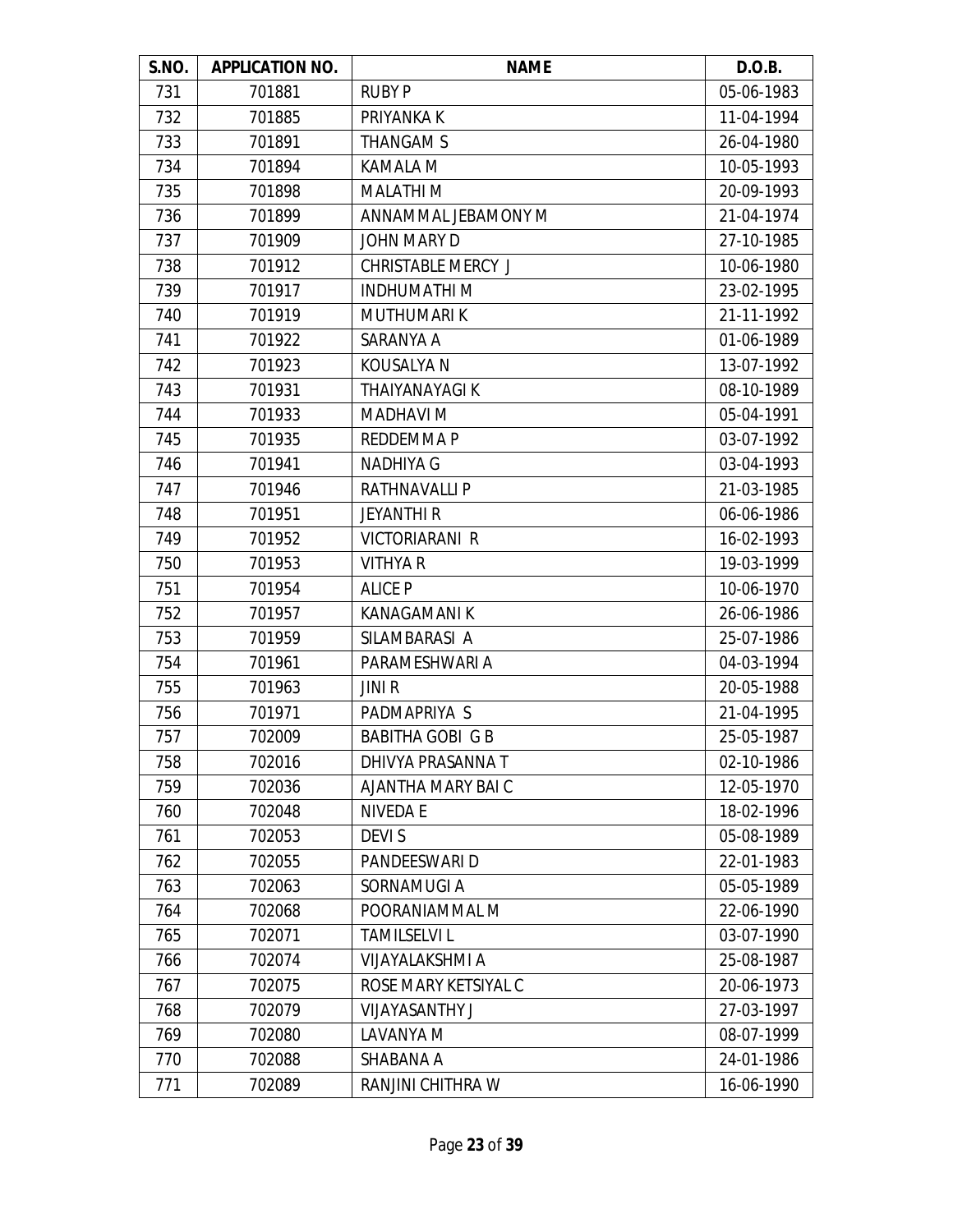| S.NO. | APPLICATION NO. | NAME | D.O.B. |
|---|---|---|---|
| 731 | 701881 | RUBY P | 05-06-1983 |
| 732 | 701885 | PRIYANKA K | 11-04-1994 |
| 733 | 701891 | THANGAM S | 26-04-1980 |
| 734 | 701894 | KAMALA M | 10-05-1993 |
| 735 | 701898 | MALATHI M | 20-09-1993 |
| 736 | 701899 | ANNAMMAL JEBAMONY M | 21-04-1974 |
| 737 | 701909 | JOHN MARY D | 27-10-1985 |
| 738 | 701912 | CHRISTABLE MERCY J | 10-06-1980 |
| 739 | 701917 | INDHUMATHI M | 23-02-1995 |
| 740 | 701919 | MUTHUMARI K | 21-11-1992 |
| 741 | 701922 | SARANYA A | 01-06-1989 |
| 742 | 701923 | KOUSALYA N | 13-07-1992 |
| 743 | 701931 | THAIYANAYAGI K | 08-10-1989 |
| 744 | 701933 | MADHAVI M | 05-04-1991 |
| 745 | 701935 | REDDEMMA P | 03-07-1992 |
| 746 | 701941 | NADHIYA G | 03-04-1993 |
| 747 | 701946 | RATHNAVALLI P | 21-03-1985 |
| 748 | 701951 | JEYANTHI R | 06-06-1986 |
| 749 | 701952 | VICTORIARANI R | 16-02-1993 |
| 750 | 701953 | VITHYA R | 19-03-1999 |
| 751 | 701954 | ALICE P | 10-06-1970 |
| 752 | 701957 | KANAGAMANI K | 26-06-1986 |
| 753 | 701959 | SILAMBARASI A | 25-07-1986 |
| 754 | 701961 | PARAMESHWARI A | 04-03-1994 |
| 755 | 701963 | JINI R | 20-05-1988 |
| 756 | 701971 | PADMAPRIYA S | 21-04-1995 |
| 757 | 702009 | BABITHA GOBI G B | 25-05-1987 |
| 758 | 702016 | DHIVYA PRASANNA T | 02-10-1986 |
| 759 | 702036 | AJANTHA MARY BAI C | 12-05-1970 |
| 760 | 702048 | NIVEDA E | 18-02-1996 |
| 761 | 702053 | DEVI S | 05-08-1989 |
| 762 | 702055 | PANDEESWARI D | 22-01-1983 |
| 763 | 702063 | SORNAMUGI A | 05-05-1989 |
| 764 | 702068 | POORANIAMMAL M | 22-06-1990 |
| 765 | 702071 | TAMILSELVI L | 03-07-1990 |
| 766 | 702074 | VIJAYALAKSHMI A | 25-08-1987 |
| 767 | 702075 | ROSE MARY KETSIYAL C | 20-06-1973 |
| 768 | 702079 | VIJAYASANTHY J | 27-03-1997 |
| 769 | 702080 | LAVANYA M | 08-07-1999 |
| 770 | 702088 | SHABANA A | 24-01-1986 |
| 771 | 702089 | RANJINI CHITHRA W | 16-06-1990 |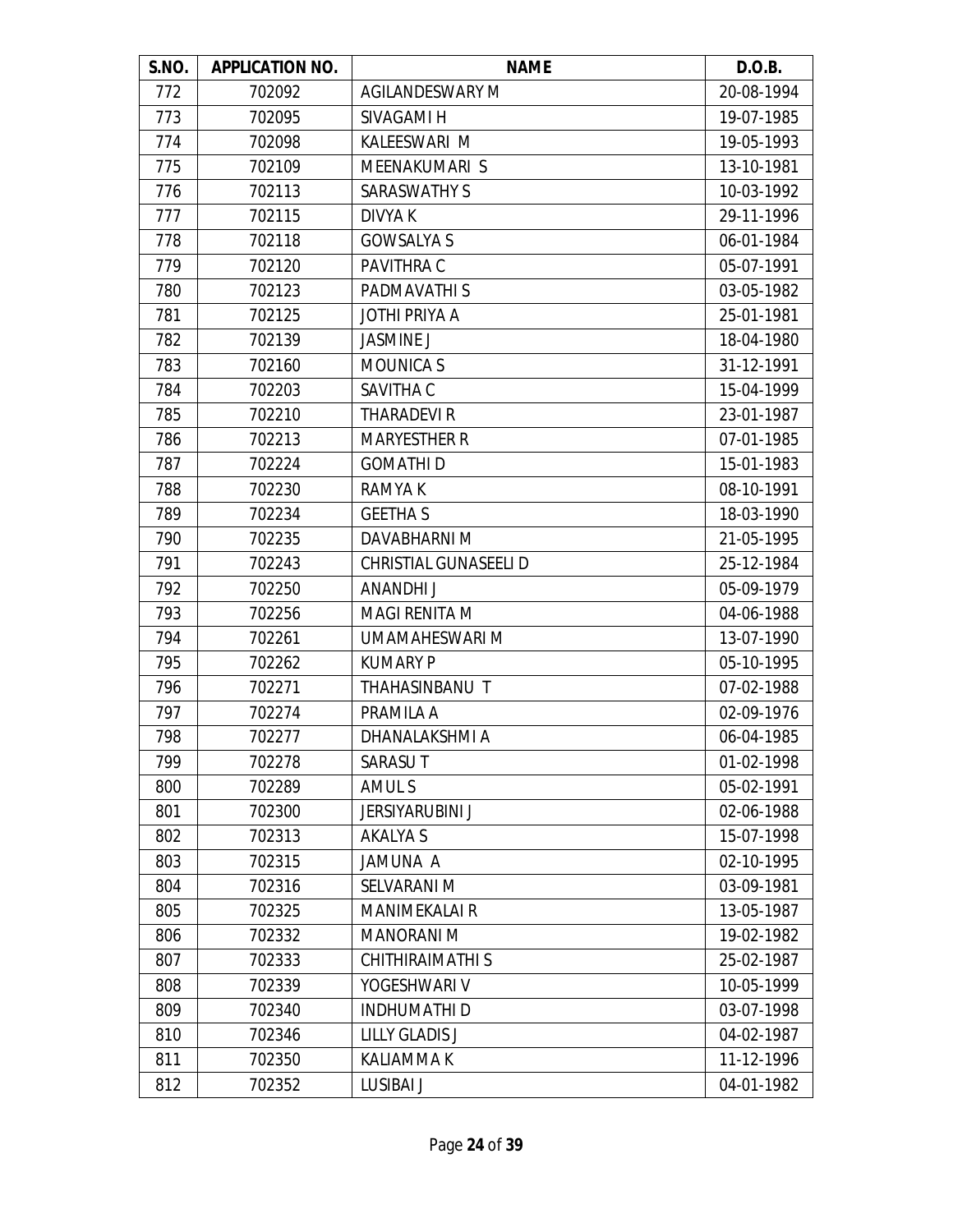| S.NO. | APPLICATION NO. | NAME | D.O.B. |
|---|---|---|---|
| 772 | 702092 | AGILANDESWARY M | 20-08-1994 |
| 773 | 702095 | SIVAGAMI H | 19-07-1985 |
| 774 | 702098 | KALEESWARI M | 19-05-1993 |
| 775 | 702109 | MEENAKUMARI S | 13-10-1981 |
| 776 | 702113 | SARASWATHY S | 10-03-1992 |
| 777 | 702115 | DIVYA K | 29-11-1996 |
| 778 | 702118 | GOWSALYA S | 06-01-1984 |
| 779 | 702120 | PAVITHRA C | 05-07-1991 |
| 780 | 702123 | PADMAVATHI S | 03-05-1982 |
| 781 | 702125 | JOTHI PRIYA A | 25-01-1981 |
| 782 | 702139 | JASMINE J | 18-04-1980 |
| 783 | 702160 | MOUNICA S | 31-12-1991 |
| 784 | 702203 | SAVITHA C | 15-04-1999 |
| 785 | 702210 | THARADEVI R | 23-01-1987 |
| 786 | 702213 | MARYESTHER R | 07-01-1985 |
| 787 | 702224 | GOMATHI D | 15-01-1983 |
| 788 | 702230 | RAMYA K | 08-10-1991 |
| 789 | 702234 | GEETHA S | 18-03-1990 |
| 790 | 702235 | DAVABHARNI M | 21-05-1995 |
| 791 | 702243 | CHRISTIAL GUNASEELI D | 25-12-1984 |
| 792 | 702250 | ANANDHI J | 05-09-1979 |
| 793 | 702256 | MAGI RENITA M | 04-06-1988 |
| 794 | 702261 | UMAMAHESWARI M | 13-07-1990 |
| 795 | 702262 | KUMARY P | 05-10-1995 |
| 796 | 702271 | THAHASINBANU T | 07-02-1988 |
| 797 | 702274 | PRAMILA A | 02-09-1976 |
| 798 | 702277 | DHANALAKSHMI A | 06-04-1985 |
| 799 | 702278 | SARASU T | 01-02-1998 |
| 800 | 702289 | AMUL S | 05-02-1991 |
| 801 | 702300 | JERSIYARUBINI J | 02-06-1988 |
| 802 | 702313 | AKALYA S | 15-07-1998 |
| 803 | 702315 | JAMUNA A | 02-10-1995 |
| 804 | 702316 | SELVARANI M | 03-09-1981 |
| 805 | 702325 | MANIMEKALAI R | 13-05-1987 |
| 806 | 702332 | MANORANI M | 19-02-1982 |
| 807 | 702333 | CHITHIRAIMATHI S | 25-02-1987 |
| 808 | 702339 | YOGESHWARI V | 10-05-1999 |
| 809 | 702340 | INDHUMATHI D | 03-07-1998 |
| 810 | 702346 | LILLY GLADIS J | 04-02-1987 |
| 811 | 702350 | KALIAMMA K | 11-12-1996 |
| 812 | 702352 | LUSIBAI J | 04-01-1982 |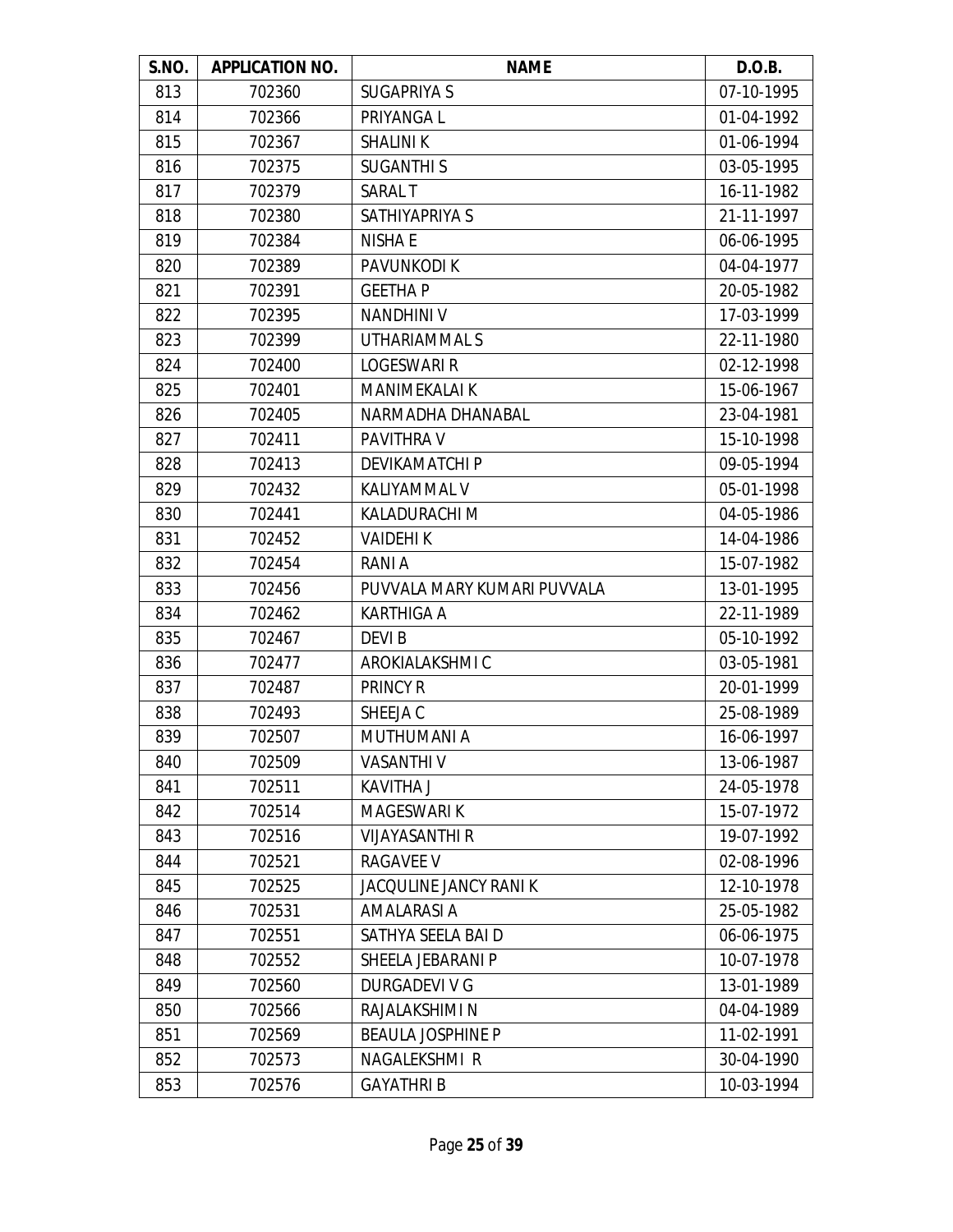| S.NO. | APPLICATION NO. | NAME | D.O.B. |
|---|---|---|---|
| 813 | 702360 | SUGAPRIYA S | 07-10-1995 |
| 814 | 702366 | PRIYANGA L | 01-04-1992 |
| 815 | 702367 | SHALINI K | 01-06-1994 |
| 816 | 702375 | SUGANTHI S | 03-05-1995 |
| 817 | 702379 | SARAL T | 16-11-1982 |
| 818 | 702380 | SATHIYAPRIYA S | 21-11-1997 |
| 819 | 702384 | NISHA E | 06-06-1995 |
| 820 | 702389 | PAVUNKODI K | 04-04-1977 |
| 821 | 702391 | GEETHA P | 20-05-1982 |
| 822 | 702395 | NANDHINI V | 17-03-1999 |
| 823 | 702399 | UTHARIAMMAL S | 22-11-1980 |
| 824 | 702400 | LOGESWARI R | 02-12-1998 |
| 825 | 702401 | MANIMEKALAI K | 15-06-1967 |
| 826 | 702405 | NARMADHA DHANABAL | 23-04-1981 |
| 827 | 702411 | PAVITHRA V | 15-10-1998 |
| 828 | 702413 | DEVIKAMATCHI P | 09-05-1994 |
| 829 | 702432 | KALIYAMMAL V | 05-01-1998 |
| 830 | 702441 | KALADURACHI M | 04-05-1986 |
| 831 | 702452 | VAIDEHI K | 14-04-1986 |
| 832 | 702454 | RANI A | 15-07-1982 |
| 833 | 702456 | PUVVALA MARY KUMARI PUVVALA | 13-01-1995 |
| 834 | 702462 | KARTHIGA A | 22-11-1989 |
| 835 | 702467 | DEVI B | 05-10-1992 |
| 836 | 702477 | AROKIALAKSHMI C | 03-05-1981 |
| 837 | 702487 | PRINCY R | 20-01-1999 |
| 838 | 702493 | SHEEJA C | 25-08-1989 |
| 839 | 702507 | MUTHUMANI A | 16-06-1997 |
| 840 | 702509 | VASANTHI V | 13-06-1987 |
| 841 | 702511 | KAVITHA J | 24-05-1978 |
| 842 | 702514 | MAGESWARI K | 15-07-1972 |
| 843 | 702516 | VIJAYASANTHI R | 19-07-1992 |
| 844 | 702521 | RAGAVEE V | 02-08-1996 |
| 845 | 702525 | JACQULINE JANCY RANI K | 12-10-1978 |
| 846 | 702531 | AMALARASI A | 25-05-1982 |
| 847 | 702551 | SATHYA SEELA BAI D | 06-06-1975 |
| 848 | 702552 | SHEELA JEBARANI P | 10-07-1978 |
| 849 | 702560 | DURGADEVI V G | 13-01-1989 |
| 850 | 702566 | RAJALAKSHIMI N | 04-04-1989 |
| 851 | 702569 | BEAULA JOSPHINE P | 11-02-1991 |
| 852 | 702573 | NAGALEKSHMI R | 30-04-1990 |
| 853 | 702576 | GAYATHRI B | 10-03-1994 |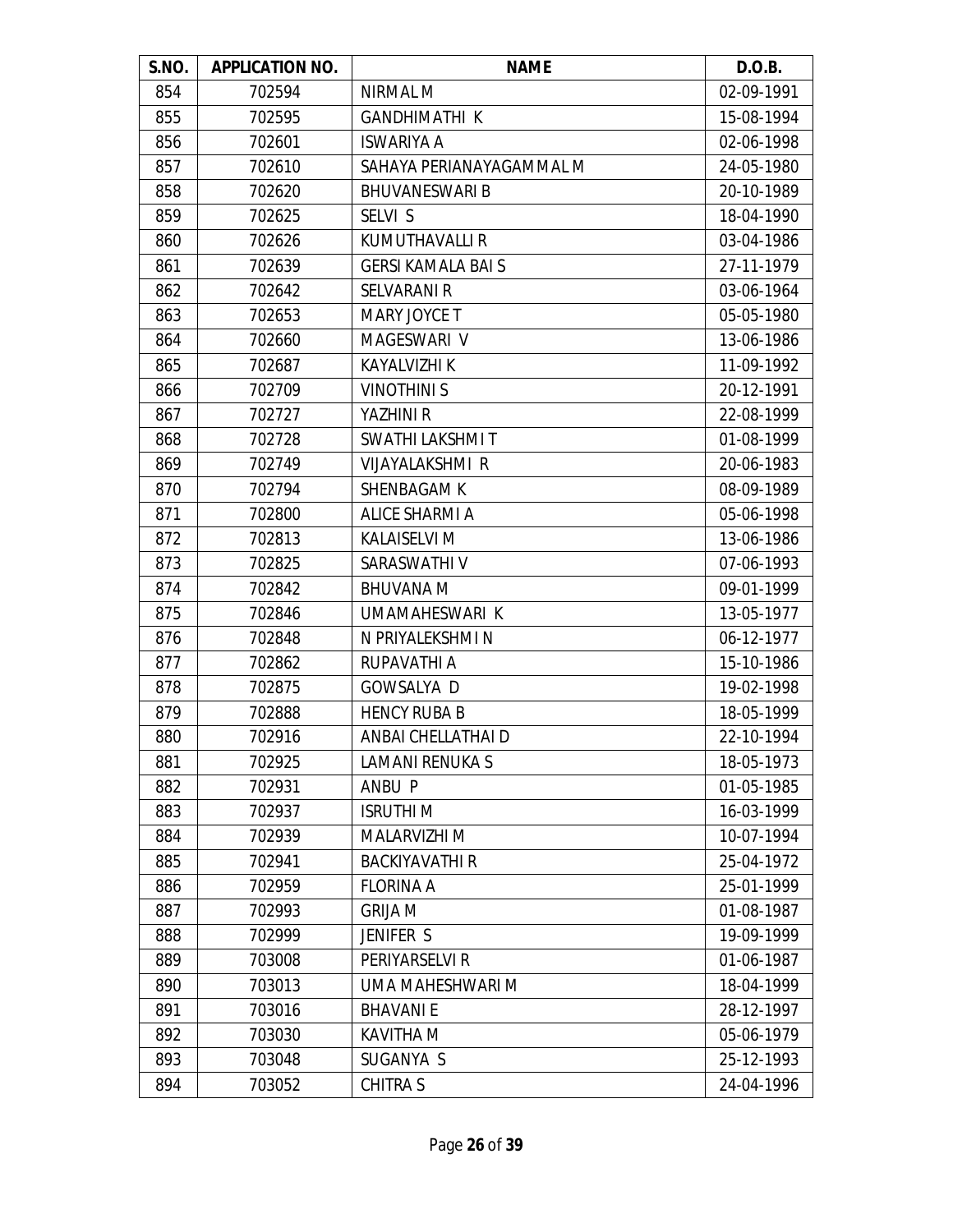| S.NO. | APPLICATION NO. | NAME | D.O.B. |
|---|---|---|---|
| 854 | 702594 | NIRMAL M | 02-09-1991 |
| 855 | 702595 | GANDHIMATHI K | 15-08-1994 |
| 856 | 702601 | ISWARIYA A | 02-06-1998 |
| 857 | 702610 | SAHAYA PERIANAYAGAMMAL M | 24-05-1980 |
| 858 | 702620 | BHUVANESWARI B | 20-10-1989 |
| 859 | 702625 | SELVI S | 18-04-1990 |
| 860 | 702626 | KUMUTHAVALLI R | 03-04-1986 |
| 861 | 702639 | GERSI KAMALA BAI S | 27-11-1979 |
| 862 | 702642 | SELVARANI R | 03-06-1964 |
| 863 | 702653 | MARY JOYCE T | 05-05-1980 |
| 864 | 702660 | MAGESWARI V | 13-06-1986 |
| 865 | 702687 | KAYALVIZHI K | 11-09-1992 |
| 866 | 702709 | VINOTHINI S | 20-12-1991 |
| 867 | 702727 | YAZHINI R | 22-08-1999 |
| 868 | 702728 | SWATHI LAKSHMI T | 01-08-1999 |
| 869 | 702749 | VIJAYALAKSHMI R | 20-06-1983 |
| 870 | 702794 | SHENBAGAM K | 08-09-1989 |
| 871 | 702800 | ALICE SHARMI A | 05-06-1998 |
| 872 | 702813 | KALAISELVI M | 13-06-1986 |
| 873 | 702825 | SARASWATHI V | 07-06-1993 |
| 874 | 702842 | BHUVANA M | 09-01-1999 |
| 875 | 702846 | UMAMAHESWARI K | 13-05-1977 |
| 876 | 702848 | N PRIYALEKSHMI N | 06-12-1977 |
| 877 | 702862 | RUPAVATHI A | 15-10-1986 |
| 878 | 702875 | GOWSALYA D | 19-02-1998 |
| 879 | 702888 | HENCY RUBA B | 18-05-1999 |
| 880 | 702916 | ANBAI CHELLATHAI D | 22-10-1994 |
| 881 | 702925 | LAMANI RENUKA S | 18-05-1973 |
| 882 | 702931 | ANBU P | 01-05-1985 |
| 883 | 702937 | ISRUTHI M | 16-03-1999 |
| 884 | 702939 | MALARVIZHI M | 10-07-1994 |
| 885 | 702941 | BACKIYAVATHI R | 25-04-1972 |
| 886 | 702959 | FLORINA A | 25-01-1999 |
| 887 | 702993 | GRIJA M | 01-08-1987 |
| 888 | 702999 | JENIFER S | 19-09-1999 |
| 889 | 703008 | PERIYARSELVI R | 01-06-1987 |
| 890 | 703013 | UMA MAHESHWARI M | 18-04-1999 |
| 891 | 703016 | BHAVANI E | 28-12-1997 |
| 892 | 703030 | KAVITHA M | 05-06-1979 |
| 893 | 703048 | SUGANYA S | 25-12-1993 |
| 894 | 703052 | CHITRA S | 24-04-1996 |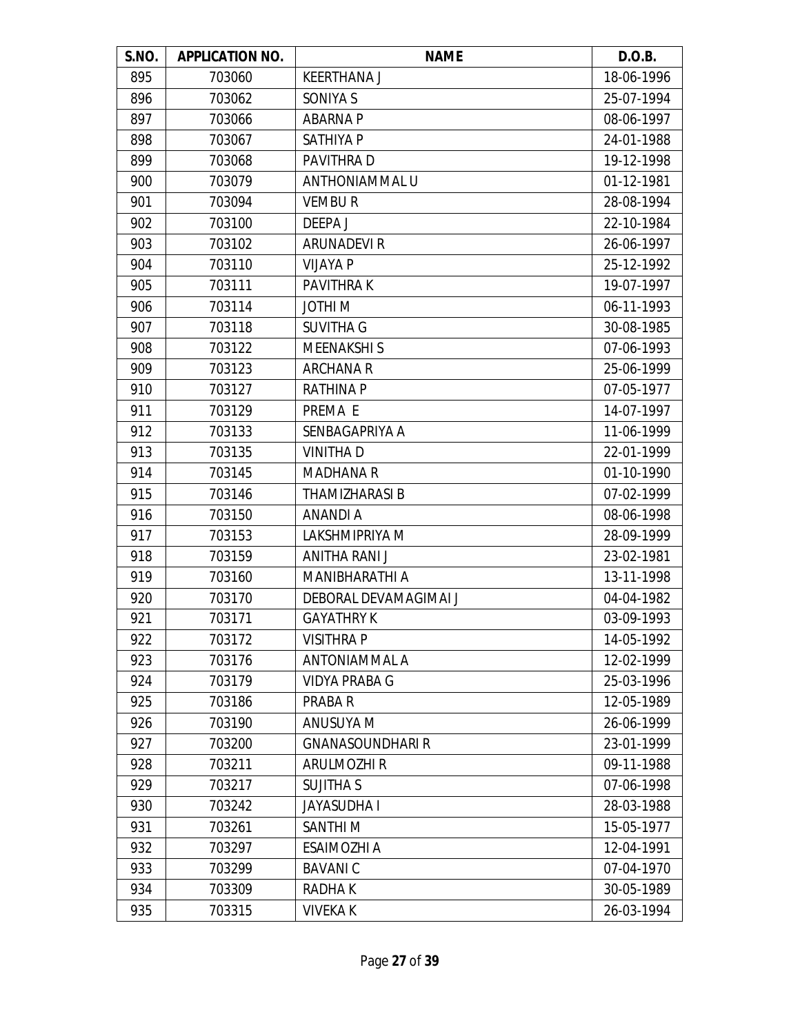| S.NO. | APPLICATION NO. | NAME | D.O.B. |
|---|---|---|---|
| 895 | 703060 | KEERTHANA J | 18-06-1996 |
| 896 | 703062 | SONIYA S | 25-07-1994 |
| 897 | 703066 | ABARNA P | 08-06-1997 |
| 898 | 703067 | SATHIYA P | 24-01-1988 |
| 899 | 703068 | PAVITHRA D | 19-12-1998 |
| 900 | 703079 | ANTHONIAMMAL U | 01-12-1981 |
| 901 | 703094 | VEMBU R | 28-08-1994 |
| 902 | 703100 | DEEPA J | 22-10-1984 |
| 903 | 703102 | ARUNADEVI R | 26-06-1997 |
| 904 | 703110 | VIJAYA P | 25-12-1992 |
| 905 | 703111 | PAVITHRA K | 19-07-1997 |
| 906 | 703114 | JOTHI M | 06-11-1993 |
| 907 | 703118 | SUVITHA G | 30-08-1985 |
| 908 | 703122 | MEENAKSHI S | 07-06-1993 |
| 909 | 703123 | ARCHANA R | 25-06-1999 |
| 910 | 703127 | RATHINA P | 07-05-1977 |
| 911 | 703129 | PREMA E | 14-07-1997 |
| 912 | 703133 | SENBAGAPRIYA A | 11-06-1999 |
| 913 | 703135 | VINITHA D | 22-01-1999 |
| 914 | 703145 | MADHANA R | 01-10-1990 |
| 915 | 703146 | THAMIZHARASI B | 07-02-1999 |
| 916 | 703150 | ANANDI A | 08-06-1998 |
| 917 | 703153 | LAKSHMIPRIYA M | 28-09-1999 |
| 918 | 703159 | ANITHA RANI J | 23-02-1981 |
| 919 | 703160 | MANIBHARATHI A | 13-11-1998 |
| 920 | 703170 | DEBORAL DEVAMAGIMAI J | 04-04-1982 |
| 921 | 703171 | GAYATHRY K | 03-09-1993 |
| 922 | 703172 | VISITHRA P | 14-05-1992 |
| 923 | 703176 | ANTONIAMMAL A | 12-02-1999 |
| 924 | 703179 | VIDYA PRABA G | 25-03-1996 |
| 925 | 703186 | PRABA R | 12-05-1989 |
| 926 | 703190 | ANUSUYA M | 26-06-1999 |
| 927 | 703200 | GNANASOUNDHARI R | 23-01-1999 |
| 928 | 703211 | ARULMOZHI R | 09-11-1988 |
| 929 | 703217 | SUJITHA S | 07-06-1998 |
| 930 | 703242 | JAYASUDHA I | 28-03-1988 |
| 931 | 703261 | SANTHI M | 15-05-1977 |
| 932 | 703297 | ESAIMOZHI A | 12-04-1991 |
| 933 | 703299 | BAVANI C | 07-04-1970 |
| 934 | 703309 | RADHA K | 30-05-1989 |
| 935 | 703315 | VIVEKA K | 26-03-1994 |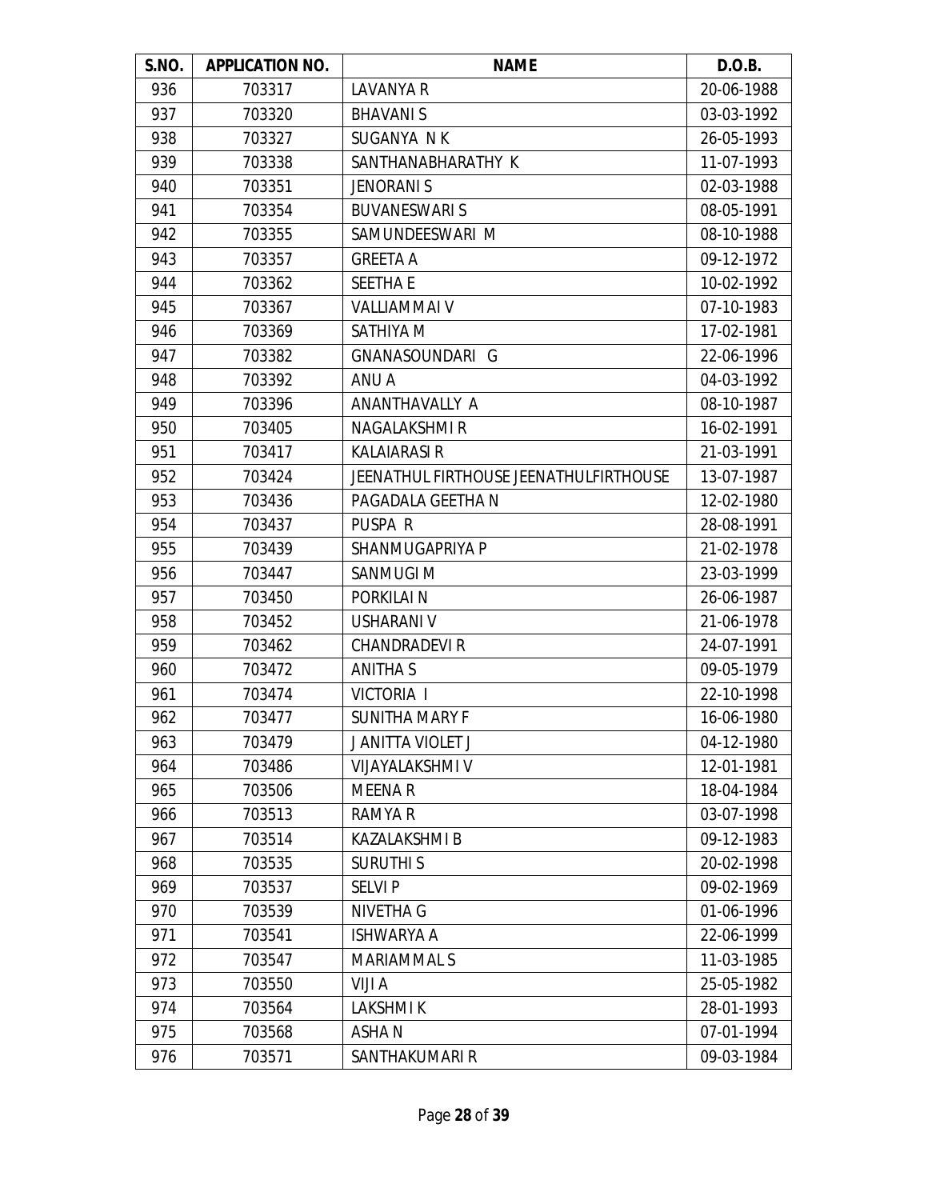| S.NO. | APPLICATION NO. | NAME | D.O.B. |
|---|---|---|---|
| 936 | 703317 | LAVANYA R | 20-06-1988 |
| 937 | 703320 | BHAVANI S | 03-03-1992 |
| 938 | 703327 | SUGANYA N K | 26-05-1993 |
| 939 | 703338 | SANTHANABHARATHY K | 11-07-1993 |
| 940 | 703351 | JENORANI S | 02-03-1988 |
| 941 | 703354 | BUVANESWARI S | 08-05-1991 |
| 942 | 703355 | SAMUNDEESWARI M | 08-10-1988 |
| 943 | 703357 | GREETA A | 09-12-1972 |
| 944 | 703362 | SEETHA E | 10-02-1992 |
| 945 | 703367 | VALLIAMMAI V | 07-10-1983 |
| 946 | 703369 | SATHIYA M | 17-02-1981 |
| 947 | 703382 | GNANASOUNDARI G | 22-06-1996 |
| 948 | 703392 | ANU A | 04-03-1992 |
| 949 | 703396 | ANANTHAVALLY A | 08-10-1987 |
| 950 | 703405 | NAGALAKSHMI R | 16-02-1991 |
| 951 | 703417 | KALAIARASI R | 21-03-1991 |
| 952 | 703424 | JEENATHUL FIRTHOUSE JEENATHULFIRTHOUSE | 13-07-1987 |
| 953 | 703436 | PAGADALA GEETHA N | 12-02-1980 |
| 954 | 703437 | PUSPA R | 28-08-1991 |
| 955 | 703439 | SHANMUGAPRIYA P | 21-02-1978 |
| 956 | 703447 | SANMUGI M | 23-03-1999 |
| 957 | 703450 | PORKILAI N | 26-06-1987 |
| 958 | 703452 | USHARANI V | 21-06-1978 |
| 959 | 703462 | CHANDRADEVI R | 24-07-1991 |
| 960 | 703472 | ANITHA S | 09-05-1979 |
| 961 | 703474 | VICTORIA I | 22-10-1998 |
| 962 | 703477 | SUNITHA MARY F | 16-06-1980 |
| 963 | 703479 | J ANITTA VIOLET J | 04-12-1980 |
| 964 | 703486 | VIJAYALAKSHMI V | 12-01-1981 |
| 965 | 703506 | MEENA R | 18-04-1984 |
| 966 | 703513 | RAMYA R | 03-07-1998 |
| 967 | 703514 | KAZALAKSHMI B | 09-12-1983 |
| 968 | 703535 | SURUTHI S | 20-02-1998 |
| 969 | 703537 | SELVI P | 09-02-1969 |
| 970 | 703539 | NIVETHA G | 01-06-1996 |
| 971 | 703541 | ISHWARYA A | 22-06-1999 |
| 972 | 703547 | MARIAMMAL S | 11-03-1985 |
| 973 | 703550 | VIJI A | 25-05-1982 |
| 974 | 703564 | LAKSHMI K | 28-01-1993 |
| 975 | 703568 | ASHA N | 07-01-1994 |
| 976 | 703571 | SANTHAKUMARI R | 09-03-1984 |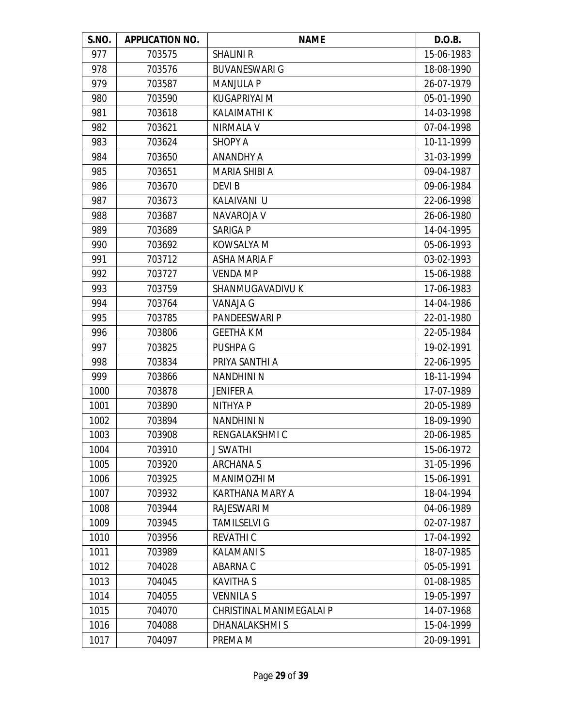| S.NO. | APPLICATION NO. | NAME | D.O.B. |
|---|---|---|---|
| 977 | 703575 | SHALINI R | 15-06-1983 |
| 978 | 703576 | BUVANESWARI G | 18-08-1990 |
| 979 | 703587 | MANJULA P | 26-07-1979 |
| 980 | 703590 | KUGAPRIYAI M | 05-01-1990 |
| 981 | 703618 | KALAIMATHI K | 14-03-1998 |
| 982 | 703621 | NIRMALA V | 07-04-1998 |
| 983 | 703624 | SHOPY A | 10-11-1999 |
| 984 | 703650 | ANANDHY A | 31-03-1999 |
| 985 | 703651 | MARIA SHIBI A | 09-04-1987 |
| 986 | 703670 | DEVI B | 09-06-1984 |
| 987 | 703673 | KALAIVANI U | 22-06-1998 |
| 988 | 703687 | NAVAROJA V | 26-06-1980 |
| 989 | 703689 | SARIGA P | 14-04-1995 |
| 990 | 703692 | KOWSALYA M | 05-06-1993 |
| 991 | 703712 | ASHA MARIA F | 03-02-1993 |
| 992 | 703727 | VENDA M P | 15-06-1988 |
| 993 | 703759 | SHANMUGAVADIVU K | 17-06-1983 |
| 994 | 703764 | VANAJA G | 14-04-1986 |
| 995 | 703785 | PANDEESWARI P | 22-01-1980 |
| 996 | 703806 | GEETHA K M | 22-05-1984 |
| 997 | 703825 | PUSHPA G | 19-02-1991 |
| 998 | 703834 | PRIYA SANTHI A | 22-06-1995 |
| 999 | 703866 | NANDHINI N | 18-11-1994 |
| 1000 | 703878 | JENIFER A | 17-07-1989 |
| 1001 | 703890 | NITHYA P | 20-05-1989 |
| 1002 | 703894 | NANDHINI N | 18-09-1990 |
| 1003 | 703908 | RENGALAKSHMI C | 20-06-1985 |
| 1004 | 703910 | J SWATHI | 15-06-1972 |
| 1005 | 703920 | ARCHANA S | 31-05-1996 |
| 1006 | 703925 | MANIMOZHI M | 15-06-1991 |
| 1007 | 703932 | KARTHANA MARY A | 18-04-1994 |
| 1008 | 703944 | RAJESWARI M | 04-06-1989 |
| 1009 | 703945 | TAMILSELVI G | 02-07-1987 |
| 1010 | 703956 | REVATHI C | 17-04-1992 |
| 1011 | 703989 | KALAMANI S | 18-07-1985 |
| 1012 | 704028 | ABARNA C | 05-05-1991 |
| 1013 | 704045 | KAVITHA S | 01-08-1985 |
| 1014 | 704055 | VENNILA S | 19-05-1997 |
| 1015 | 704070 | CHRISTINAL MANIMEGALAI P | 14-07-1968 |
| 1016 | 704088 | DHANALAKSHMI S | 15-04-1999 |
| 1017 | 704097 | PREMA M | 20-09-1991 |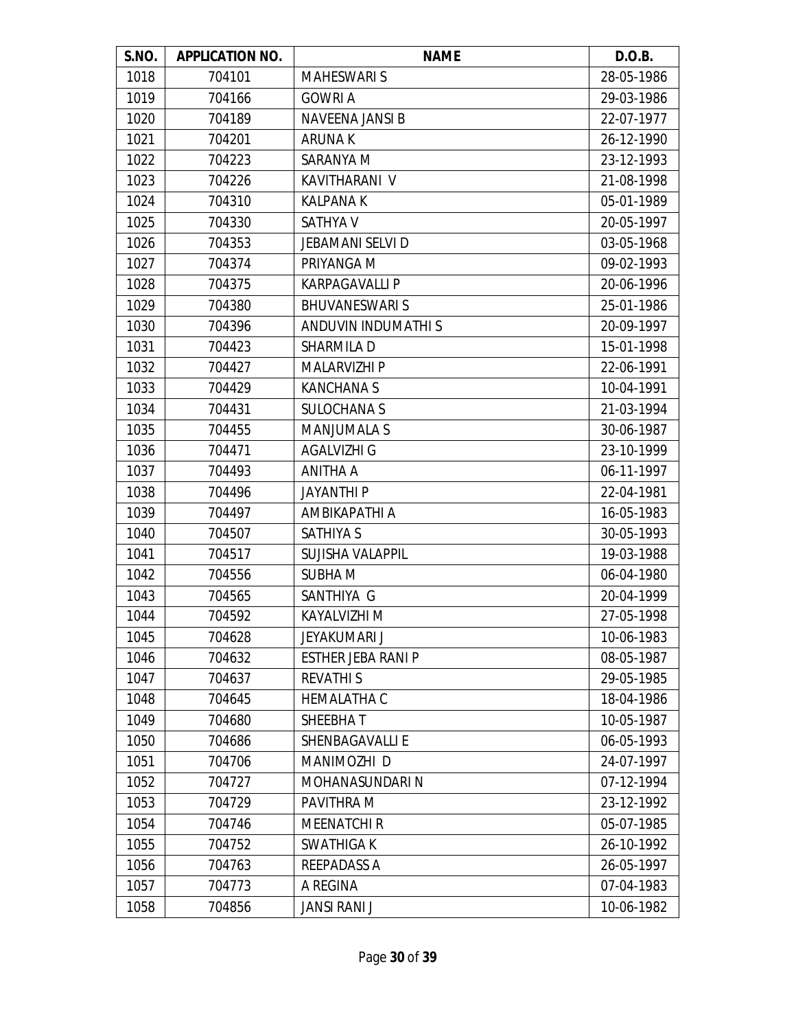| S.NO. | APPLICATION NO. | NAME | D.O.B. |
|---|---|---|---|
| 1018 | 704101 | MAHESWARI S | 28-05-1986 |
| 1019 | 704166 | GOWRI A | 29-03-1986 |
| 1020 | 704189 | NAVEENA JANSI B | 22-07-1977 |
| 1021 | 704201 | ARUNA K | 26-12-1990 |
| 1022 | 704223 | SARANYA M | 23-12-1993 |
| 1023 | 704226 | KAVITHARANI V | 21-08-1998 |
| 1024 | 704310 | KALPANA K | 05-01-1989 |
| 1025 | 704330 | SATHYA V | 20-05-1997 |
| 1026 | 704353 | JEBAMANI SELVI D | 03-05-1968 |
| 1027 | 704374 | PRIYANGA M | 09-02-1993 |
| 1028 | 704375 | KARPAGAVALLI P | 20-06-1996 |
| 1029 | 704380 | BHUVANESWARI S | 25-01-1986 |
| 1030 | 704396 | ANDUVIN INDUMATHI S | 20-09-1997 |
| 1031 | 704423 | SHARMILA D | 15-01-1998 |
| 1032 | 704427 | MALARVIZHI P | 22-06-1991 |
| 1033 | 704429 | KANCHANA S | 10-04-1991 |
| 1034 | 704431 | SULOCHANA S | 21-03-1994 |
| 1035 | 704455 | MANJUMALA S | 30-06-1987 |
| 1036 | 704471 | AGALVIZHI G | 23-10-1999 |
| 1037 | 704493 | ANITHA A | 06-11-1997 |
| 1038 | 704496 | JAYANTHI P | 22-04-1981 |
| 1039 | 704497 | AMBIKAPATHI A | 16-05-1983 |
| 1040 | 704507 | SATHIYA S | 30-05-1993 |
| 1041 | 704517 | SUJISHA VALAPPIL | 19-03-1988 |
| 1042 | 704556 | SUBHA M | 06-04-1980 |
| 1043 | 704565 | SANTHIYA G | 20-04-1999 |
| 1044 | 704592 | KAYALVIZHI M | 27-05-1998 |
| 1045 | 704628 | JEYAKUMARI J | 10-06-1983 |
| 1046 | 704632 | ESTHER JEBA RANI P | 08-05-1987 |
| 1047 | 704637 | REVATHI S | 29-05-1985 |
| 1048 | 704645 | HEMALATHA C | 18-04-1986 |
| 1049 | 704680 | SHEEBHA T | 10-05-1987 |
| 1050 | 704686 | SHENBAGAVALLI E | 06-05-1993 |
| 1051 | 704706 | MANIMOZHI D | 24-07-1997 |
| 1052 | 704727 | MOHANASUNDARI N | 07-12-1994 |
| 1053 | 704729 | PAVITHRA M | 23-12-1992 |
| 1054 | 704746 | MEENATCHI R | 05-07-1985 |
| 1055 | 704752 | SWATHIGA K | 26-10-1992 |
| 1056 | 704763 | REEPADASS A | 26-05-1997 |
| 1057 | 704773 | A REGINA | 07-04-1983 |
| 1058 | 704856 | JANSI RANI J | 10-06-1982 |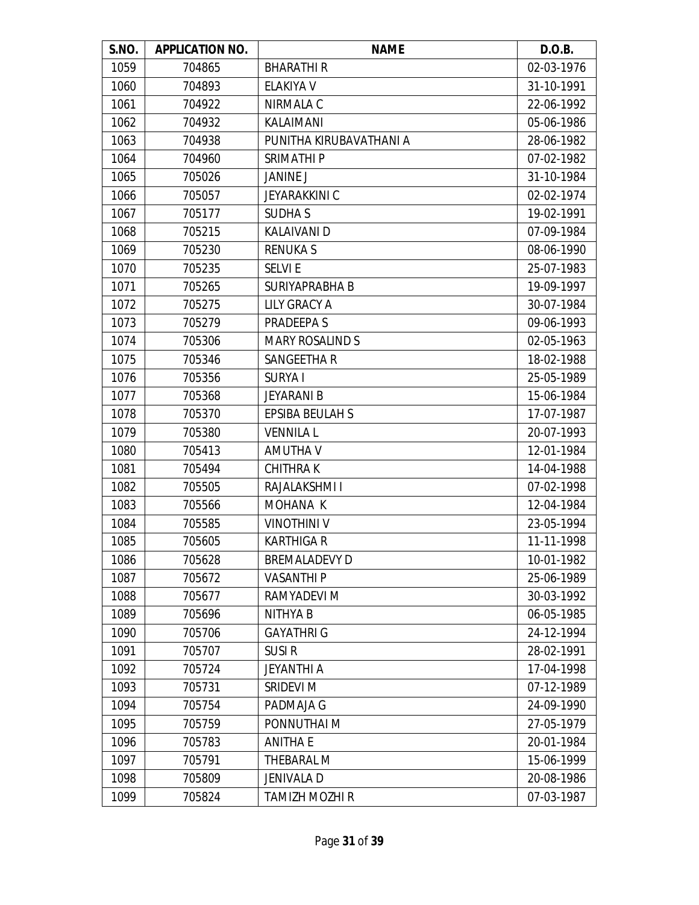| S.NO. | APPLICATION NO. | NAME | D.O.B. |
|---|---|---|---|
| 1059 | 704865 | BHARATHI R | 02-03-1976 |
| 1060 | 704893 | ELAKIYA V | 31-10-1991 |
| 1061 | 704922 | NIRMALA C | 22-06-1992 |
| 1062 | 704932 | KALAIMANI | 05-06-1986 |
| 1063 | 704938 | PUNITHA KIRUBAVATHANI A | 28-06-1982 |
| 1064 | 704960 | SRIMATHI P | 07-02-1982 |
| 1065 | 705026 | JANINE J | 31-10-1984 |
| 1066 | 705057 | JEYARAKKINI C | 02-02-1974 |
| 1067 | 705177 | SUDHA S | 19-02-1991 |
| 1068 | 705215 | KALAIVANI D | 07-09-1984 |
| 1069 | 705230 | RENUKA S | 08-06-1990 |
| 1070 | 705235 | SELVI E | 25-07-1983 |
| 1071 | 705265 | SURIYAPRABHA B | 19-09-1997 |
| 1072 | 705275 | LILY GRACY A | 30-07-1984 |
| 1073 | 705279 | PRADEEPA S | 09-06-1993 |
| 1074 | 705306 | MARY ROSALIND S | 02-05-1963 |
| 1075 | 705346 | SANGEETHA R | 18-02-1988 |
| 1076 | 705356 | SURYA I | 25-05-1989 |
| 1077 | 705368 | JEYARANI B | 15-06-1984 |
| 1078 | 705370 | EPSIBA BEULAH S | 17-07-1987 |
| 1079 | 705380 | VENNILA L | 20-07-1993 |
| 1080 | 705413 | AMUTHA V | 12-01-1984 |
| 1081 | 705494 | CHITHRA K | 14-04-1988 |
| 1082 | 705505 | RAJALAKSHMI I | 07-02-1998 |
| 1083 | 705566 | MOHANA K | 12-04-1984 |
| 1084 | 705585 | VINOTHINI V | 23-05-1994 |
| 1085 | 705605 | KARTHIGA R | 11-11-1998 |
| 1086 | 705628 | BREMALADEVY D | 10-01-1982 |
| 1087 | 705672 | VASANTHI P | 25-06-1989 |
| 1088 | 705677 | RAMYADEVI M | 30-03-1992 |
| 1089 | 705696 | NITHYA B | 06-05-1985 |
| 1090 | 705706 | GAYATHRI G | 24-12-1994 |
| 1091 | 705707 | SUSI R | 28-02-1991 |
| 1092 | 705724 | JEYANTHI A | 17-04-1998 |
| 1093 | 705731 | SRIDEVI M | 07-12-1989 |
| 1094 | 705754 | PADMAJA G | 24-09-1990 |
| 1095 | 705759 | PONNUTHAI M | 27-05-1979 |
| 1096 | 705783 | ANITHA E | 20-01-1984 |
| 1097 | 705791 | THEBARAL M | 15-06-1999 |
| 1098 | 705809 | JENIVALA D | 20-08-1986 |
| 1099 | 705824 | TAMIZH MOZHI R | 07-03-1987 |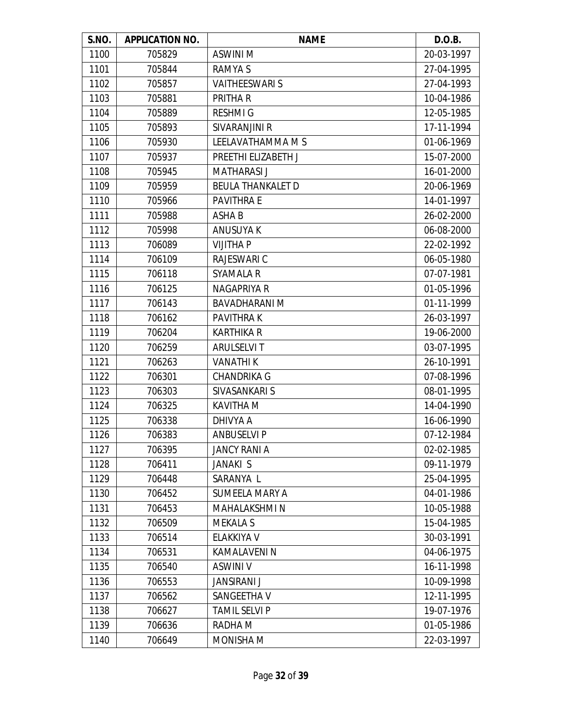| S.NO. | APPLICATION NO. | NAME | D.O.B. |
|---|---|---|---|
| 1100 | 705829 | ASWINI M | 20-03-1997 |
| 1101 | 705844 | RAMYA S | 27-04-1995 |
| 1102 | 705857 | VAITHEESWARI S | 27-04-1993 |
| 1103 | 705881 | PRITHA R | 10-04-1986 |
| 1104 | 705889 | RESHMI G | 12-05-1985 |
| 1105 | 705893 | SIVARANJINI R | 17-11-1994 |
| 1106 | 705930 | LEELAVATHAMMA M S | 01-06-1969 |
| 1107 | 705937 | PREETHI ELIZABETH J | 15-07-2000 |
| 1108 | 705945 | MATHARASI J | 16-01-2000 |
| 1109 | 705959 | BEULA THANKALET D | 20-06-1969 |
| 1110 | 705966 | PAVITHRA E | 14-01-1997 |
| 1111 | 705988 | ASHA B | 26-02-2000 |
| 1112 | 705998 | ANUSUYA K | 06-08-2000 |
| 1113 | 706089 | VIJITHA P | 22-02-1992 |
| 1114 | 706109 | RAJESWARI C | 06-05-1980 |
| 1115 | 706118 | SYAMALA R | 07-07-1981 |
| 1116 | 706125 | NAGAPRIYA R | 01-05-1996 |
| 1117 | 706143 | BAVADHARANI M | 01-11-1999 |
| 1118 | 706162 | PAVITHRA K | 26-03-1997 |
| 1119 | 706204 | KARTHIKA R | 19-06-2000 |
| 1120 | 706259 | ARULSELVI T | 03-07-1995 |
| 1121 | 706263 | VANATHI K | 26-10-1991 |
| 1122 | 706301 | CHANDRIKA G | 07-08-1996 |
| 1123 | 706303 | SIVASANKARI S | 08-01-1995 |
| 1124 | 706325 | KAVITHA M | 14-04-1990 |
| 1125 | 706338 | DHIVYA A | 16-06-1990 |
| 1126 | 706383 | ANBUSELVI P | 07-12-1984 |
| 1127 | 706395 | JANCY RANI A | 02-02-1985 |
| 1128 | 706411 | JANAKI S | 09-11-1979 |
| 1129 | 706448 | SARANYA L | 25-04-1995 |
| 1130 | 706452 | SUMEELA MARY A | 04-01-1986 |
| 1131 | 706453 | MAHALAKSHMI N | 10-05-1988 |
| 1132 | 706509 | MEKALA S | 15-04-1985 |
| 1133 | 706514 | ELAKKIYA V | 30-03-1991 |
| 1134 | 706531 | KAMALAVENI N | 04-06-1975 |
| 1135 | 706540 | ASWINI V | 16-11-1998 |
| 1136 | 706553 | JANSIRANI J | 10-09-1998 |
| 1137 | 706562 | SANGEETHA V | 12-11-1995 |
| 1138 | 706627 | TAMIL SELVI P | 19-07-1976 |
| 1139 | 706636 | RADHA M | 01-05-1986 |
| 1140 | 706649 | MONISHA M | 22-03-1997 |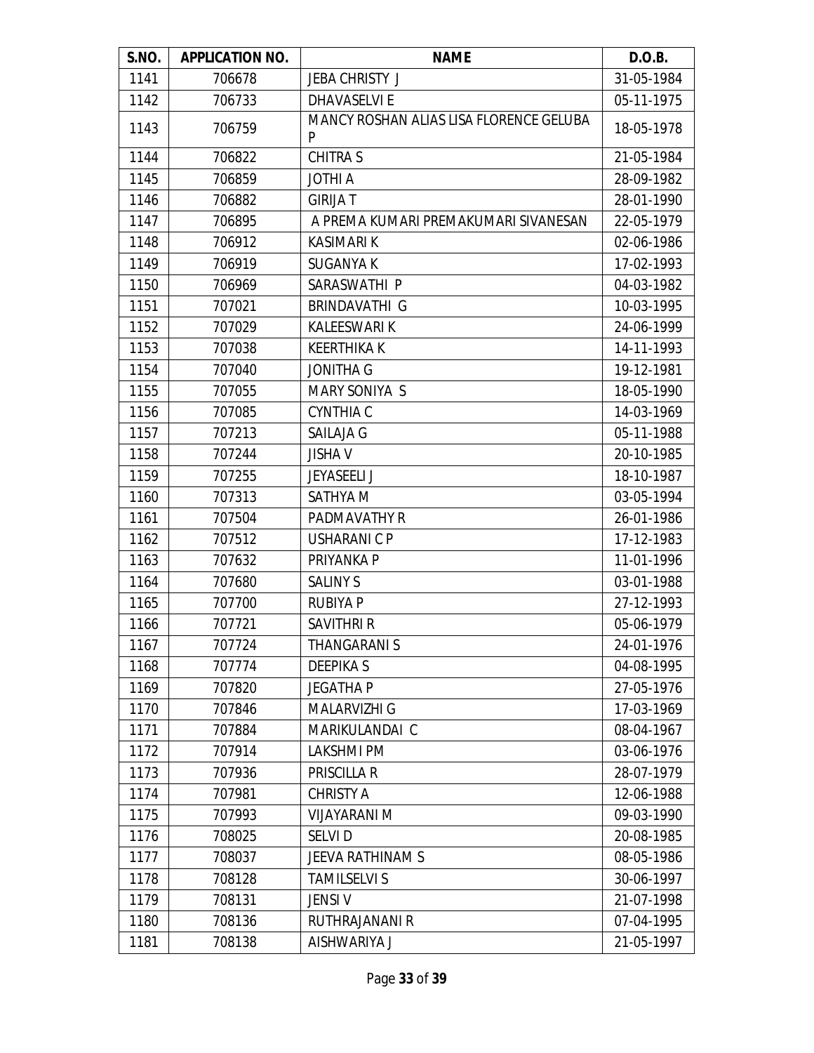| S.NO. | APPLICATION NO. | NAME | D.O.B. |
|---|---|---|---|
| 1141 | 706678 | JEBA CHRISTY J | 31-05-1984 |
| 1142 | 706733 | DHAVASELVI E | 05-11-1975 |
| 1143 | 706759 | MANCY ROSHAN ALIAS LISA FLORENCE GELUBA P | 18-05-1978 |
| 1144 | 706822 | CHITRA S | 21-05-1984 |
| 1145 | 706859 | JOTHI A | 28-09-1982 |
| 1146 | 706882 | GIRIJA T | 28-01-1990 |
| 1147 | 706895 | A PREMA KUMARI PREMAKUMARI SIVANESAN | 22-05-1979 |
| 1148 | 706912 | KASIMARI K | 02-06-1986 |
| 1149 | 706919 | SUGANYA K | 17-02-1993 |
| 1150 | 706969 | SARASWATHI P | 04-03-1982 |
| 1151 | 707021 | BRINDAVATHI G | 10-03-1995 |
| 1152 | 707029 | KALEESWARI K | 24-06-1999 |
| 1153 | 707038 | KEERTHIKA K | 14-11-1993 |
| 1154 | 707040 | JONITHA G | 19-12-1981 |
| 1155 | 707055 | MARY SONIYA S | 18-05-1990 |
| 1156 | 707085 | CYNTHIA C | 14-03-1969 |
| 1157 | 707213 | SAILAJA G | 05-11-1988 |
| 1158 | 707244 | JISHA V | 20-10-1985 |
| 1159 | 707255 | JEYASEELI J | 18-10-1987 |
| 1160 | 707313 | SATHYA M | 03-05-1994 |
| 1161 | 707504 | PADMAVATHY R | 26-01-1986 |
| 1162 | 707512 | USHARANI C P | 17-12-1983 |
| 1163 | 707632 | PRIYANKA P | 11-01-1996 |
| 1164 | 707680 | SALINY S | 03-01-1988 |
| 1165 | 707700 | RUBIYA P | 27-12-1993 |
| 1166 | 707721 | SAVITHRI R | 05-06-1979 |
| 1167 | 707724 | THANGARANI S | 24-01-1976 |
| 1168 | 707774 | DEEPIKA S | 04-08-1995 |
| 1169 | 707820 | JEGATHA P | 27-05-1976 |
| 1170 | 707846 | MALARVIZHI G | 17-03-1969 |
| 1171 | 707884 | MARIKULANDAI C | 08-04-1967 |
| 1172 | 707914 | LAKSHMI PM | 03-06-1976 |
| 1173 | 707936 | PRISCILLA R | 28-07-1979 |
| 1174 | 707981 | CHRISTY A | 12-06-1988 |
| 1175 | 707993 | VIJAYARANI M | 09-03-1990 |
| 1176 | 708025 | SELVI D | 20-08-1985 |
| 1177 | 708037 | JEEVA RATHINAM S | 08-05-1986 |
| 1178 | 708128 | TAMILSELVI S | 30-06-1997 |
| 1179 | 708131 | JENSI V | 21-07-1998 |
| 1180 | 708136 | RUTHRAJANANI R | 07-04-1995 |
| 1181 | 708138 | AISHWARIYA J | 21-05-1997 |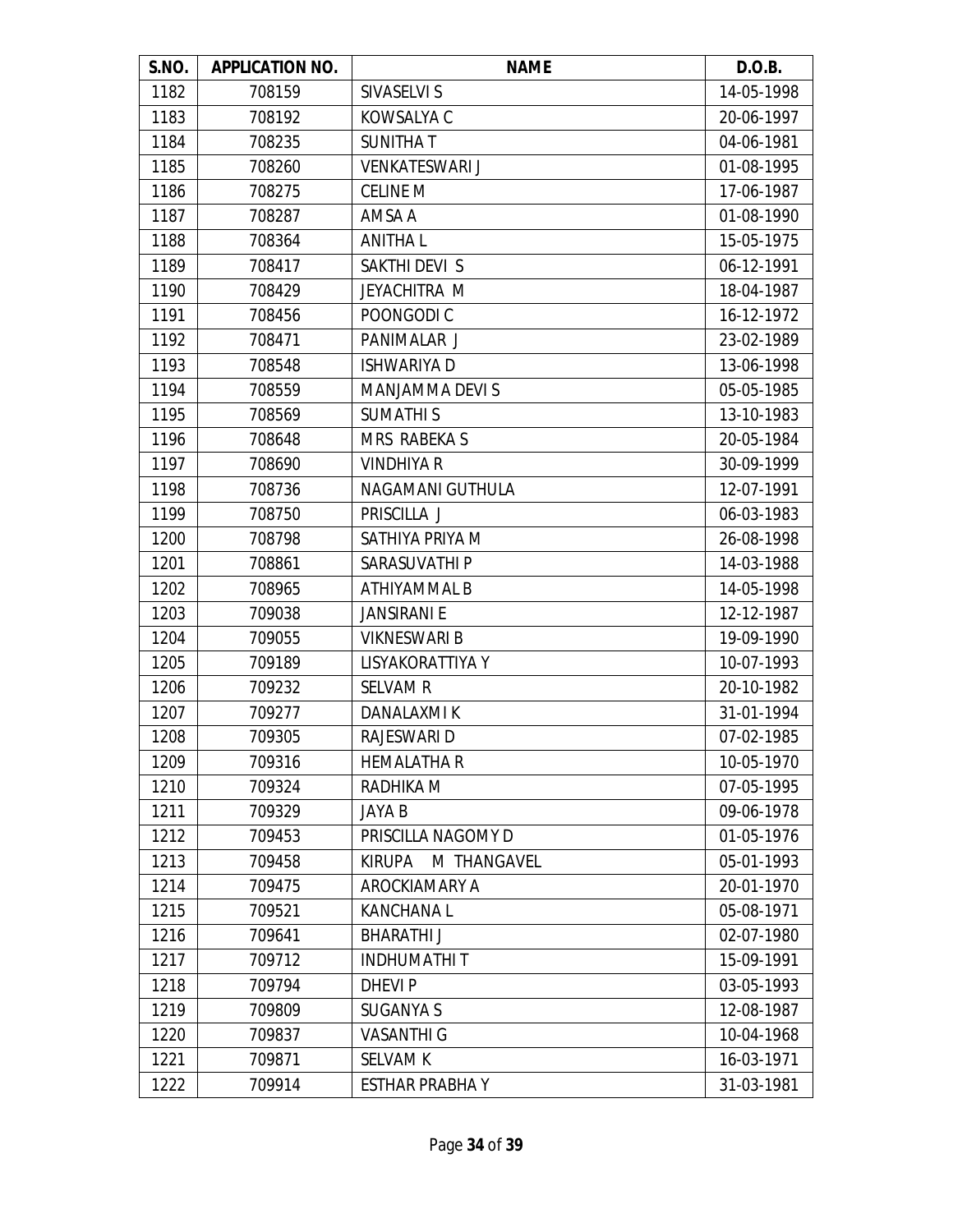| S.NO. | APPLICATION NO. | NAME | D.O.B. |
|---|---|---|---|
| 1182 | 708159 | SIVASELVI S | 14-05-1998 |
| 1183 | 708192 | KOWSALYA C | 20-06-1997 |
| 1184 | 708235 | SUNITHA T | 04-06-1981 |
| 1185 | 708260 | VENKATESWARI J | 01-08-1995 |
| 1186 | 708275 | CELINE M | 17-06-1987 |
| 1187 | 708287 | AMSA A | 01-08-1990 |
| 1188 | 708364 | ANITHA L | 15-05-1975 |
| 1189 | 708417 | SAKTHI DEVI S | 06-12-1991 |
| 1190 | 708429 | JEYACHITRA M | 18-04-1987 |
| 1191 | 708456 | POONGODI C | 16-12-1972 |
| 1192 | 708471 | PANIMALAR J | 23-02-1989 |
| 1193 | 708548 | ISHWARIYA D | 13-06-1998 |
| 1194 | 708559 | MANJAMMA DEVI S | 05-05-1985 |
| 1195 | 708569 | SUMATHI S | 13-10-1983 |
| 1196 | 708648 | MRS RABEKA S | 20-05-1984 |
| 1197 | 708690 | VINDHIYA R | 30-09-1999 |
| 1198 | 708736 | NAGAMANI GUTHULA | 12-07-1991 |
| 1199 | 708750 | PRISCILLA J | 06-03-1983 |
| 1200 | 708798 | SATHIYA PRIYA M | 26-08-1998 |
| 1201 | 708861 | SARASUVATHI P | 14-03-1988 |
| 1202 | 708965 | ATHIYAMMAL B | 14-05-1998 |
| 1203 | 709038 | JANSIRANI E | 12-12-1987 |
| 1204 | 709055 | VIKNESWARI B | 19-09-1990 |
| 1205 | 709189 | LISYAKORATTIYA Y | 10-07-1993 |
| 1206 | 709232 | SELVAM R | 20-10-1982 |
| 1207 | 709277 | DANALAXMI K | 31-01-1994 |
| 1208 | 709305 | RAJESWARI D | 07-02-1985 |
| 1209 | 709316 | HEMALATHA R | 10-05-1970 |
| 1210 | 709324 | RADHIKA M | 07-05-1995 |
| 1211 | 709329 | JAYA B | 09-06-1978 |
| 1212 | 709453 | PRISCILLA NAGOMY D | 01-05-1976 |
| 1213 | 709458 | KIRUPA M THANGAVEL | 05-01-1993 |
| 1214 | 709475 | AROCKIAMARY A | 20-01-1970 |
| 1215 | 709521 | KANCHANA L | 05-08-1971 |
| 1216 | 709641 | BHARATHI J | 02-07-1980 |
| 1217 | 709712 | INDHUMATHI T | 15-09-1991 |
| 1218 | 709794 | DHEVI P | 03-05-1993 |
| 1219 | 709809 | SUGANYA S | 12-08-1987 |
| 1220 | 709837 | VASANTHI G | 10-04-1968 |
| 1221 | 709871 | SELVAM K | 16-03-1971 |
| 1222 | 709914 | ESTHAR PRABHA Y | 31-03-1981 |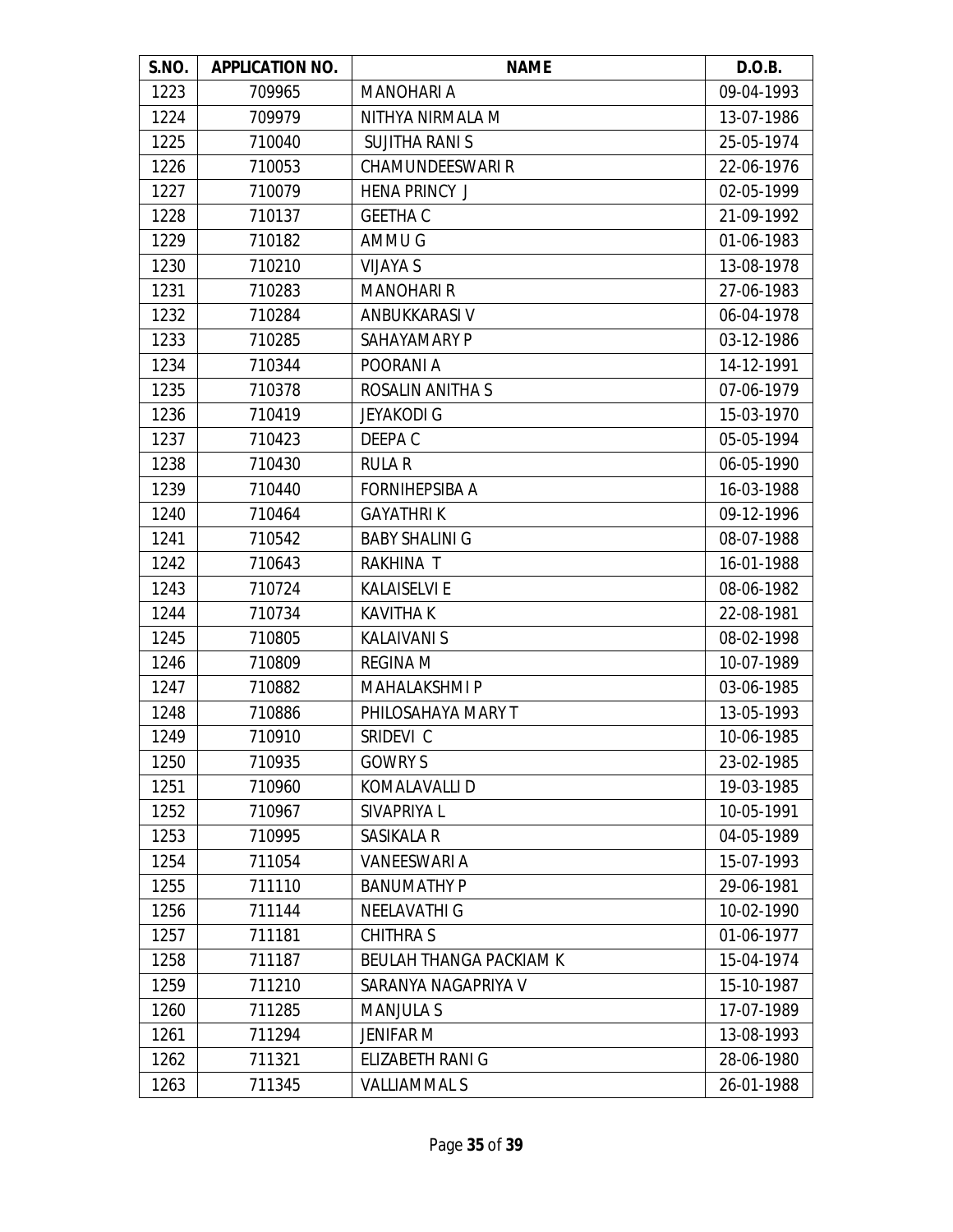| S.NO. | APPLICATION NO. | NAME | D.O.B. |
|---|---|---|---|
| 1223 | 709965 | MANOHARI A | 09-04-1993 |
| 1224 | 709979 | NITHYA NIRMALA M | 13-07-1986 |
| 1225 | 710040 | SUJITHA RANI S | 25-05-1974 |
| 1226 | 710053 | CHAMUNDEESWARI R | 22-06-1976 |
| 1227 | 710079 | HENA PRINCY J | 02-05-1999 |
| 1228 | 710137 | GEETHA C | 21-09-1992 |
| 1229 | 710182 | AMMU G | 01-06-1983 |
| 1230 | 710210 | VIJAYA S | 13-08-1978 |
| 1231 | 710283 | MANOHARI R | 27-06-1983 |
| 1232 | 710284 | ANBUKKARASI V | 06-04-1978 |
| 1233 | 710285 | SAHAYAMARY P | 03-12-1986 |
| 1234 | 710344 | POORANI A | 14-12-1991 |
| 1235 | 710378 | ROSALIN ANITHA S | 07-06-1979 |
| 1236 | 710419 | JEYAKODI G | 15-03-1970 |
| 1237 | 710423 | DEEPA C | 05-05-1994 |
| 1238 | 710430 | RULA R | 06-05-1990 |
| 1239 | 710440 | FORNIHEPSIBA A | 16-03-1988 |
| 1240 | 710464 | GAYATHRI K | 09-12-1996 |
| 1241 | 710542 | BABY SHALINI G | 08-07-1988 |
| 1242 | 710643 | RAKHINA T | 16-01-1988 |
| 1243 | 710724 | KALAISELVI E | 08-06-1982 |
| 1244 | 710734 | KAVITHA K | 22-08-1981 |
| 1245 | 710805 | KALAIVANI S | 08-02-1998 |
| 1246 | 710809 | REGINA M | 10-07-1989 |
| 1247 | 710882 | MAHALAKSHMI P | 03-06-1985 |
| 1248 | 710886 | PHILOSAHAYA MARY T | 13-05-1993 |
| 1249 | 710910 | SRIDEVI C | 10-06-1985 |
| 1250 | 710935 | GOWRY S | 23-02-1985 |
| 1251 | 710960 | KOMALAVALLI D | 19-03-1985 |
| 1252 | 710967 | SIVAPRIYA L | 10-05-1991 |
| 1253 | 710995 | SASIKALA R | 04-05-1989 |
| 1254 | 711054 | VANEESWARI A | 15-07-1993 |
| 1255 | 711110 | BANUMATHY P | 29-06-1981 |
| 1256 | 711144 | NEELAVATHI G | 10-02-1990 |
| 1257 | 711181 | CHITHRA S | 01-06-1977 |
| 1258 | 711187 | BEULAH THANGA PACKIAM K | 15-04-1974 |
| 1259 | 711210 | SARANYA NAGAPRIYA V | 15-10-1987 |
| 1260 | 711285 | MANJULA S | 17-07-1989 |
| 1261 | 711294 | JENIFAR M | 13-08-1993 |
| 1262 | 711321 | ELIZABETH RANI G | 28-06-1980 |
| 1263 | 711345 | VALLIAMMAL S | 26-01-1988 |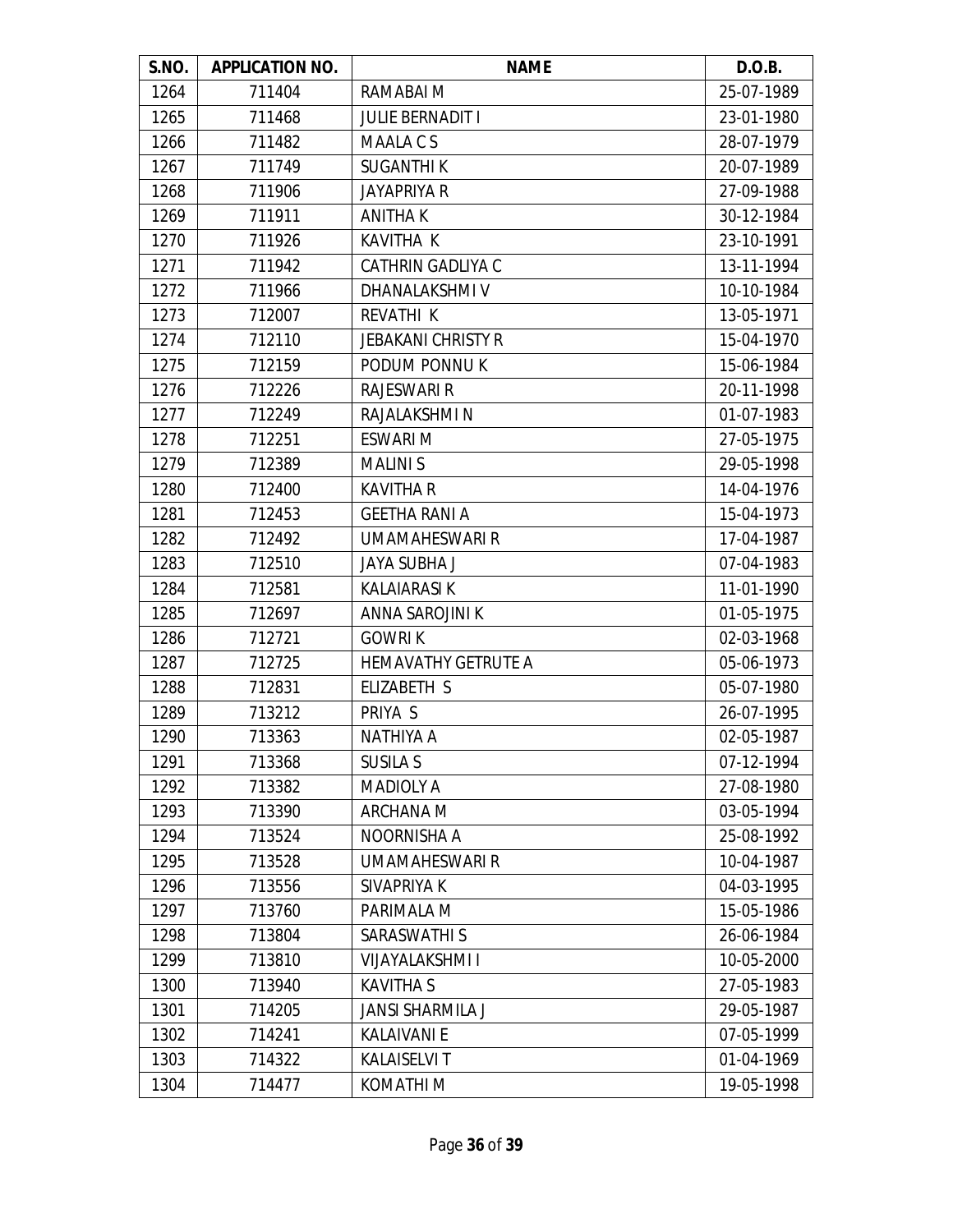| S.NO. | APPLICATION NO. | NAME | D.O.B. |
|---|---|---|---|
| 1264 | 711404 | RAMABAI M | 25-07-1989 |
| 1265 | 711468 | JULIE BERNADIT I | 23-01-1980 |
| 1266 | 711482 | MAALA C S | 28-07-1979 |
| 1267 | 711749 | SUGANTHI K | 20-07-1989 |
| 1268 | 711906 | JAYAPRIYA R | 27-09-1988 |
| 1269 | 711911 | ANITHA K | 30-12-1984 |
| 1270 | 711926 | KAVITHA K | 23-10-1991 |
| 1271 | 711942 | CATHRIN GADLIYA C | 13-11-1994 |
| 1272 | 711966 | DHANALAKSHMI V | 10-10-1984 |
| 1273 | 712007 | REVATHI K | 13-05-1971 |
| 1274 | 712110 | JEBAKANI CHRISTY R | 15-04-1970 |
| 1275 | 712159 | PODUM PONNU K | 15-06-1984 |
| 1276 | 712226 | RAJESWARI R | 20-11-1998 |
| 1277 | 712249 | RAJALAKSHMI N | 01-07-1983 |
| 1278 | 712251 | ESWARI M | 27-05-1975 |
| 1279 | 712389 | MALINI S | 29-05-1998 |
| 1280 | 712400 | KAVITHA R | 14-04-1976 |
| 1281 | 712453 | GEETHA RANI A | 15-04-1973 |
| 1282 | 712492 | UMAMAHESWARI R | 17-04-1987 |
| 1283 | 712510 | JAYA SUBHA J | 07-04-1983 |
| 1284 | 712581 | KALAIARASI K | 11-01-1990 |
| 1285 | 712697 | ANNA SAROJINI K | 01-05-1975 |
| 1286 | 712721 | GOWRI K | 02-03-1968 |
| 1287 | 712725 | HEMAVATHY GETRUTE A | 05-06-1973 |
| 1288 | 712831 | ELIZABETH S | 05-07-1980 |
| 1289 | 713212 | PRIYA S | 26-07-1995 |
| 1290 | 713363 | NATHIYA A | 02-05-1987 |
| 1291 | 713368 | SUSILA S | 07-12-1994 |
| 1292 | 713382 | MADIOLY A | 27-08-1980 |
| 1293 | 713390 | ARCHANA M | 03-05-1994 |
| 1294 | 713524 | NOORNISHA A | 25-08-1992 |
| 1295 | 713528 | UMAMAHESWARI R | 10-04-1987 |
| 1296 | 713556 | SIVAPRIYA K | 04-03-1995 |
| 1297 | 713760 | PARIMALA M | 15-05-1986 |
| 1298 | 713804 | SARASWATHI S | 26-06-1984 |
| 1299 | 713810 | VIJAYALAKSHMI I | 10-05-2000 |
| 1300 | 713940 | KAVITHA S | 27-05-1983 |
| 1301 | 714205 | JANSI SHARMILA J | 29-05-1987 |
| 1302 | 714241 | KALAIVANI E | 07-05-1999 |
| 1303 | 714322 | KALAISELVI T | 01-04-1969 |
| 1304 | 714477 | KOMATHI M | 19-05-1998 |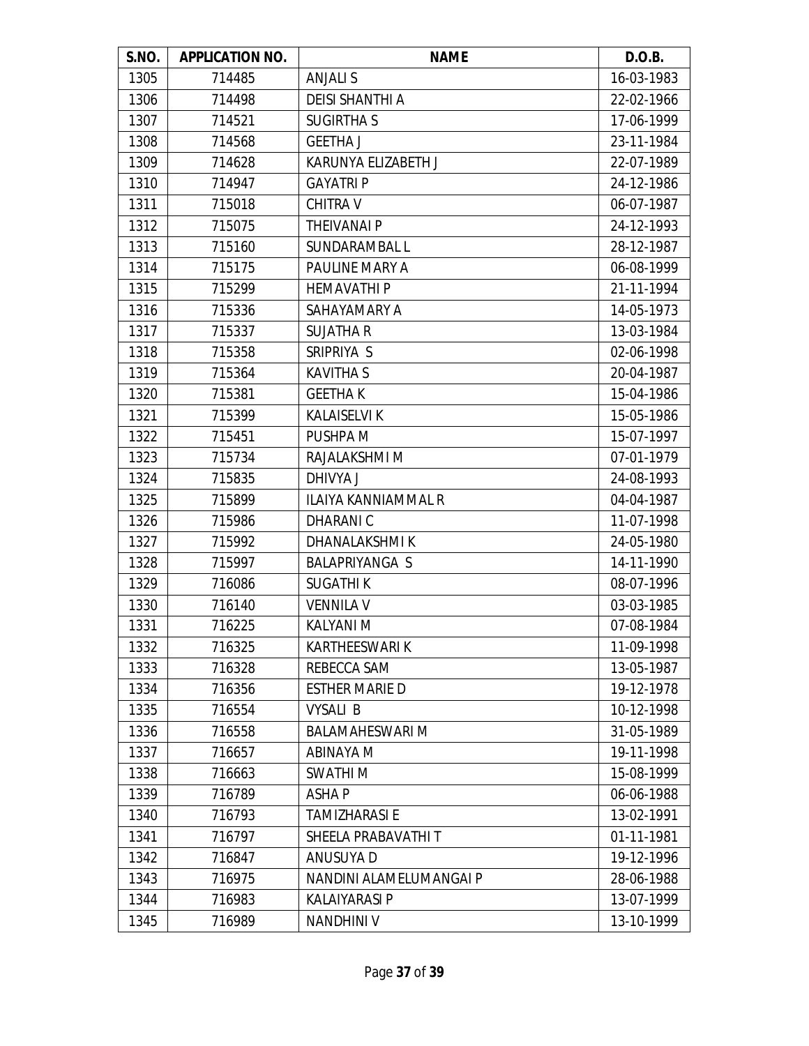| S.NO. | APPLICATION NO. | NAME | D.O.B. |
|---|---|---|---|
| 1305 | 714485 | ANJALI S | 16-03-1983 |
| 1306 | 714498 | DEISI SHANTHI A | 22-02-1966 |
| 1307 | 714521 | SUGIRTHA S | 17-06-1999 |
| 1308 | 714568 | GEETHA J | 23-11-1984 |
| 1309 | 714628 | KARUNYA ELIZABETH J | 22-07-1989 |
| 1310 | 714947 | GAYATRI P | 24-12-1986 |
| 1311 | 715018 | CHITRA V | 06-07-1987 |
| 1312 | 715075 | THEIVANAI P | 24-12-1993 |
| 1313 | 715160 | SUNDARAMBAL L | 28-12-1987 |
| 1314 | 715175 | PAULINE MARY A | 06-08-1999 |
| 1315 | 715299 | HEMAVATHI P | 21-11-1994 |
| 1316 | 715336 | SAHAYAMARY A | 14-05-1973 |
| 1317 | 715337 | SUJATHA R | 13-03-1984 |
| 1318 | 715358 | SRIPRIYA S | 02-06-1998 |
| 1319 | 715364 | KAVITHA S | 20-04-1987 |
| 1320 | 715381 | GEETHA K | 15-04-1986 |
| 1321 | 715399 | KALAISELVI K | 15-05-1986 |
| 1322 | 715451 | PUSHPA M | 15-07-1997 |
| 1323 | 715734 | RAJALAKSHMI M | 07-01-1979 |
| 1324 | 715835 | DHIVYA J | 24-08-1993 |
| 1325 | 715899 | ILAIYA KANNIAMMAL R | 04-04-1987 |
| 1326 | 715986 | DHARANI C | 11-07-1998 |
| 1327 | 715992 | DHANALAKSHMI K | 24-05-1980 |
| 1328 | 715997 | BALAPRIYANGA S | 14-11-1990 |
| 1329 | 716086 | SUGATHI K | 08-07-1996 |
| 1330 | 716140 | VENNILA V | 03-03-1985 |
| 1331 | 716225 | KALYANI M | 07-08-1984 |
| 1332 | 716325 | KARTHEESWARI K | 11-09-1998 |
| 1333 | 716328 | REBECCA SAM | 13-05-1987 |
| 1334 | 716356 | ESTHER MARIE D | 19-12-1978 |
| 1335 | 716554 | VYSALI B | 10-12-1998 |
| 1336 | 716558 | BALAMAHESWARI M | 31-05-1989 |
| 1337 | 716657 | ABINAYA M | 19-11-1998 |
| 1338 | 716663 | SWATHI M | 15-08-1999 |
| 1339 | 716789 | ASHA P | 06-06-1988 |
| 1340 | 716793 | TAMIZHARASI E | 13-02-1991 |
| 1341 | 716797 | SHEELA PRABAVATHI T | 01-11-1981 |
| 1342 | 716847 | ANUSUYA D | 19-12-1996 |
| 1343 | 716975 | NANDINI ALAMELUMANGAI P | 28-06-1988 |
| 1344 | 716983 | KALAIYARASI P | 13-07-1999 |
| 1345 | 716989 | NANDHINI V | 13-10-1999 |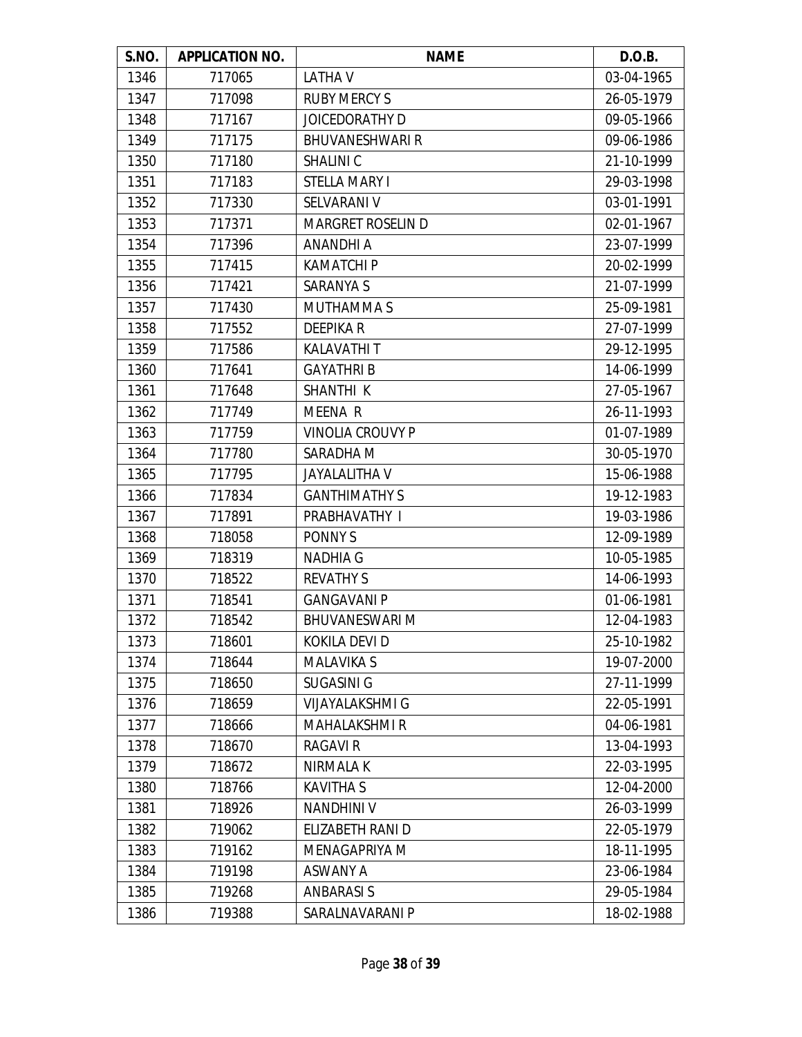| S.NO. | APPLICATION NO. | NAME | D.O.B. |
|---|---|---|---|
| 1346 | 717065 | LATHA V | 03-04-1965 |
| 1347 | 717098 | RUBY MERCY S | 26-05-1979 |
| 1348 | 717167 | JOICEDORATHY D | 09-05-1966 |
| 1349 | 717175 | BHUVANESHWARI R | 09-06-1986 |
| 1350 | 717180 | SHALINI C | 21-10-1999 |
| 1351 | 717183 | STELLA MARY I | 29-03-1998 |
| 1352 | 717330 | SELVARANI V | 03-01-1991 |
| 1353 | 717371 | MARGRET ROSELIN D | 02-01-1967 |
| 1354 | 717396 | ANANDHI A | 23-07-1999 |
| 1355 | 717415 | KAMATCHI P | 20-02-1999 |
| 1356 | 717421 | SARANYA S | 21-07-1999 |
| 1357 | 717430 | MUTHAMMA S | 25-09-1981 |
| 1358 | 717552 | DEEPIKA R | 27-07-1999 |
| 1359 | 717586 | KALAVATHI T | 29-12-1995 |
| 1360 | 717641 | GAYATHRI B | 14-06-1999 |
| 1361 | 717648 | SHANTHI K | 27-05-1967 |
| 1362 | 717749 | MEENA R | 26-11-1993 |
| 1363 | 717759 | VINOLIA CROUVY P | 01-07-1989 |
| 1364 | 717780 | SARADHA M | 30-05-1970 |
| 1365 | 717795 | JAYALALITHA V | 15-06-1988 |
| 1366 | 717834 | GANTHIMATHY S | 19-12-1983 |
| 1367 | 717891 | PRABHAVATHY I | 19-03-1986 |
| 1368 | 718058 | PONNY S | 12-09-1989 |
| 1369 | 718319 | NADHIA G | 10-05-1985 |
| 1370 | 718522 | REVATHY S | 14-06-1993 |
| 1371 | 718541 | GANGAVANI P | 01-06-1981 |
| 1372 | 718542 | BHUVANESWARI M | 12-04-1983 |
| 1373 | 718601 | KOKILA DEVI D | 25-10-1982 |
| 1374 | 718644 | MALAVIKA S | 19-07-2000 |
| 1375 | 718650 | SUGASINI G | 27-11-1999 |
| 1376 | 718659 | VIJAYALAKSHMI G | 22-05-1991 |
| 1377 | 718666 | MAHALAKSHMI R | 04-06-1981 |
| 1378 | 718670 | RAGAVI R | 13-04-1993 |
| 1379 | 718672 | NIRMALA K | 22-03-1995 |
| 1380 | 718766 | KAVITHA S | 12-04-2000 |
| 1381 | 718926 | NANDHINI V | 26-03-1999 |
| 1382 | 719062 | ELIZABETH RANI D | 22-05-1979 |
| 1383 | 719162 | MENAGAPRIYA M | 18-11-1995 |
| 1384 | 719198 | ASWANY A | 23-06-1984 |
| 1385 | 719268 | ANBARASI S | 29-05-1984 |
| 1386 | 719388 | SARALNAVARANI P | 18-02-1988 |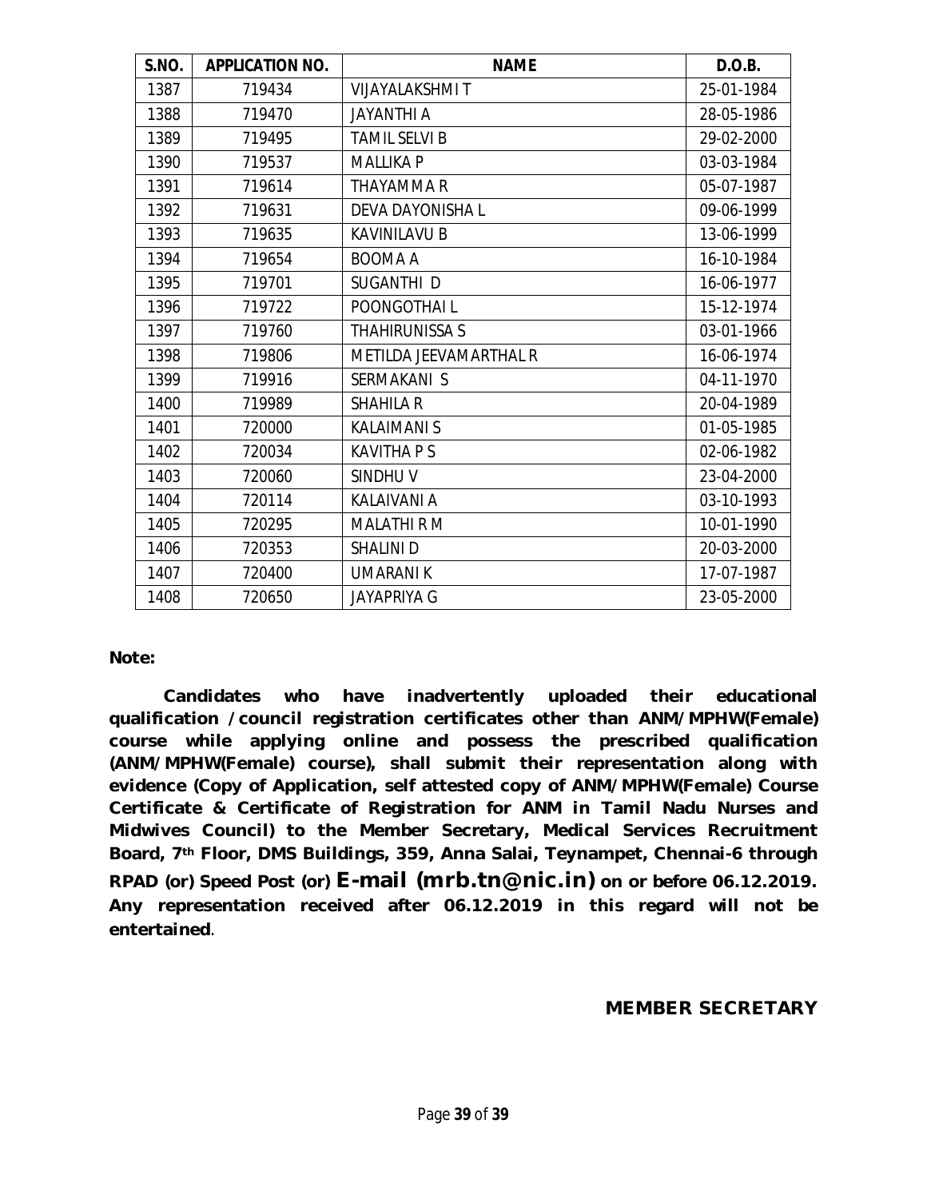| S.NO. | APPLICATION NO. | NAME | D.O.B. |
|---|---|---|---|
| 1387 | 719434 | VIJAYALAKSHMI T | 25-01-1984 |
| 1388 | 719470 | JAYANTHI A | 28-05-1986 |
| 1389 | 719495 | TAMIL SELVI B | 29-02-2000 |
| 1390 | 719537 | MALLIKA P | 03-03-1984 |
| 1391 | 719614 | THAYAMMA R | 05-07-1987 |
| 1392 | 719631 | DEVA DAYONISHA L | 09-06-1999 |
| 1393 | 719635 | KAVINILAVU B | 13-06-1999 |
| 1394 | 719654 | BOOMA A | 16-10-1984 |
| 1395 | 719701 | SUGANTHI D | 16-06-1977 |
| 1396 | 719722 | POONGOTHAI L | 15-12-1974 |
| 1397 | 719760 | THAHIRUNISSA S | 03-01-1966 |
| 1398 | 719806 | METILDA JEEVAMARTHAL R | 16-06-1974 |
| 1399 | 719916 | SERMAKANI S | 04-11-1970 |
| 1400 | 719989 | SHAHILA R | 20-04-1989 |
| 1401 | 720000 | KALAIMANI S | 01-05-1985 |
| 1402 | 720034 | KAVITHA P S | 02-06-1982 |
| 1403 | 720060 | SINDHU V | 23-04-2000 |
| 1404 | 720114 | KALAIVANI A | 03-10-1993 |
| 1405 | 720295 | MALATHI R M | 10-01-1990 |
| 1406 | 720353 | SHALINI D | 20-03-2000 |
| 1407 | 720400 | UMARANI K | 17-07-1987 |
| 1408 | 720650 | JAYAPRIYA G | 23-05-2000 |

**Note:**

**Candidates who have inadvertently uploaded their educational qualification /council registration certificates other than ANM/MPHW(Female) course while applying online and possess the prescribed qualification (ANM/MPHW(Female) course), shall submit their representation along with evidence (Copy of Application, self attested copy of ANM/MPHW(Female) Course Certificate & Certificate of Registration for ANM in Tamil Nadu Nurses and Midwives Council) to the Member Secretary, Medical Services Recruitment Board, 7th Floor, DMS Buildings, 359, Anna Salai, Teynampet, Chennai-6 through RPAD (or) Speed Post (or) E-mail (mrb.tn@nic.in) on or before 06.12.2019. Any representation received after 06.12.2019 in this regard will not be entertained**.

**MEMBER SECRETARY**